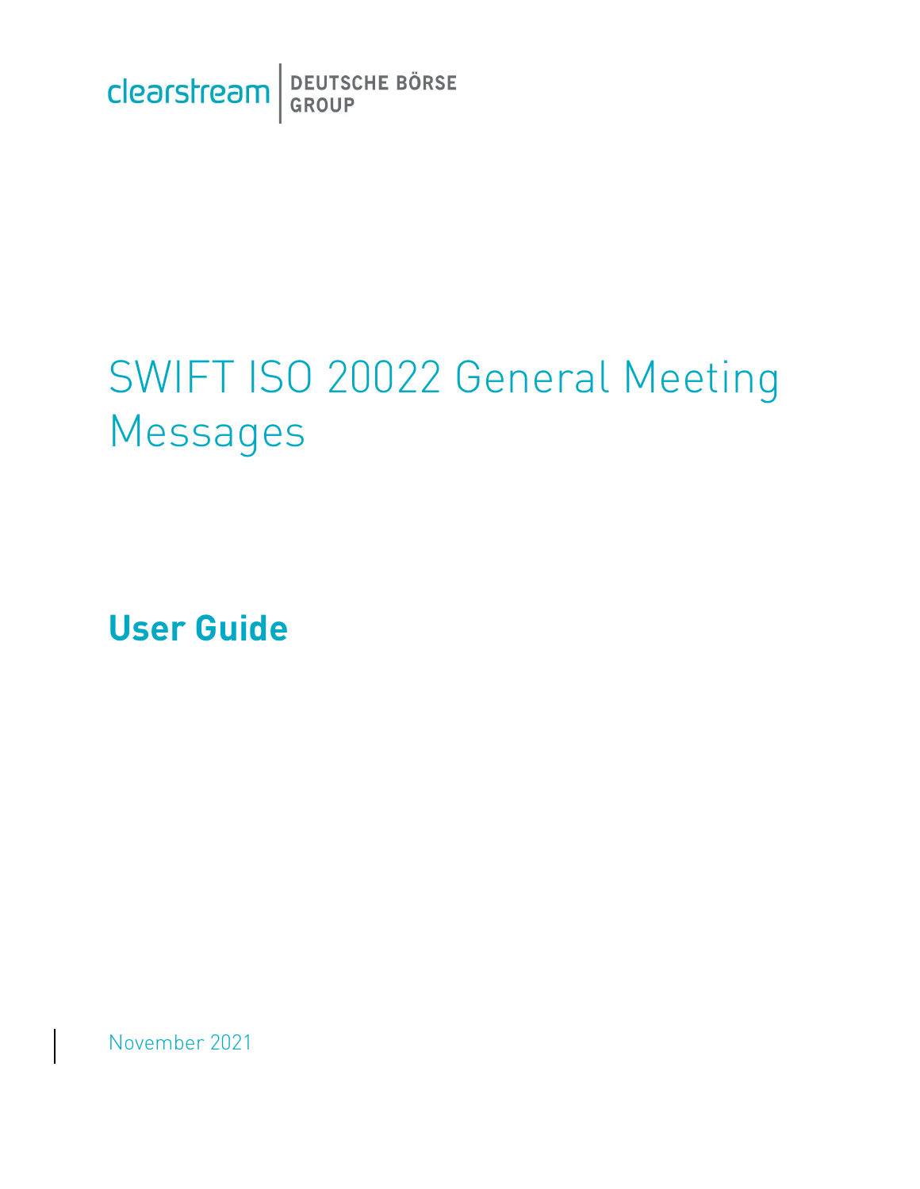clearstream | DEUTSCHE BÖRSE GROUP

# SWIFT ISO 20022 General Meeting Messages

**User Guide**

November 2021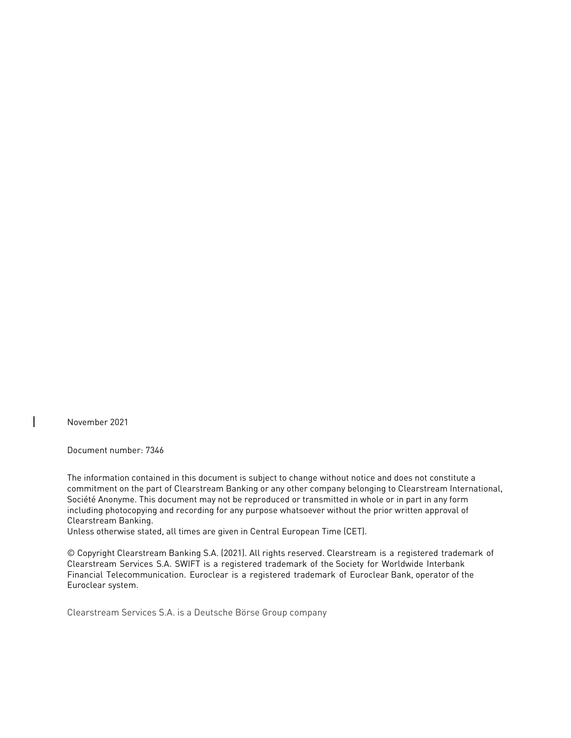November 2021

Document number: 7346

The information contained in this document is subject to change without notice and does not constitute a commitment on the part of Clearstream Banking or any other company belonging to Clearstream International, Société Anonyme. This document may not be reproduced or transmitted in whole or in part in any form including photocopying and recording for any purpose whatsoever without the prior written approval of Clearstream Banking.
Unless otherwise stated, all times are given in Central European Time (CET).

© Copyright Clearstream Banking S.A. (2021). All rights reserved. Clearstream is a registered trademark of Clearstream Services S.A. SWIFT is a registered trademark of the Society for Worldwide Interbank Financial Telecommunication. Euroclear is a registered trademark of Euroclear Bank, operator of the Euroclear system.

Clearstream Services S.A. is a Deutsche Börse Group company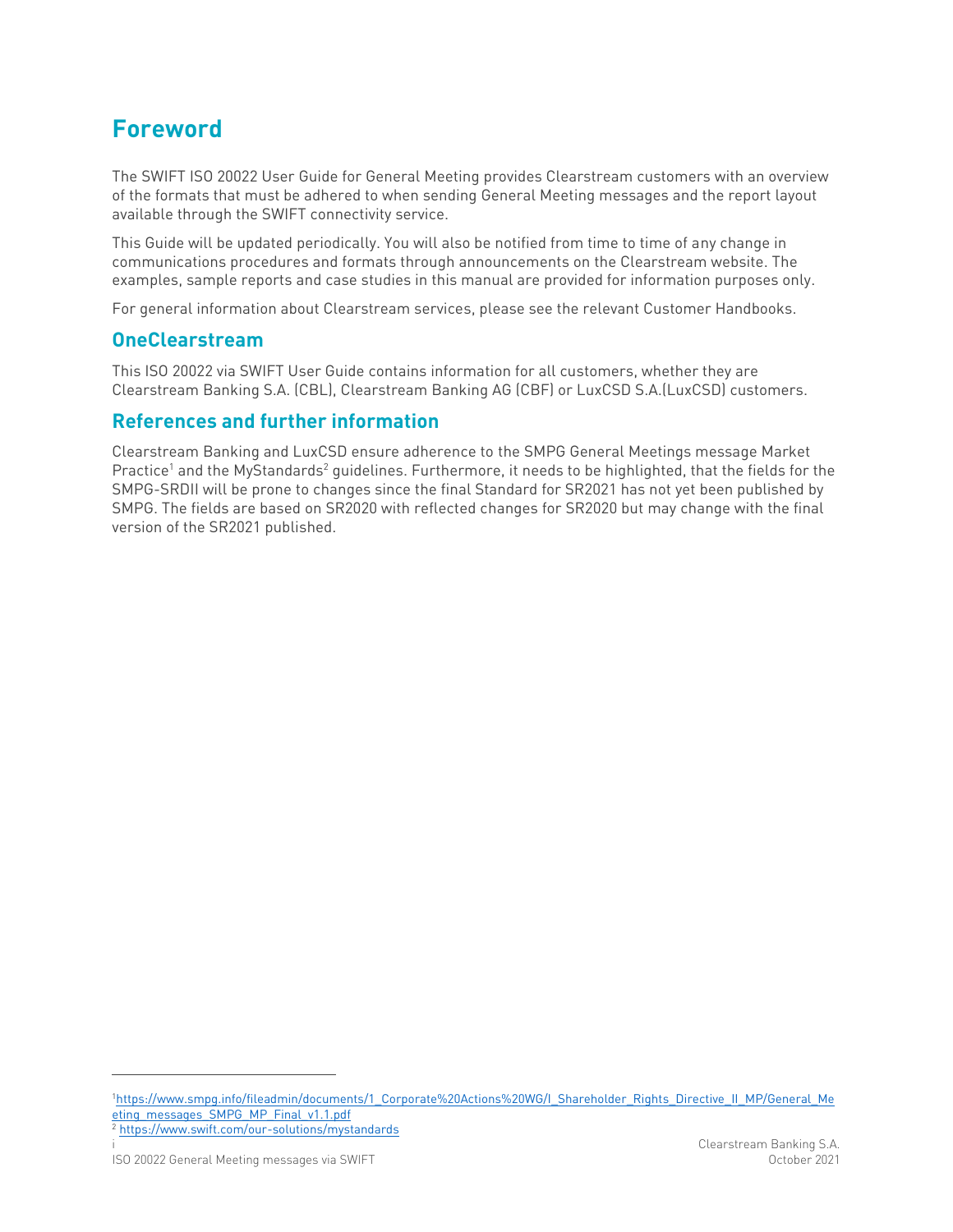# Foreword

The SWIFT ISO 20022 User Guide for General Meeting provides Clearstream customers with an overview of the formats that must be adhered to when sending General Meeting messages and the report layout available through the SWIFT connectivity service.

This Guide will be updated periodically. You will also be notified from time to time of any change in communications procedures and formats through announcements on the Clearstream website. The examples, sample reports and case studies in this manual are provided for information purposes only.

For general information about Clearstream services, please see the relevant Customer Handbooks.

## OneClearstream

This ISO 20022 via SWIFT User Guide contains information for all customers, whether they are Clearstream Banking S.A. (CBL), Clearstream Banking AG (CBF) or LuxCSD S.A.(LuxCSD) customers.

## References and further information

Clearstream Banking and LuxCSD ensure adherence to the SMPG General Meetings message Market Practice[1] and the MyStandards[2] guidelines. Furthermore, it needs to be highlighted, that the fields for the SMPG-SRDII will be prone to changes since the final Standard for SR2021 has not yet been published by SMPG. The fields are based on SR2020 with reflected changes for SR2020 but may change with the final version of the SR2021 published.

---

[1] https://www.smpg.info/fileadmin/documents/1_Corporate%20Actions%20WG/I_Shareholder_Rights_Directive_II_MP/General_Meeting_messages_SMPG_MP_Final_v1.1.pdf

[2] https://www.swift.com/our-solutions/mystandards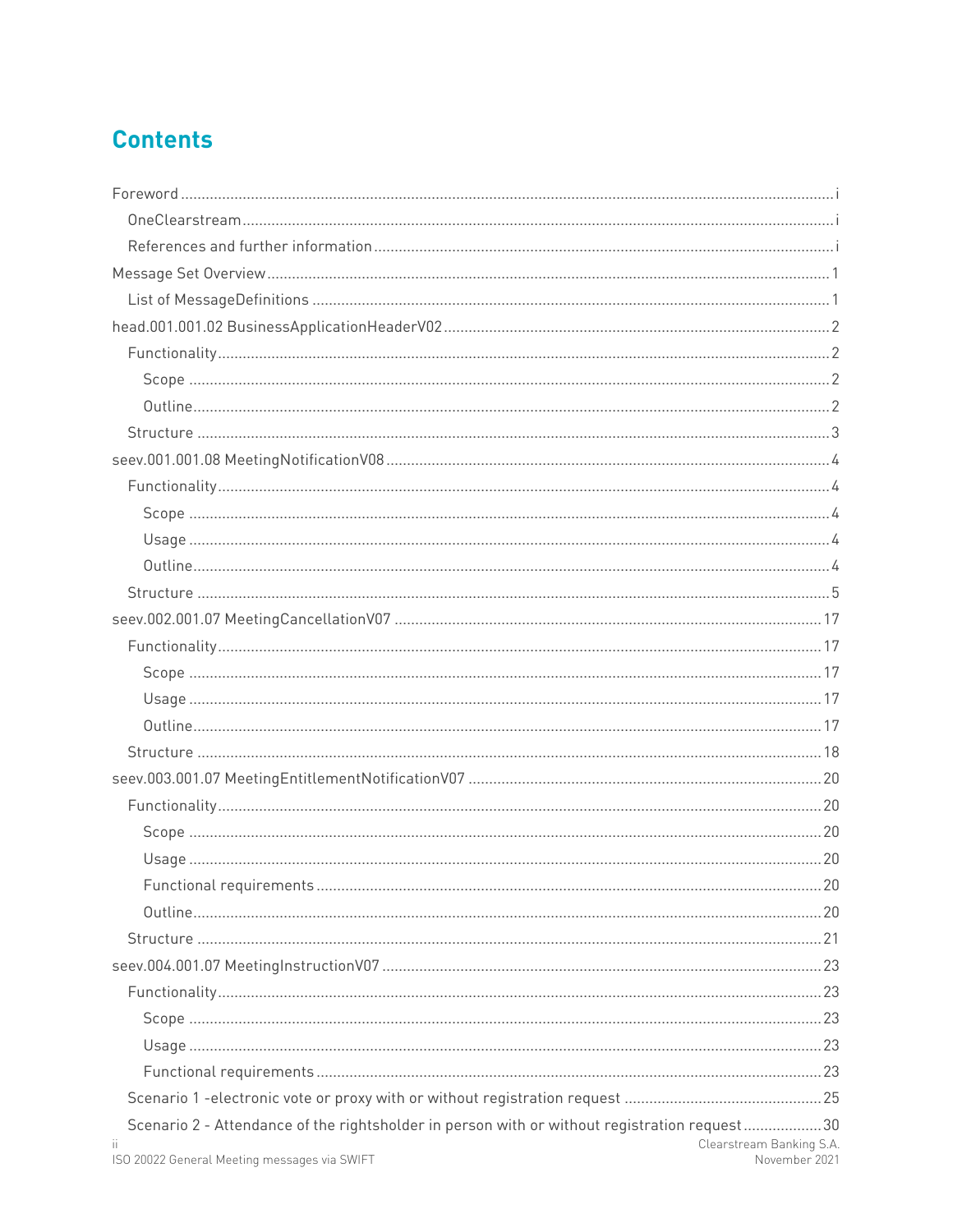# Contents

Foreword .......... i

- OneClearstream .......... i
- References and further information .......... i

Message Set Overview .......... 1

- List of MessageDefinitions .......... 1

head.001.001.02 BusinessApplicationHeaderV02 .......... 2

- Functionality .......... 2
  - Scope .......... 2
  - Outline .......... 2
- Structure .......... 3

seev.001.001.08 MeetingNotificationV08 .......... 4

- Functionality .......... 4
  - Scope .......... 4
  - Usage .......... 4
  - Outline .......... 4
- Structure .......... 5

seev.002.001.07 MeetingCancellationV07 .......... 17

- Functionality .......... 17
  - Scope .......... 17
  - Usage .......... 17
  - Outline .......... 17
- Structure .......... 18

seev.003.001.07 MeetingEntitlementNotificationV07 .......... 20

- Functionality .......... 20
  - Scope .......... 20
  - Usage .......... 20
  - Functional requirements .......... 20
  - Outline .......... 20
- Structure .......... 21

seev.004.001.07 MeetingInstructionV07 .......... 23

- Functionality .......... 23
  - Scope .......... 23
  - Usage .......... 23
  - Functional requirements .......... 23
- Scenario 1 -electronic vote or proxy with or without registration request .......... 25
- Scenario 2 - Attendance of the rightsholder in person with or without registration request .......... 30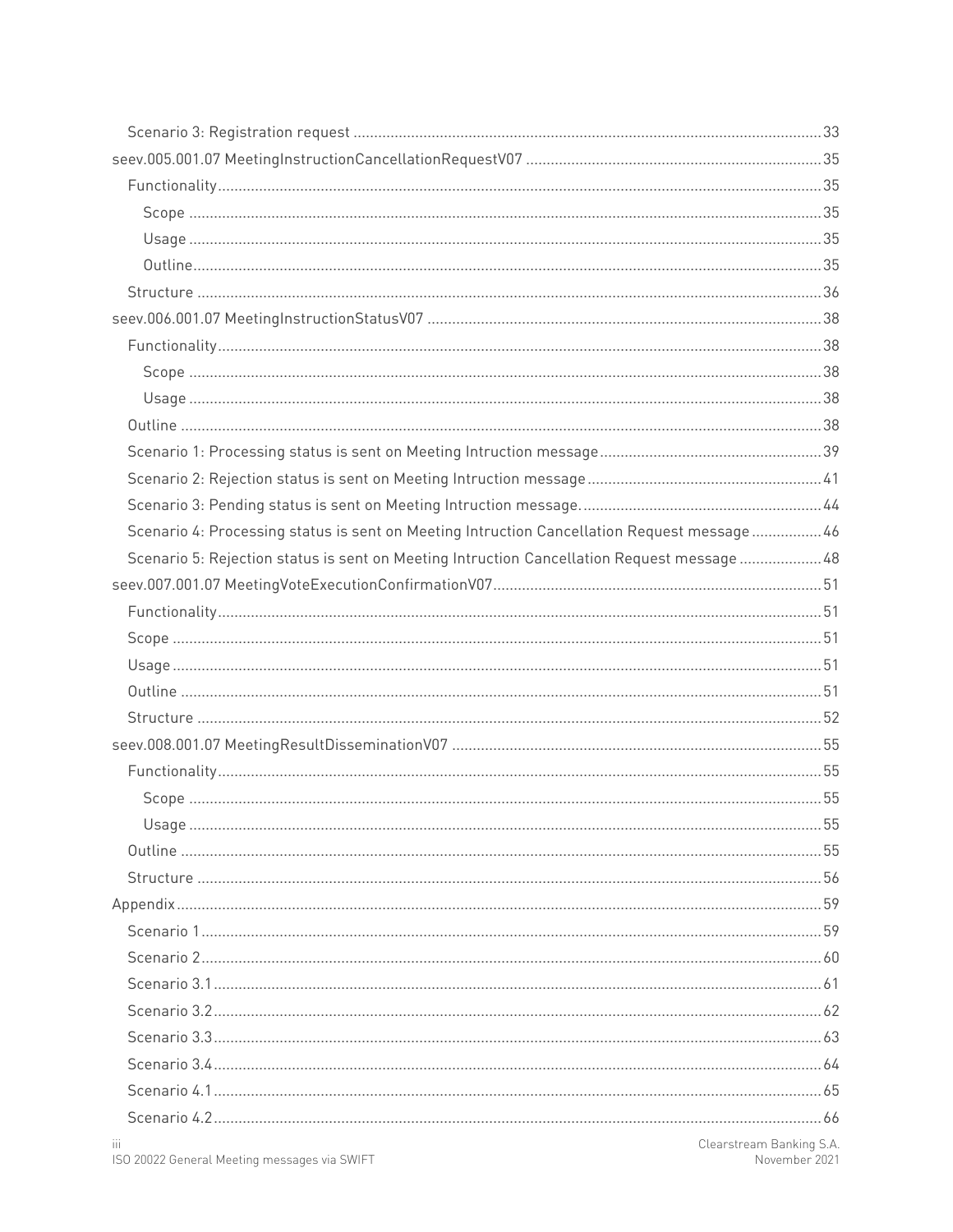- Scenario 3: Registration request ... 33
- seev.005.001.07 MeetingInstructionCancellationRequestV07 ... 35
  - Functionality ... 35
    - Scope ... 35
    - Usage ... 35
    - Outline ... 35
  - Structure ... 36
- seev.006.001.07 MeetingInstructionStatusV07 ... 38
  - Functionality ... 38
    - Scope ... 38
    - Usage ... 38
  - Outline ... 38
  - Scenario 1: Processing status is sent on Meeting Intruction message ... 39
  - Scenario 2: Rejection status is sent on Meeting Intruction message ... 41
  - Scenario 3: Pending status is sent on Meeting Intruction message. ... 44
  - Scenario 4: Processing status is sent on Meeting Intruction Cancellation Request message ... 46
  - Scenario 5: Rejection status is sent on Meeting Intruction Cancellation Request message ... 48
- seev.007.001.07 MeetingVoteExecutionConfirmationV07 ... 51
  - Functionality ... 51
  - Scope ... 51
  - Usage ... 51
  - Outline ... 51
  - Structure ... 52
- seev.008.001.07 MeetingResultDisseminationV07 ... 55
  - Functionality ... 55
    - Scope ... 55
    - Usage ... 55
  - Outline ... 55
  - Structure ... 56
- Appendix ... 59
  - Scenario 1 ... 59
  - Scenario 2 ... 60
  - Scenario 3.1 ... 61
  - Scenario 3.2 ... 62
  - Scenario 3.3 ... 63
  - Scenario 3.4 ... 64
  - Scenario 4.1 ... 65
  - Scenario 4.2 ... 66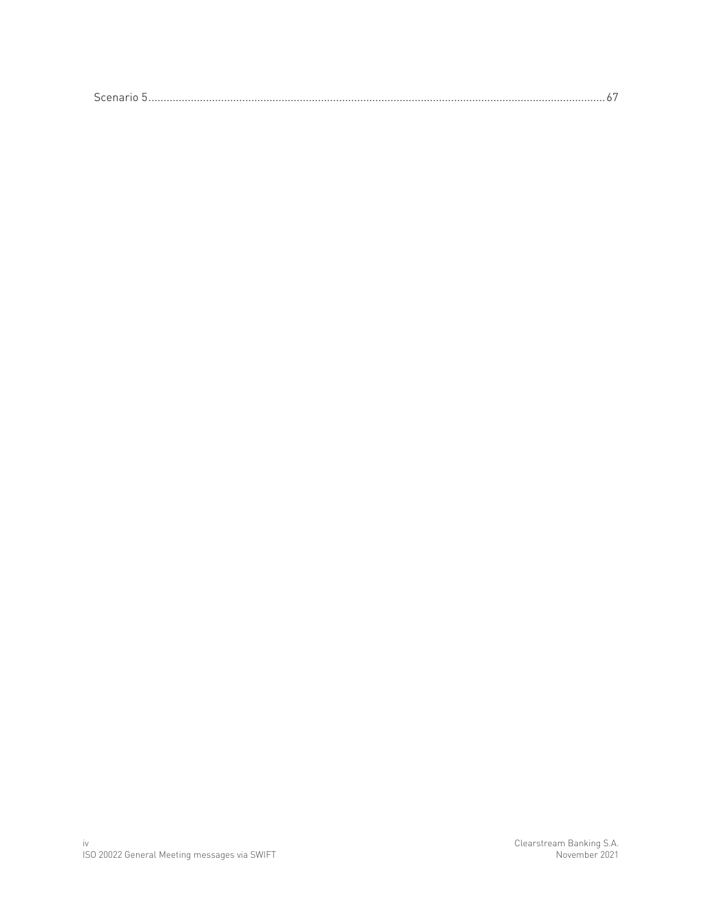Scenario 5.......................................................................................................................................................67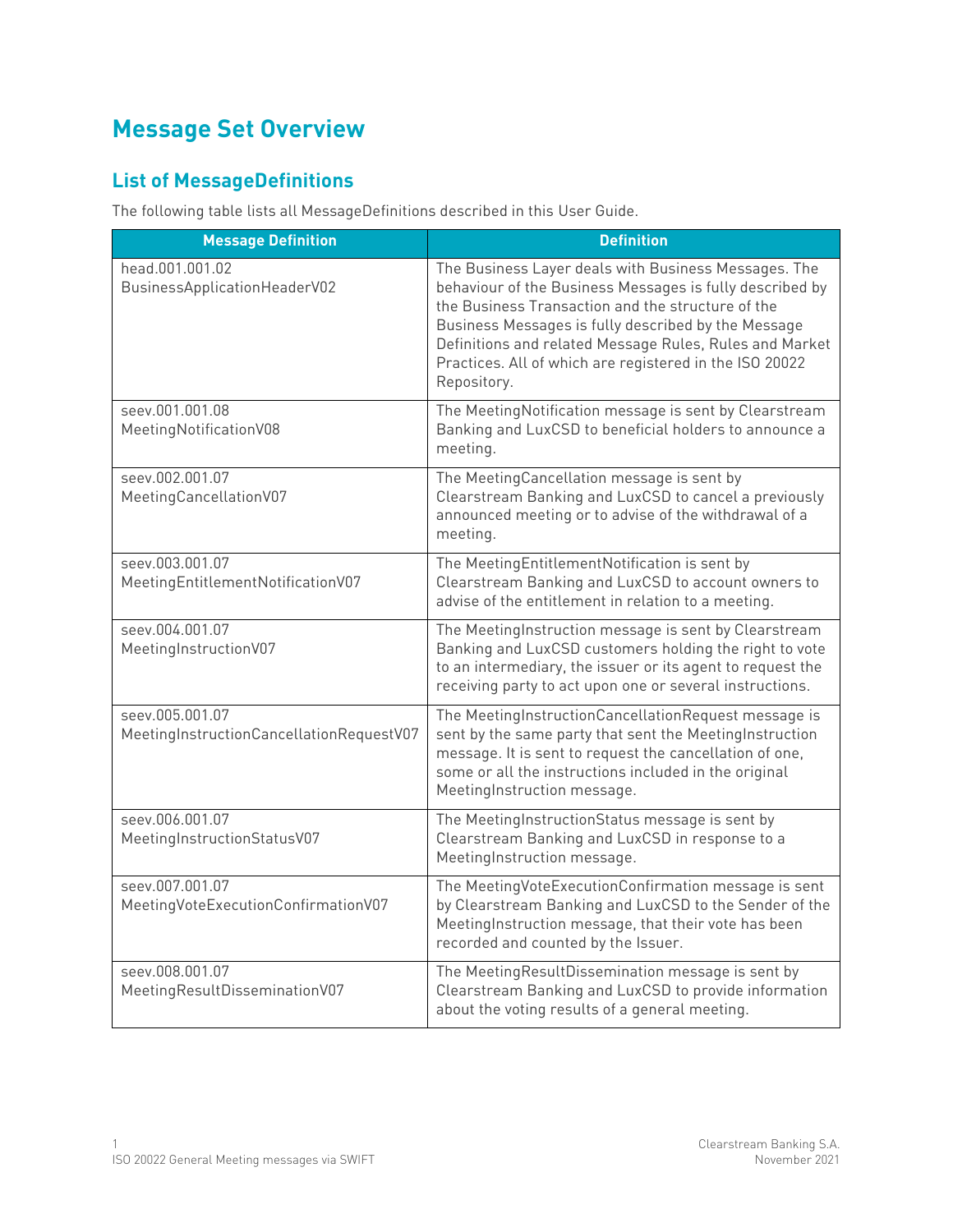# Message Set Overview

## List of MessageDefinitions

The following table lists all MessageDefinitions described in this User Guide.

| Message Definition | Definition |
| --- | --- |
| head.001.001.02<br>BusinessApplicationHeaderV02 | The Business Layer deals with Business Messages. The behaviour of the Business Messages is fully described by the Business Transaction and the structure of the Business Messages is fully described by the Message Definitions and related Message Rules, Rules and Market Practices. All of which are registered in the ISO 20022 Repository. |
| seev.001.001.08<br>MeetingNotificationV08 | The MeetingNotification message is sent by Clearstream Banking and LuxCSD to beneficial holders to announce a meeting. |
| seev.002.001.07<br>MeetingCancellationV07 | The MeetingCancellation message is sent by Clearstream Banking and LuxCSD to cancel a previously announced meeting or to advise of the withdrawal of a meeting. |
| seev.003.001.07<br>MeetingEntitlementNotificationV07 | The MeetingEntitlementNotification is sent by Clearstream Banking and LuxCSD to account owners to advise of the entitlement in relation to a meeting. |
| seev.004.001.07<br>MeetingInstructionV07 | The MeetingInstruction message is sent by Clearstream Banking and LuxCSD customers holding the right to vote to an intermediary, the issuer or its agent to request the receiving party to act upon one or several instructions. |
| seev.005.001.07<br>MeetingInstructionCancellationRequestV07 | The MeetingInstructionCancellationRequest message is sent by the same party that sent the MeetingInstruction message. It is sent to request the cancellation of one, some or all the instructions included in the original MeetingInstruction message. |
| seev.006.001.07<br>MeetingInstructionStatusV07 | The MeetingInstructionStatus message is sent by Clearstream Banking and LuxCSD in response to a MeetingInstruction message. |
| seev.007.001.07<br>MeetingVoteExecutionConfirmationV07 | The MeetingVoteExecutionConfirmation message is sent by Clearstream Banking and LuxCSD to the Sender of the MeetingInstruction message, that their vote has been recorded and counted by the Issuer. |
| seev.008.001.07<br>MeetingResultDisseminationV07 | The MeetingResultDissemination message is sent by Clearstream Banking and LuxCSD to provide information about the voting results of a general meeting. |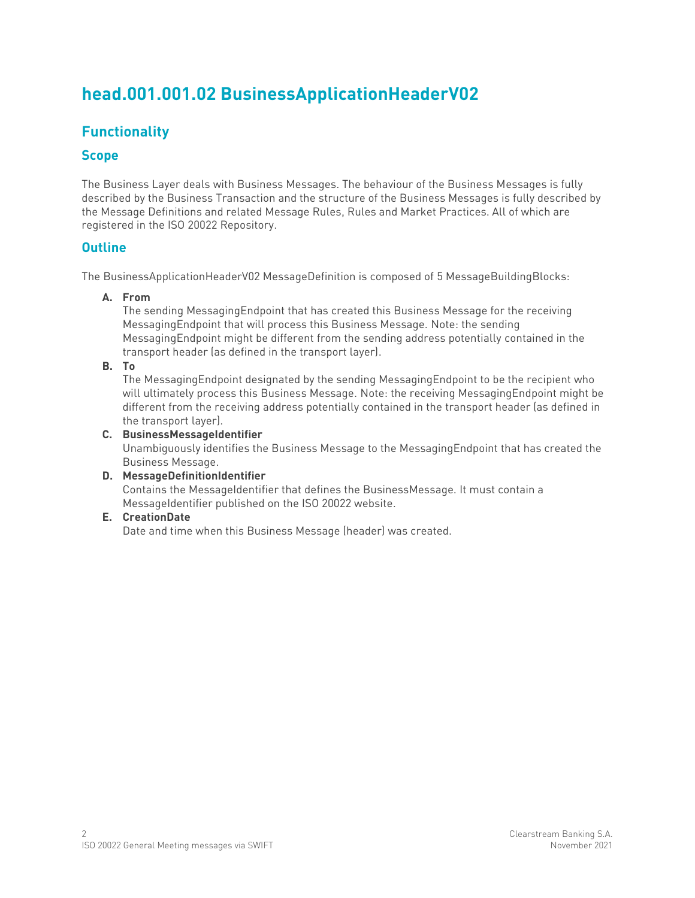# head.001.001.02 BusinessApplicationHeaderV02

## Functionality

### Scope

The Business Layer deals with Business Messages. The behaviour of the Business Messages is fully described by the Business Transaction and the structure of the Business Messages is fully described by the Message Definitions and related Message Rules, Rules and Market Practices. All of which are registered in the ISO 20022 Repository.

### Outline

The BusinessApplicationHeaderV02 MessageDefinition is composed of 5 MessageBuildingBlocks:

A. **From**
   The sending MessagingEndpoint that has created this Business Message for the receiving MessagingEndpoint that will process this Business Message. Note: the sending MessagingEndpoint might be different from the sending address potentially contained in the transport header (as defined in the transport layer).

B. **To**
   The MessagingEndpoint designated by the sending MessagingEndpoint to be the recipient who will ultimately process this Business Message. Note: the receiving MessagingEndpoint might be different from the receiving address potentially contained in the transport header (as defined in the transport layer).

C. **BusinessMessageIdentifier**
   Unambiguously identifies the Business Message to the MessagingEndpoint that has created the Business Message.

D. **MessageDefinitionIdentifier**
   Contains the MessageIdentifier that defines the BusinessMessage. It must contain a MessageIdentifier published on the ISO 20022 website.

E. **CreationDate**
   Date and time when this Business Message (header) was created.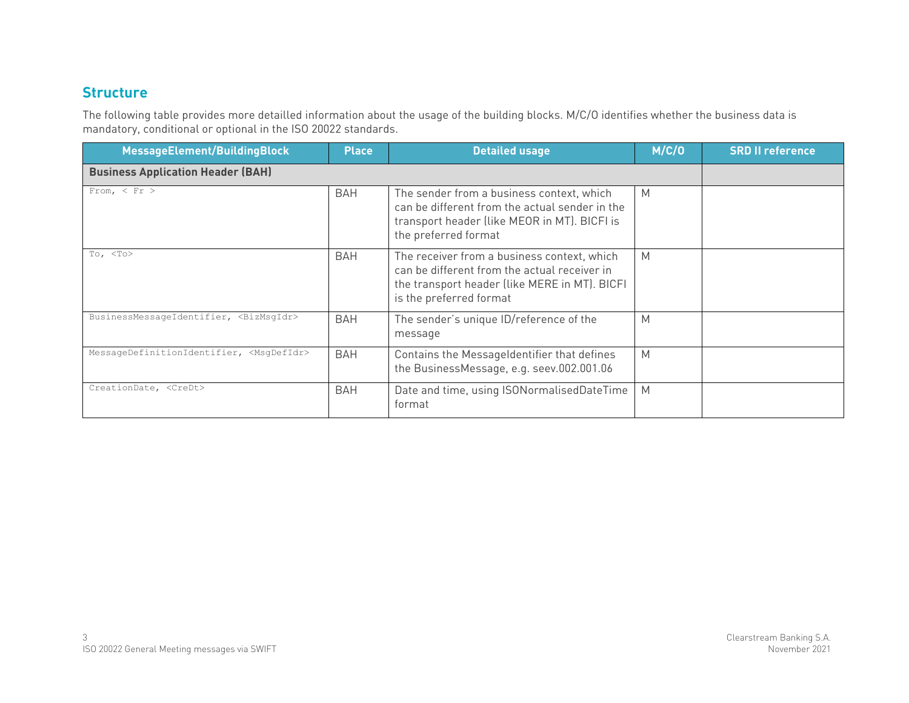## Structure

The following table provides more detailled information about the usage of the building blocks. M/C/O identifies whether the business data is mandatory, conditional or optional in the ISO 20022 standards.

| MessageElement/BuildingBlock | Place | Detailed usage | M/C/O | SRD II reference |
|---|---|---|---|---|
| **Business Application Header (BAH)** | | | | |
| From, < Fr > | BAH | The sender from a business context, which can be different from the actual sender in the transport header (like MEOR in MT). BICFI is the preferred format | M | |
| To, <To> | BAH | The receiver from a business context, which can be different from the actual receiver in the transport header (like MERE in MT). BICFI is the preferred format | M | |
| BusinessMessageIdentifier, <BizMsgIdr> | BAH | The sender's unique ID/reference of the message | M | |
| MessageDefinitionIdentifier, <MsgDefIdr> | BAH | Contains the MessageIdentifier that defines the BusinessMessage, e.g. seev.002.001.06 | M | |
| CreationDate, <CreDt> | BAH | Date and time, using ISONormalisedDateTime format | M | |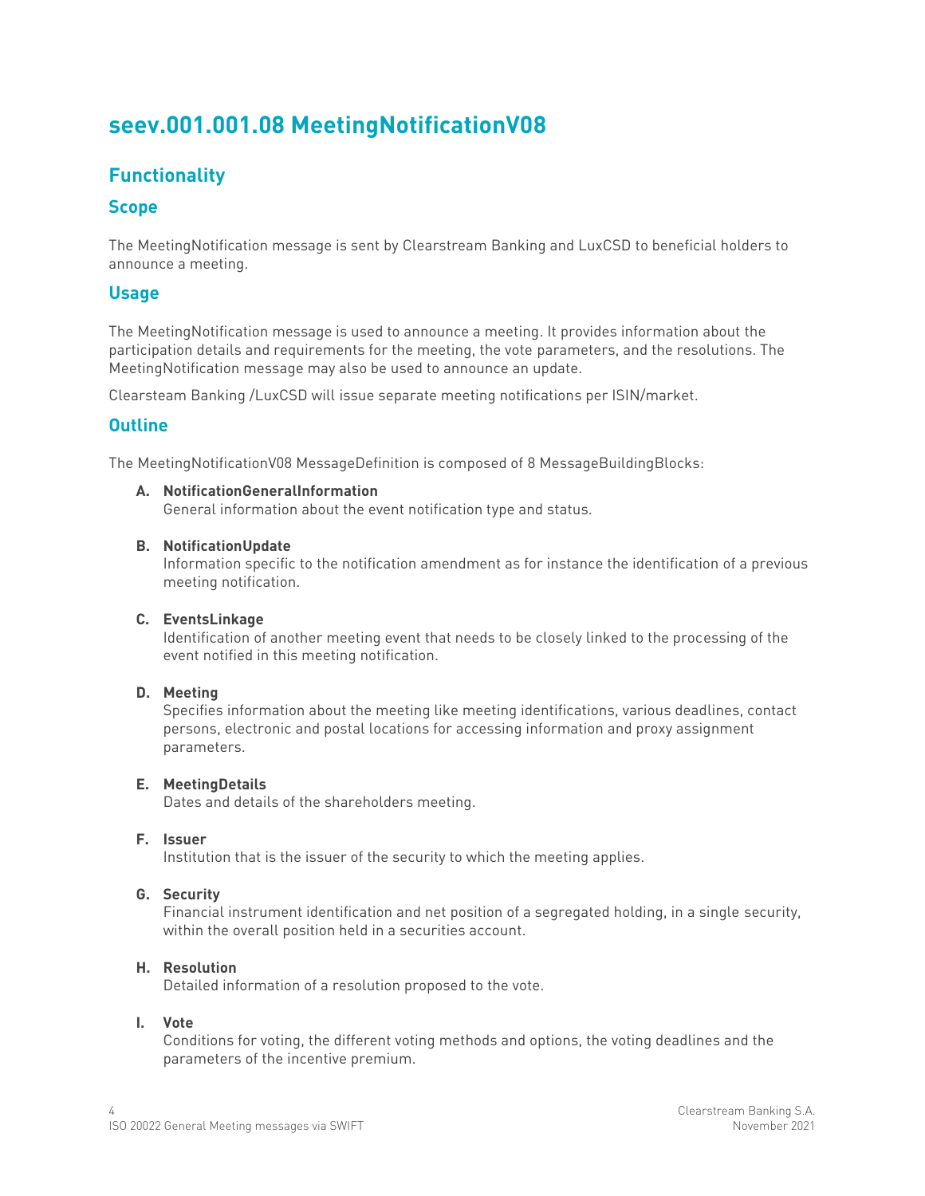# seev.001.001.08 MeetingNotificationV08

## Functionality

### Scope

The MeetingNotification message is sent by Clearstream Banking and LuxCSD to beneficial holders to announce a meeting.

### Usage

The MeetingNotification message is used to announce a meeting. It provides information about the participation details and requirements for the meeting, the vote parameters, and the resolutions. The MeetingNotification message may also be used to announce an update.

Clearsteam Banking /LuxCSD will issue separate meeting notifications per ISIN/market.

### Outline

The MeetingNotificationV08 MessageDefinition is composed of 8 MessageBuildingBlocks:

**A. NotificationGeneralInformation**
General information about the event notification type and status.

**B. NotificationUpdate**
Information specific to the notification amendment as for instance the identification of a previous meeting notification.

**C. EventsLinkage**
Identification of another meeting event that needs to be closely linked to the processing of the event notified in this meeting notification.

**D. Meeting**
Specifies information about the meeting like meeting identifications, various deadlines, contact persons, electronic and postal locations for accessing information and proxy assignment parameters.

**E. MeetingDetails**
Dates and details of the shareholders meeting.

**F. Issuer**
Institution that is the issuer of the security to which the meeting applies.

**G. Security**
Financial instrument identification and net position of a segregated holding, in a single security, within the overall position held in a securities account.

**H. Resolution**
Detailed information of a resolution proposed to the vote.

**I. Vote**
Conditions for voting, the different voting methods and options, the voting deadlines and the parameters of the incentive premium.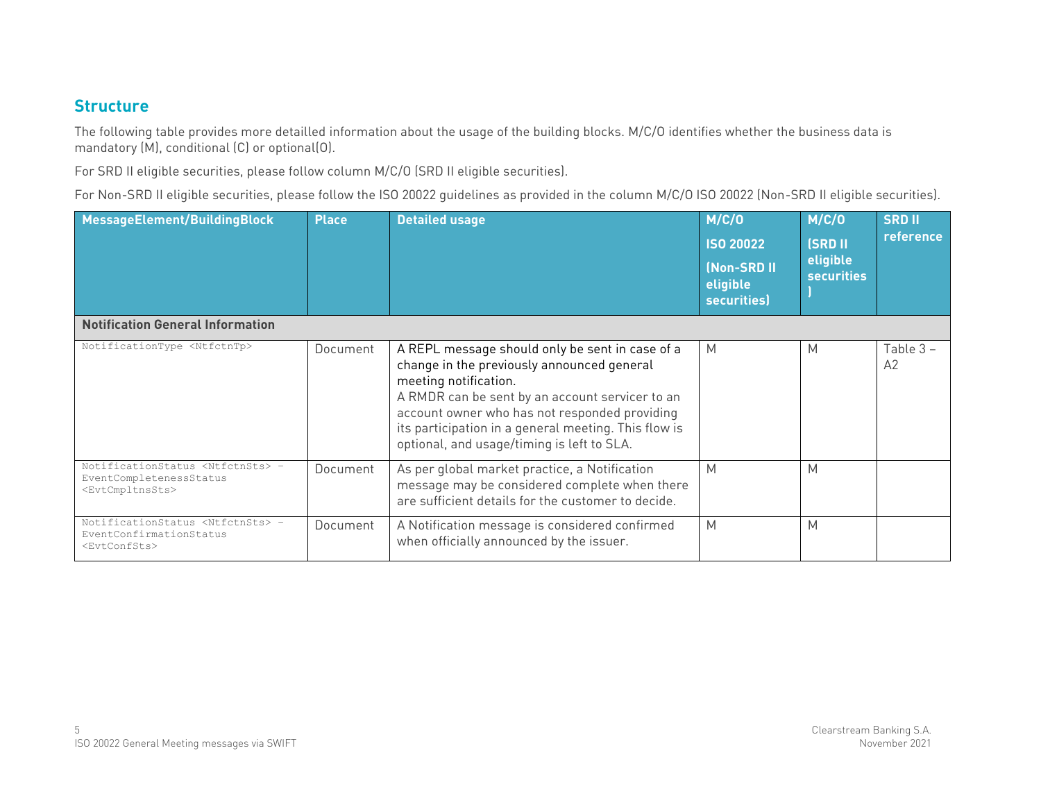## Structure

The following table provides more detailled information about the usage of the building blocks. M/C/O identifies whether the business data is mandatory (M), conditional (C) or optional(O).

For SRD II eligible securities, please follow column M/C/O (SRD II eligible securities).

For Non-SRD II eligible securities, please follow the ISO 20022 guidelines as provided in the column M/C/O ISO 20022 (Non-SRD II eligible securities).

| MessageElement/BuildingBlock | Place | Detailed usage | M/C/O ISO 20022 (Non-SRD II eligible securities) | M/C/O (SRD II eligible securities) | SRD II reference |
|---|---|---|---|---|---|
| **Notification General Information** | | | | | |
| NotificationType <NtfctnTp> | Document | A REPL message should only be sent in case of a change in the previously announced general meeting notification.<br>A RMDR can be sent by an account servicer to an account owner who has not responded providing its participation in a general meeting. This flow is optional, and usage/timing is left to SLA. | M | M | Table 3 – A2 |
| NotificationStatus <NtfctnSts> – EventCompletenessStatus <EvtCmpltnsSts> | Document | As per global market practice, a Notification message may be considered complete when there are sufficient details for the customer to decide. | M | M | |
| NotificationStatus <NtfctnSts> – EventConfirmationStatus <EvtConfSts> | Document | A Notification message is considered confirmed when officially announced by the issuer. | M | M | |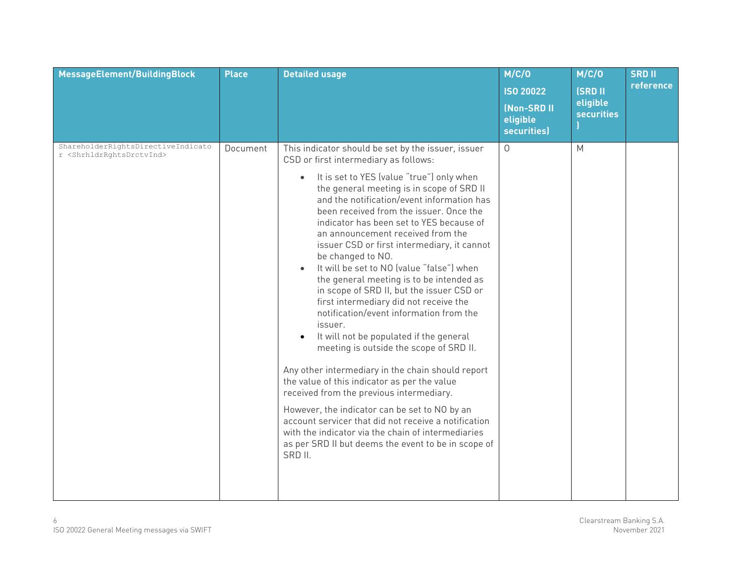| MessageElement/BuildingBlock | Place | Detailed usage | M/C/O ISO 20022 (Non-SRD II eligible securities) | M/C/O (SRD II eligible securities ) | SRD II reference |
|---|---|---|---|---|---|
| ShareholderRightsDirectiveIndicator <ShrhldrRghtsDrctvInd> | Document | This indicator should be set by the issuer, issuer CSD or first intermediary as follows:<br>• It is set to YES (value "true") only when the general meeting is in scope of SRD II and the notification/event information has been received from the issuer. Once the indicator has been set to YES because of an announcement received from the issuer CSD or first intermediary, it cannot be changed to NO.<br>• It will be set to NO (value "false") when the general meeting is to be intended as in scope of SRD II, but the issuer CSD or first intermediary did not receive the notification/event information from the issuer.<br>• It will not be populated if the general meeting is outside the scope of SRD II.<br><br>Any other intermediary in the chain should report the value of this indicator as per the value received from the previous intermediary.<br><br>However, the indicator can be set to NO by an account servicer that did not receive a notification with the indicator via the chain of intermediaries as per SRD II but deems the event to be in scope of SRD II. | O | M | |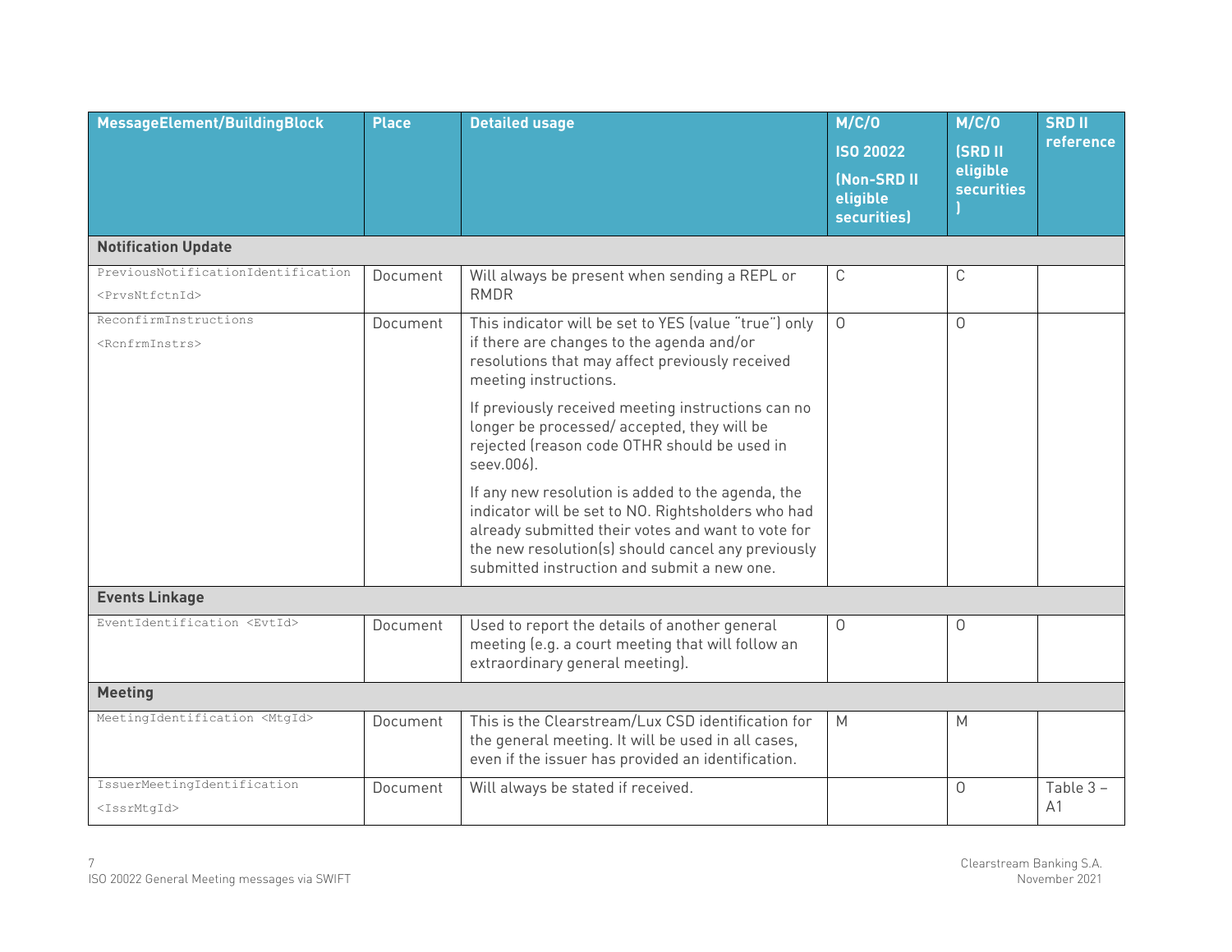| MessageElement/BuildingBlock | Place | Detailed usage | M/C/O ISO 20022 (Non-SRD II eligible securities) | M/C/O (SRD II eligible securities ) | SRD II reference |
|---|---|---|---|---|---|
| **Notification Update** | | | | | |
| PreviousNotificationIdentification <PrvsNtfctnId> | Document | Will always be present when sending a REPL or RMDR | C | C | |
| ReconfirmInstructions <RcnfrmInstrs> | Document | This indicator will be set to YES (value "true") only if there are changes to the agenda and/or resolutions that may affect previously received meeting instructions.<br><br>If previously received meeting instructions can no longer be processed/ accepted, they will be rejected (reason code OTHR should be used in seev.006).<br><br>If any new resolution is added to the agenda, the indicator will be set to NO. Rightsholders who had already submitted their votes and want to vote for the new resolution(s) should cancel any previously submitted instruction and submit a new one. | O | O | |
| **Events Linkage** | | | | | |
| EventIdentification <EvtId> | Document | Used to report the details of another general meeting (e.g. a court meeting that will follow an extraordinary general meeting). | O | O | |
| **Meeting** | | | | | |
| MeetingIdentification <MtgId> | Document | This is the Clearstream/Lux CSD identification for the general meeting. It will be used in all cases, even if the issuer has provided an identification. | M | M | |
| IssuerMeetingIdentification <IssrMtgId> | Document | Will always be stated if received. | | O | Table 3 – A1 |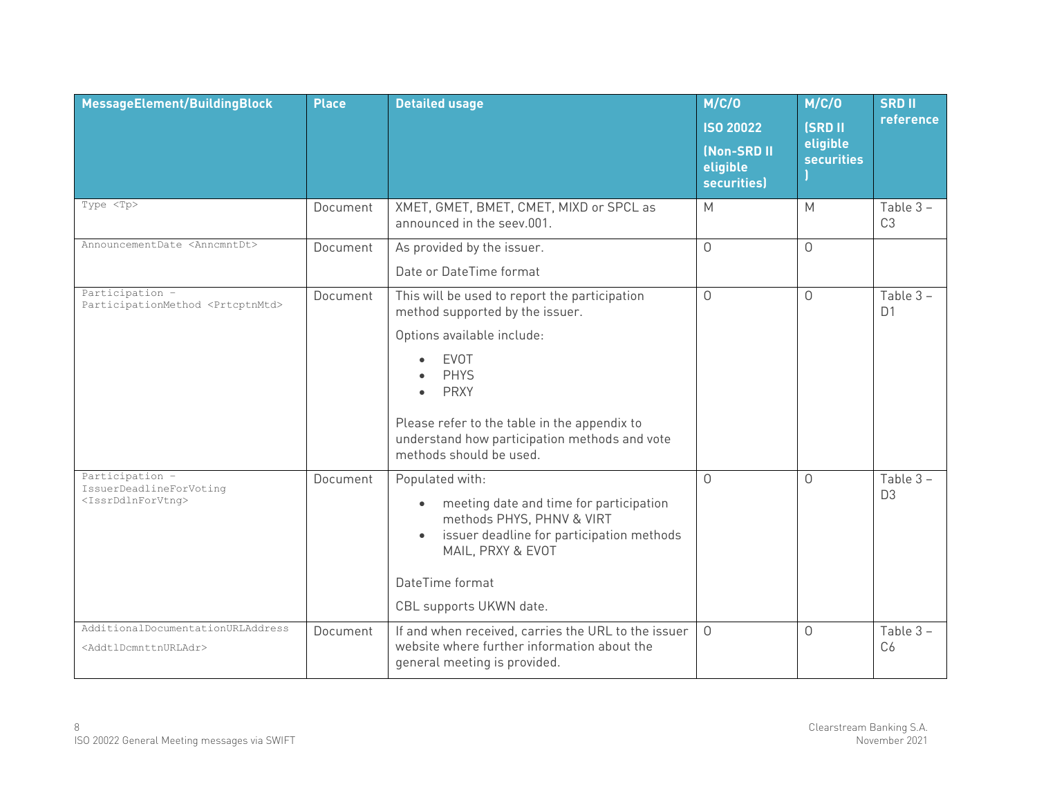| MessageElement/BuildingBlock | Place | Detailed usage | M/C/O ISO 20022 (Non-SRD II eligible securities) | M/C/O (SRD II eligible securities ) | SRD II reference |
|---|---|---|---|---|---|
| Type <Tp> | Document | XMET, GMET, BMET, CMET, MIXD or SPCL as announced in the seev.001. | M | M | Table 3 – C3 |
| AnnouncementDate <AnncmntDt> | Document | As provided by the issuer.<br><br>Date or DateTime format | O | O | |
| Participation – ParticipationMethod <PrtcptnMtd> | Document | This will be used to report the participation method supported by the issuer.<br><br>Options available include:<br>• EVOT<br>• PHYS<br>• PRXY<br><br>Please refer to the table in the appendix to understand how participation methods and vote methods should be used. | O | O | Table 3 – D1 |
| Participation – IssuerDeadlineForVoting <IssrDdlnForVtng> | Document | Populated with:<br>• meeting date and time for participation methods PHYS, PHNV & VIRT<br>• issuer deadline for participation methods MAIL, PRXY & EVOT<br><br>DateTime format<br><br>CBL supports UKWN date. | O | O | Table 3 – D3 |
| AdditionalDocumentationURLAddress <AddtlDcmnttnURLAdr> | Document | If and when received, carries the URL to the issuer website where further information about the general meeting is provided. | O | O | Table 3 – C6 |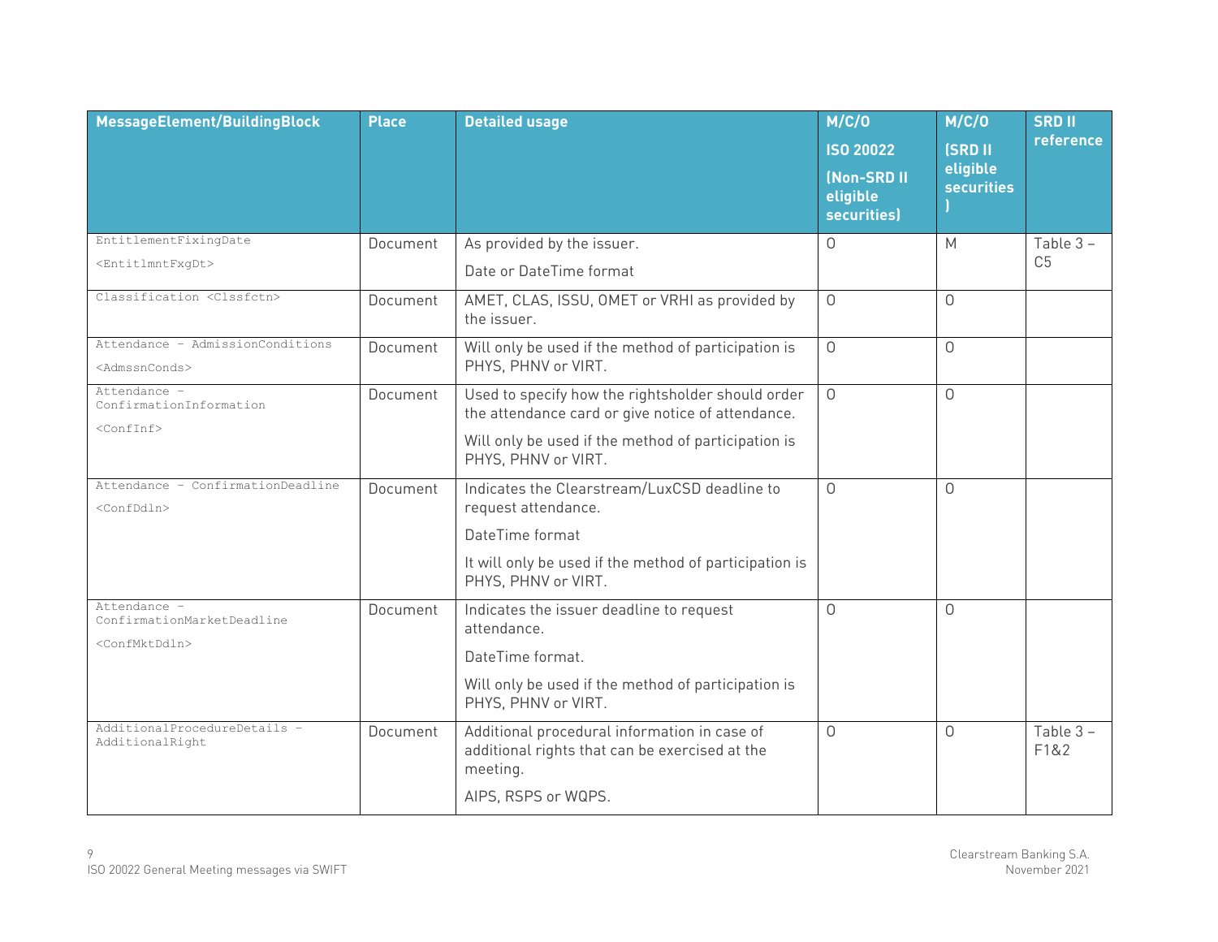| MessageElement/BuildingBlock | Place | Detailed usage | M/C/O ISO 20022 (Non-SRD II eligible securities) | M/C/O (SRD II eligible securities ) | SRD II reference |
|---|---|---|---|---|---|
| EntitlementFixingDate <EntitlmntFxgDt> | Document | As provided by the issuer. Date or DateTime format | O | M | Table 3 – C5 |
| Classification <Clssfctn> | Document | AMET, CLAS, ISSU, OMET or VRHI as provided by the issuer. | O | O | |
| Attendance - AdmissionConditions <AdmssnConds> | Document | Will only be used if the method of participation is PHYS, PHNV or VIRT. | O | O | |
| Attendance - ConfirmationInformation <ConfInf> | Document | Used to specify how the rightsholder should order the attendance card or give notice of attendance. Will only be used if the method of participation is PHYS, PHNV or VIRT. | O | O | |
| Attendance - ConfirmationDeadline <ConfDdln> | Document | Indicates the Clearstream/LuxCSD deadline to request attendance. DateTime format It will only be used if the method of participation is PHYS, PHNV or VIRT. | O | O | |
| Attendance - ConfirmationMarketDeadline <ConfMktDdln> | Document | Indicates the issuer deadline to request attendance. DateTime format. Will only be used if the method of participation is PHYS, PHNV or VIRT. | O | O | |
| AdditionalProcedureDetails - AdditionalRight | Document | Additional procedural information in case of additional rights that can be exercised at the meeting. AIPS, RSPS or WQPS. | O | O | Table 3 – F1&2 |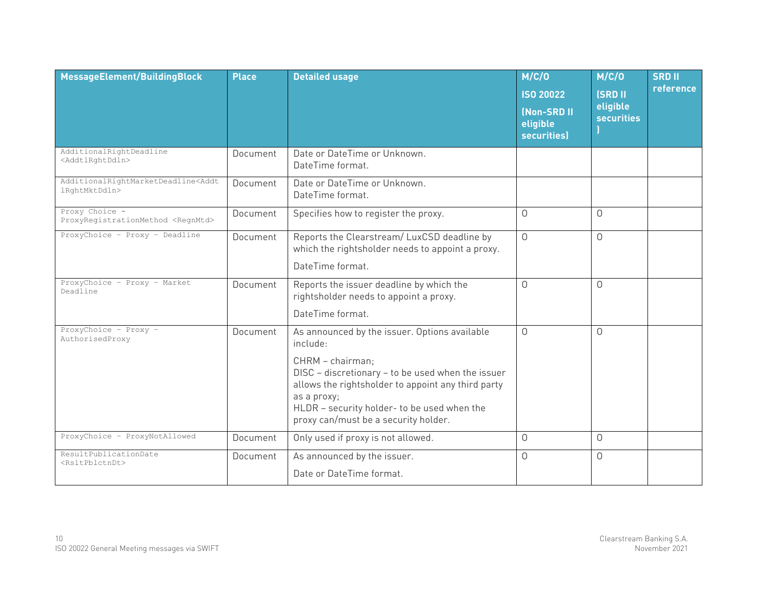| MessageElement/BuildingBlock | Place | Detailed usage | M/C/O ISO 20022 (Non-SRD II eligible securities) | M/C/O (SRD II eligible securities ) | SRD II reference |
|---|---|---|---|---|---|
| AdditionalRightDeadline <AddtlRghtDdln> | Document | Date or DateTime or Unknown.<br>DateTime format. | | | |
| AdditionalRightMarketDeadline<AddtlRghtMktDdln> | Document | Date or DateTime or Unknown.<br>DateTime format. | | | |
| Proxy Choice - ProxyRegistrationMethod <RegnMtd> | Document | Specifies how to register the proxy. | O | O | |
| ProxyChoice - Proxy - Deadline | Document | Reports the Clearstream/ LuxCSD deadline by which the rightsholder needs to appoint a proxy.<br><br>DateTime format. | O | O | |
| ProxyChoice - Proxy - Market Deadline | Document | Reports the issuer deadline by which the rightsholder needs to appoint a proxy.<br><br>DateTime format. | O | O | |
| ProxyChoice - Proxy - AuthorisedProxy | Document | As announced by the issuer. Options available include:<br><br>CHRM – chairman;<br>DISC – discretionary – to be used when the issuer allows the rightsholder to appoint any third party as a proxy;<br>HLDR – security holder- to be used when the proxy can/must be a security holder. | O | O | |
| ProxyChoice - ProxyNotAllowed | Document | Only used if proxy is not allowed. | O | O | |
| ResultPublicationDate <RsltPblctnDt> | Document | As announced by the issuer.<br><br>Date or DateTime format. | O | O | |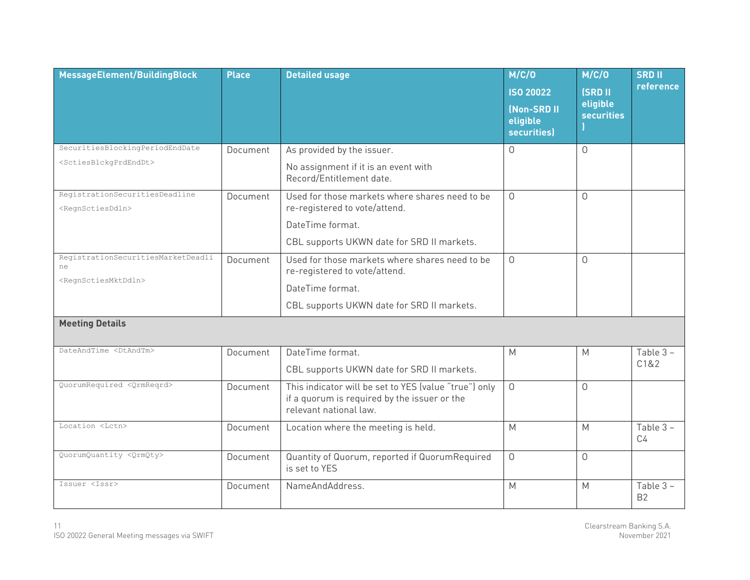| MessageElement/BuildingBlock | Place | Detailed usage | M/C/O ISO 20022 (Non-SRD II eligible securities) | M/C/O (SRD II eligible securities ) | SRD II reference |
|---|---|---|---|---|---|
| SecuritiesBlockingPeriodEndDate <ScttiesBlckgPrdEndDt> | Document | As provided by the issuer. No assignment if it is an event with Record/Entitlement date. | O | O | |
| RegistrationSecuritiesDeadline <RegnScttiesDdln> | Document | Used for those markets where shares need to be re-registered to vote/attend. DateTime format. CBL supports UKWN date for SRD II markets. | O | O | |
| RegistrationSecuritiesMarketDeadline <RegnScttiesMktDdln> | Document | Used for those markets where shares need to be re-registered to vote/attend. DateTime format. CBL supports UKWN date for SRD II markets. | O | O | |
| **Meeting Details** | | | | | |
| DateAndTime <DtAndTm> | Document | DateTime format. CBL supports UKWN date for SRD II markets. | M | M | Table 3 – C1&2 |
| QuorumRequired <QrmReqrd> | Document | This indicator will be set to YES (value "true") only if a quorum is required by the issuer or the relevant national law. | O | O | |
| Location <Lctn> | Document | Location where the meeting is held. | M | M | Table 3 – C4 |
| QuorumQuantity <QrmQty> | Document | Quantity of Quorum, reported if QuorumRequired is set to YES | O | O | |
| Issuer <Issr> | Document | NameAndAddress. | M | M | Table 3 – B2 |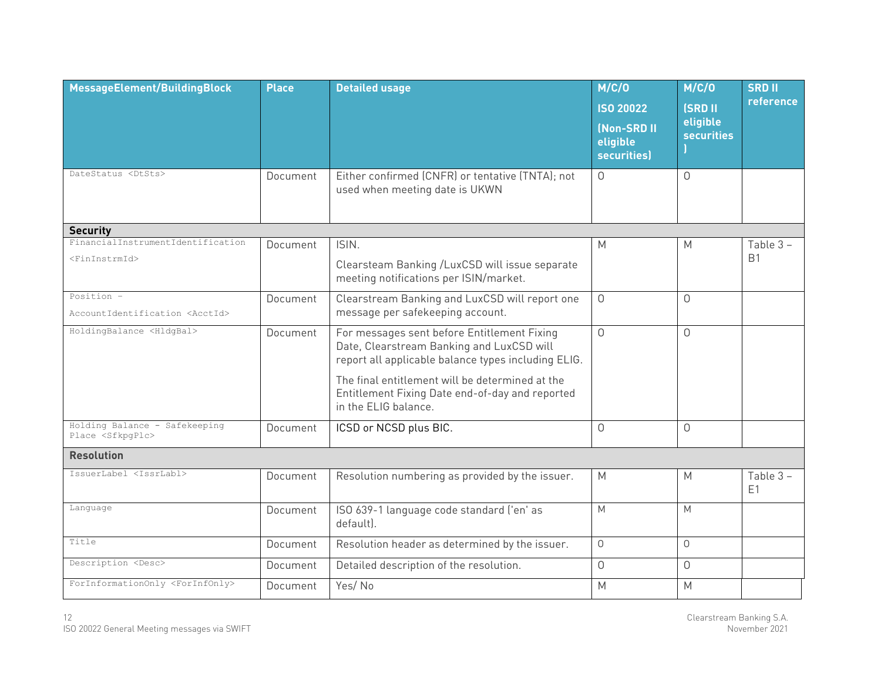| MessageElement/BuildingBlock | Place | Detailed usage | M/C/O ISO 20022 (Non-SRD II eligible securities) | M/C/O (SRD II eligible securities ) | SRD II reference |
|---|---|---|---|---|---|
| DateStatus <DtSts> | Document | Either confirmed (CNFR) or tentative (TNTA); not used when meeting date is UKWN | O | O | |
| **Security** | | | | | |
| FinancialInstrumentIdentification <FinInstrmId> | Document | ISIN.<br><br>Clearsteam Banking /LuxCSD will issue separate meeting notifications per ISIN/market. | M | M | Table 3 – B1 |
| Position – AccountIdentification <AcctId> | Document | Clearstream Banking and LuxCSD will report one message per safekeeping account. | O | O | |
| HoldingBalance <HldgBal> | Document | For messages sent before Entitlement Fixing Date, Clearstream Banking and LuxCSD will report all applicable balance types including ELIG.<br><br>The final entitlement will be determined at the Entitlement Fixing Date end-of-day and reported in the ELIG balance. | O | O | |
| Holding Balance - Safekeeping Place <SfkpgPlc> | Document | ICSD or NCSD plus BIC. | O | O | |
| **Resolution** | | | | | |
| IssuerLabel <IssrLabl> | Document | Resolution numbering as provided by the issuer. | M | M | Table 3 – E1 |
| Language | Document | ISO 639-1 language code standard ('en' as default). | M | M | |
| Title | Document | Resolution header as determined by the issuer. | O | O | |
| Description <Desc> | Document | Detailed description of the resolution. | O | O | |
| ForInformationOnly <ForInfOnly> | Document | Yes/ No | M | M | |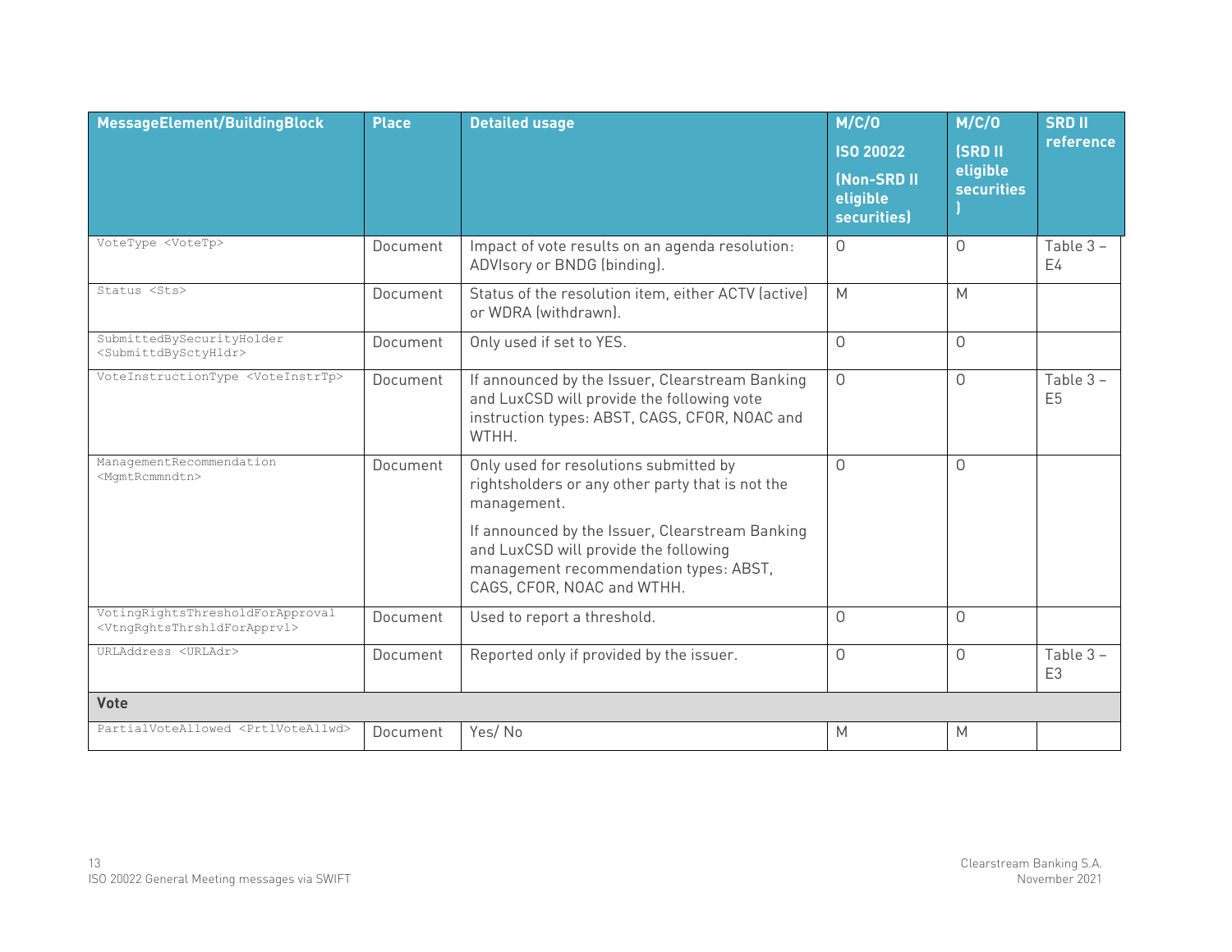| MessageElement/BuildingBlock | Place | Detailed usage | M/C/O ISO 20022 (Non-SRD II eligible securities) | M/C/O (SRD II eligible securities ) | SRD II reference |
|---|---|---|---|---|---|
| VoteType <VoteTp> | Document | Impact of vote results on an agenda resolution: ADVIsory or BNDG (binding). | O | O | Table 3 – E4 |
| Status <Sts> | Document | Status of the resolution item, either ACTV (active) or WDRA (withdrawn). | M | M | |
| SubmittedBySecurityHolder <SubmittdBySctyHldr> | Document | Only used if set to YES. | O | O | |
| VoteInstructionType <VoteInstrTp> | Document | If announced by the Issuer, Clearstream Banking and LuxCSD will provide the following vote instruction types: ABST, CAGS, CFOR, NOAC and WTHH. | O | O | Table 3 – E5 |
| ManagementRecommendation <MgmtRcmmndtn> | Document | Only used for resolutions submitted by rightsholders or any other party that is not the management.<br><br>If announced by the Issuer, Clearstream Banking and LuxCSD will provide the following management recommendation types: ABST, CAGS, CFOR, NOAC and WTHH. | O | O | |
| VotingRightsThresholdForApproval <VtngRghtsThrshldForApprvl> | Document | Used to report a threshold. | O | O | |
| URLAddress <URLAdr> | Document | Reported only if provided by the issuer. | O | O | Table 3 – E3 |
| **Vote** | | | | | |
| PartialVoteAllowed <PrtlVoteAllwd> | Document | Yes/ No | M | M | |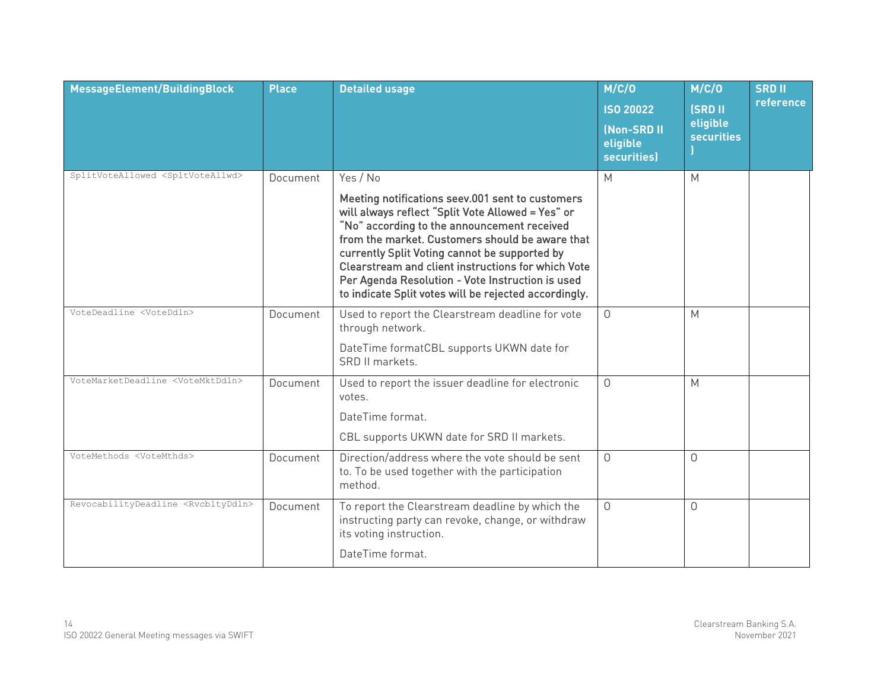| MessageElement/BuildingBlock | Place | Detailed usage | M/C/O ISO 20022 (Non-SRD II eligible securities) | M/C/O (SRD II eligible securities ) | SRD II reference |
|---|---|---|---|---|---|
| SplitVoteAllowed <SpltVoteAllwd> | Document | Yes / No<br>**Meeting notifications seev.001 sent to customers will always reflect "Split Vote Allowed = Yes" or "No" according to the announcement received from the market. Customers should be aware that currently Split Voting cannot be supported by Clearstream and client instructions for which Vote Per Agenda Resolution - Vote Instruction is used to indicate Split votes will be rejected accordingly.** | M | M | |
| VoteDeadline <VoteDdln> | Document | Used to report the Clearstream deadline for vote through network.<br>DateTime formatCBL supports UKWN date for SRD II markets. | O | M | |
| VoteMarketDeadline <VoteMktDdln> | Document | Used to report the issuer deadline for electronic votes.<br>DateTime format.<br>CBL supports UKWN date for SRD II markets. | O | M | |
| VoteMethods <VoteMthds> | Document | Direction/address where the vote should be sent to. To be used together with the participation method. | O | O | |
| RevocabilityDeadline <RvcbltyDdln> | Document | To report the Clearstream deadline by which the instructing party can revoke, change, or withdraw its voting instruction.<br>DateTime format. | O | O | |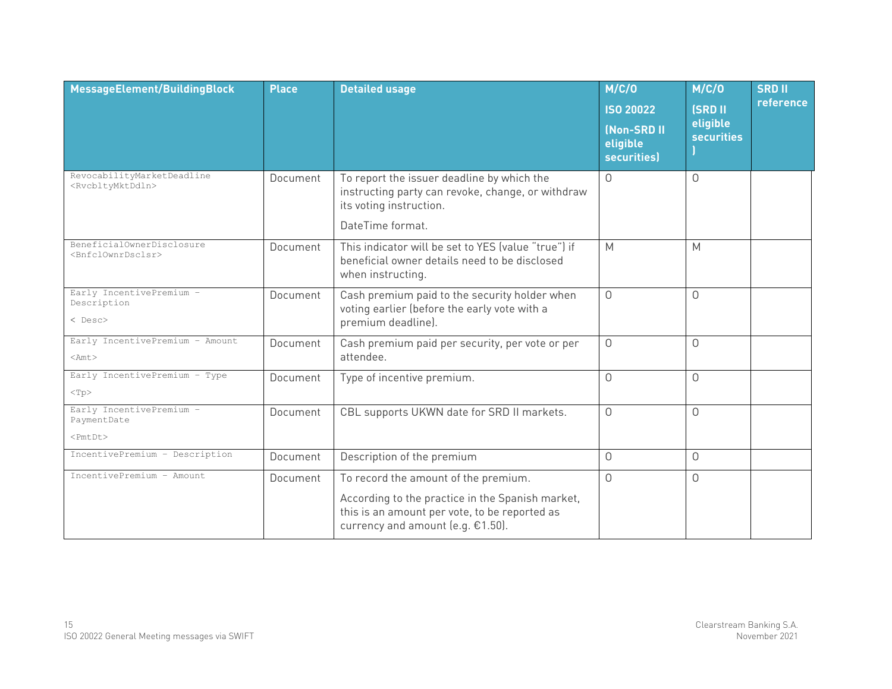| MessageElement/BuildingBlock | Place | Detailed usage | M/C/O ISO 20022 (Non-SRD II eligible securities) | M/C/O (SRD II eligible securities) | SRD II reference |
|---|---|---|---|---|---|
| RevocabilityMarketDeadline <RvcbltyMktDdln> | Document | To report the issuer deadline by which the instructing party can revoke, change, or withdraw its voting instruction.<br><br>DateTime format. | O | O | |
| BeneficialOwnerDisclosure <BnfclOwnrDsclsr> | Document | This indicator will be set to YES (value "true") if beneficial owner details need to be disclosed when instructing. | M | M | |
| Early IncentivePremium – Description<br><br>< Desc> | Document | Cash premium paid to the security holder when voting earlier (before the early vote with a premium deadline). | O | O | |
| Early IncentivePremium – Amount<br><br><Amt> | Document | Cash premium paid per security, per vote or per attendee. | O | O | |
| Early IncentivePremium – Type<br><br><Tp> | Document | Type of incentive premium. | O | O | |
| Early IncentivePremium – PaymentDate<br><br><PmtDt> | Document | CBL supports UKWN date for SRD II markets. | O | O | |
| IncentivePremium – Description | Document | Description of the premium | O | O | |
| IncentivePremium – Amount | Document | To record the amount of the premium.<br><br>According to the practice in the Spanish market, this is an amount per vote, to be reported as currency and amount (e.g. €1.50). | O | O | |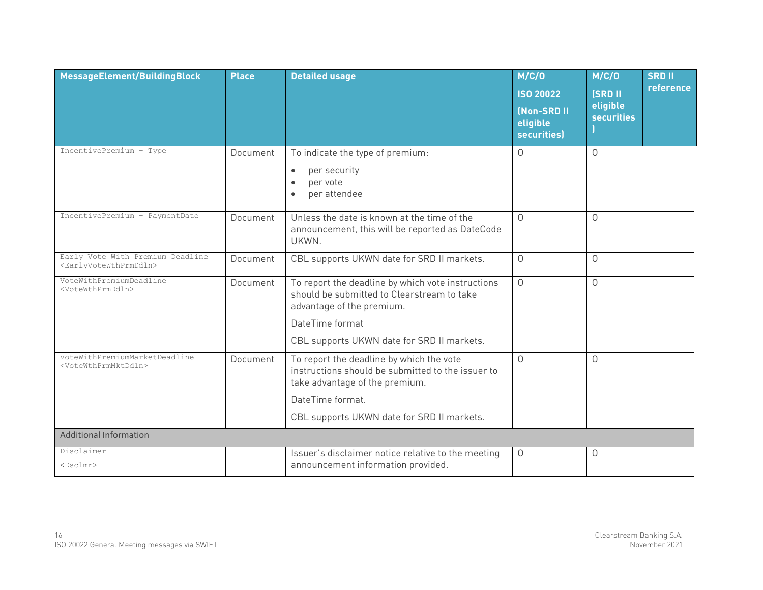| MessageElement/BuildingBlock | Place | Detailed usage | M/C/O ISO 20022 (Non-SRD II eligible securities) | M/C/O (SRD II eligible securities ) | SRD II reference |
|---|---|---|---|---|---|
| IncentivePremium – Type | Document | To indicate the type of premium:<br>• per security<br>• per vote<br>• per attendee | O | O | |
| IncentivePremium – PaymentDate | Document | Unless the date is known at the time of the announcement, this will be reported as DateCode UKWN. | O | O | |
| Early Vote With Premium Deadline <EarlyVoteWthPrmDdln> | Document | CBL supports UKWN date for SRD II markets. | O | O | |
| VoteWithPremiumDeadline <VoteWthPrmDdln> | Document | To report the deadline by which vote instructions should be submitted to Clearstream to take advantage of the premium.<br>DateTime format<br>CBL supports UKWN date for SRD II markets. | O | O | |
| VoteWithPremiumMarketDeadline <VoteWthPrmMktDdln> | Document | To report the deadline by which the vote instructions should be submitted to the issuer to take advantage of the premium.<br>DateTime format.<br>CBL supports UKWN date for SRD II markets. | O | O | |
| Additional Information | | | | | |
| Disclaimer <Dsclmr> | | Issuer's disclaimer notice relative to the meeting announcement information provided. | O | O | |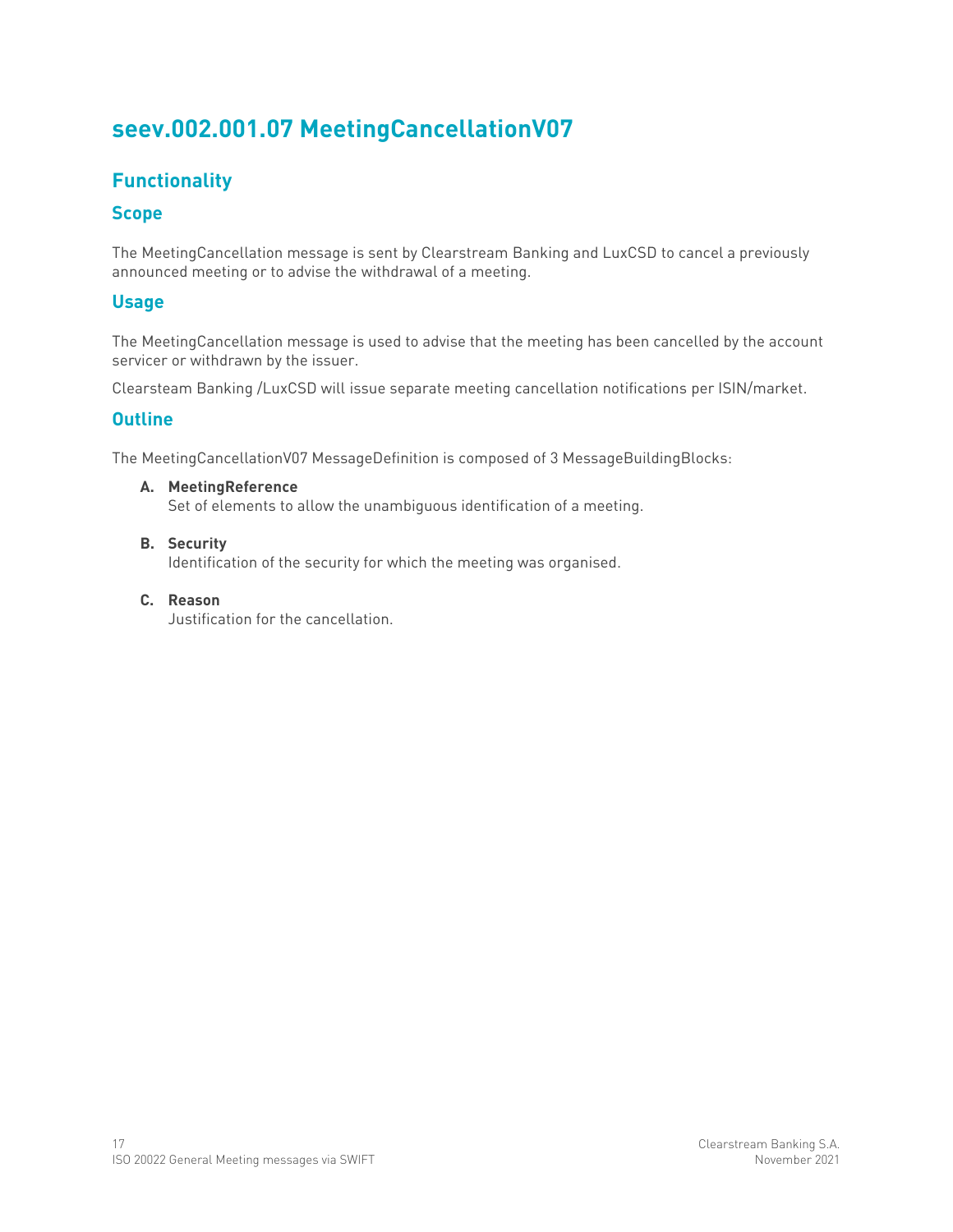# seev.002.001.07 MeetingCancellationV07

## Functionality

### Scope

The MeetingCancellation message is sent by Clearstream Banking and LuxCSD to cancel a previously announced meeting or to advise the withdrawal of a meeting.

### Usage

The MeetingCancellation message is used to advise that the meeting has been cancelled by the account servicer or withdrawn by the issuer.

Clearsteam Banking /LuxCSD will issue separate meeting cancellation notifications per ISIN/market.

### Outline

The MeetingCancellationV07 MessageDefinition is composed of 3 MessageBuildingBlocks:

A. **MeetingReference**
   Set of elements to allow the unambiguous identification of a meeting.

B. **Security**
   Identification of the security for which the meeting was organised.

C. **Reason**
   Justification for the cancellation.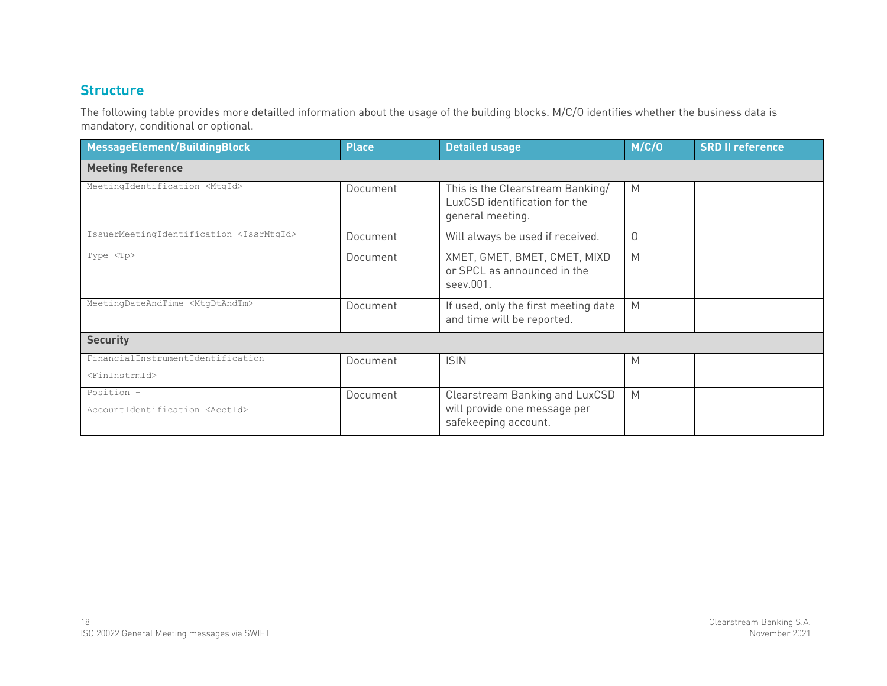## Structure

The following table provides more detailled information about the usage of the building blocks. M/C/O identifies whether the business data is mandatory, conditional or optional.

| MessageElement/BuildingBlock | Place | Detailed usage | M/C/O | SRD II reference |
|---|---|---|---|---|
| **Meeting Reference** | | | | |
| MeetingIdentification <MtgId> | Document | This is the Clearstream Banking/ LuxCSD identification for the general meeting. | M | |
| IssuerMeetingIdentification <IssrMtgId> | Document | Will always be used if received. | O | |
| Type <Tp> | Document | XMET, GMET, BMET, CMET, MIXD or SPCL as announced in the seev.001. | M | |
| MeetingDateAndTime <MtgDtAndTm> | Document | If used, only the first meeting date and time will be reported. | M | |
| **Security** | | | | |
| FinancialInstrumentIdentification <FinInstrmId> | Document | ISIN | M | |
| Position – AccountIdentification <AcctId> | Document | Clearstream Banking and LuxCSD will provide one message per safekeeping account. | M | |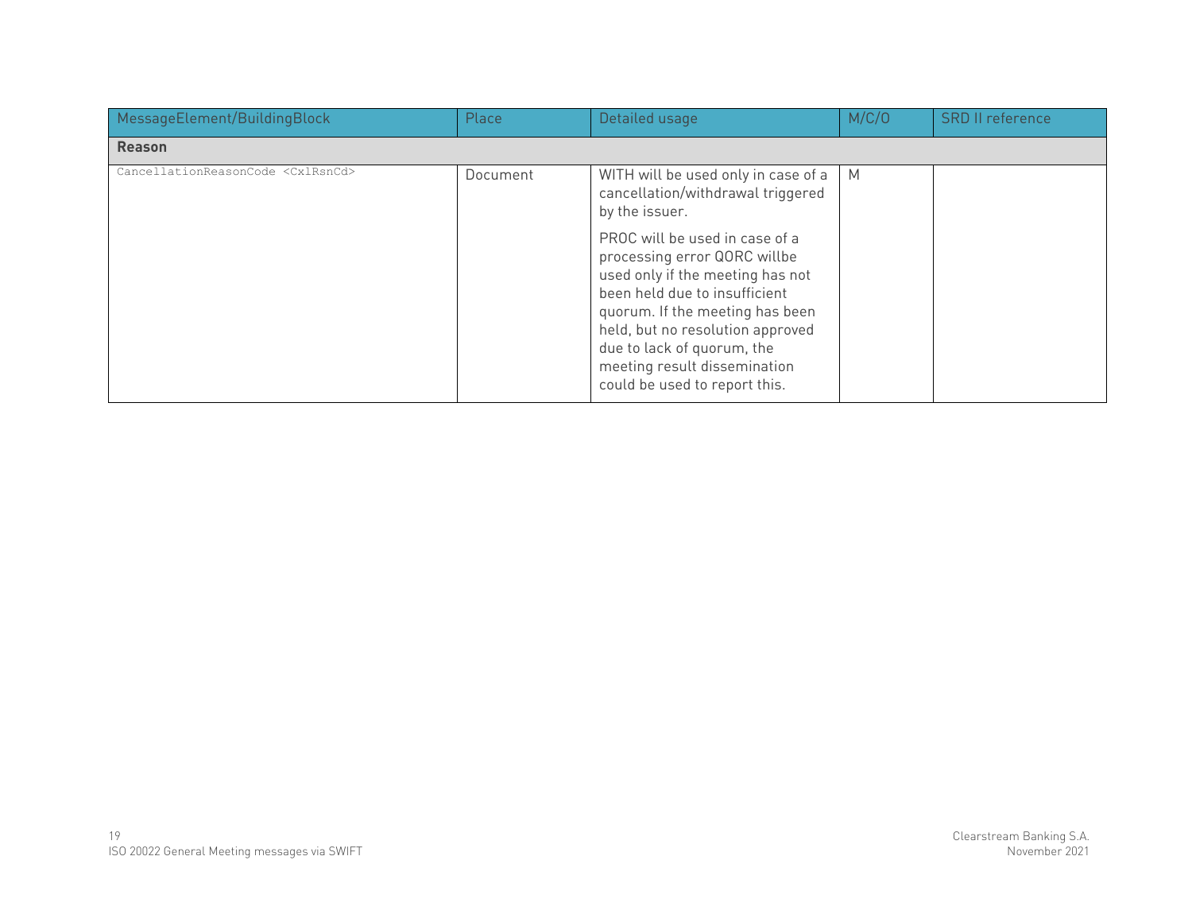| MessageElement/BuildingBlock | Place | Detailed usage | M/C/O | SRD II reference |
|---|---|---|---|---|
| **Reason** | | | | |
| CancellationReasonCode <CxlRsnCd> | Document | WITH will be used only in case of a cancellation/withdrawal triggered by the issuer.<br><br>PROC will be used in case of a processing error QORC willbe used only if the meeting has not been held due to insufficient quorum. If the meeting has been held, but no resolution approved due to lack of quorum, the meeting result dissemination could be used to report this. | M | |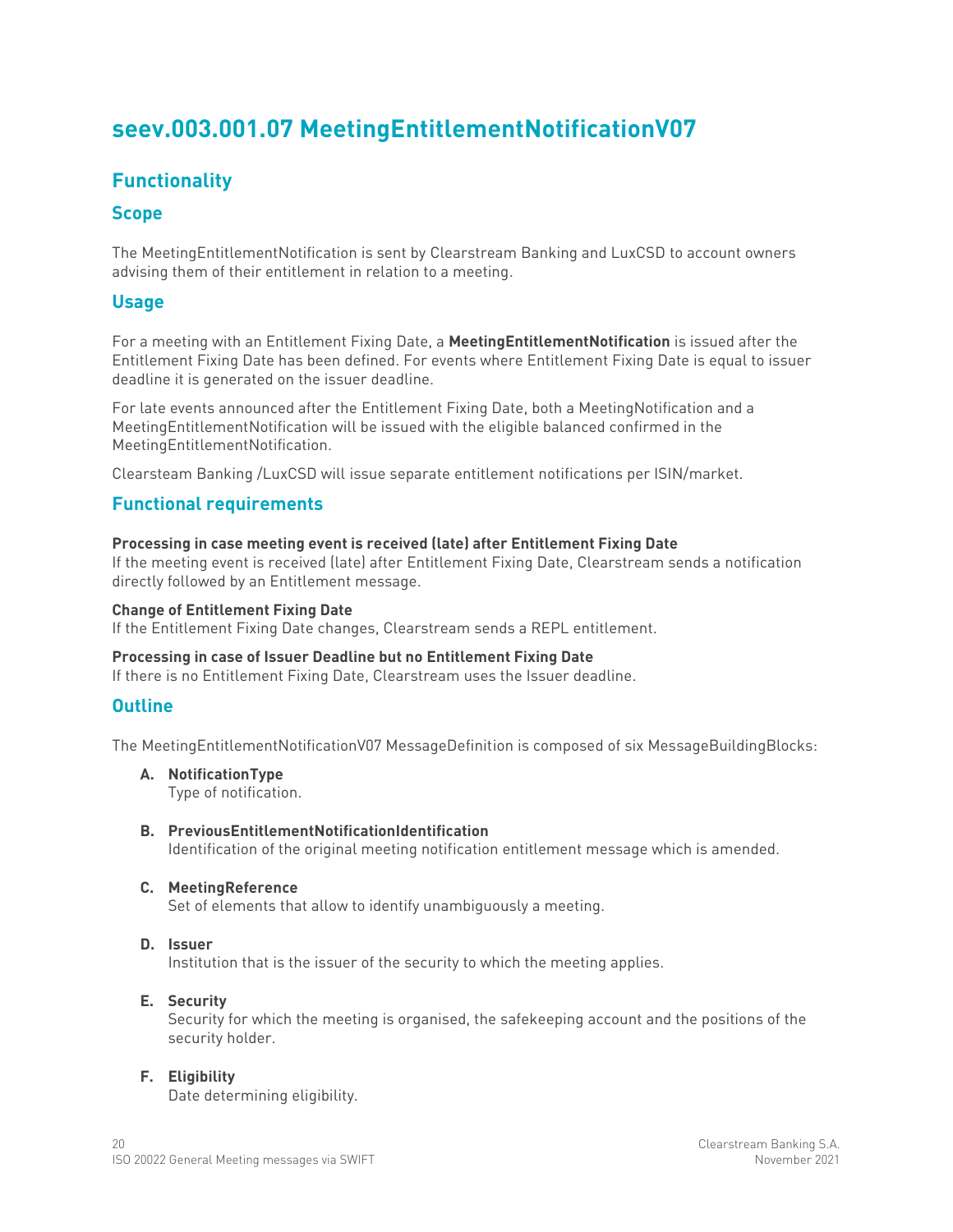# seev.003.001.07 MeetingEntitlementNotificationV07

## Functionality

### Scope

The MeetingEntitlementNotification is sent by Clearstream Banking and LuxCSD to account owners advising them of their entitlement in relation to a meeting.

### Usage

For a meeting with an Entitlement Fixing Date, a **MeetingEntitlementNotification** is issued after the Entitlement Fixing Date has been defined. For events where Entitlement Fixing Date is equal to issuer deadline it is generated on the issuer deadline.

For late events announced after the Entitlement Fixing Date, both a MeetingNotification and a MeetingEntitlementNotification will be issued with the eligible balanced confirmed in the MeetingEntitlementNotification.

Clearsteam Banking /LuxCSD will issue separate entitlement notifications per ISIN/market.

### Functional requirements

**Processing in case meeting event is received (late) after Entitlement Fixing Date**
If the meeting event is received (late) after Entitlement Fixing Date, Clearstream sends a notification directly followed by an Entitlement message.

**Change of Entitlement Fixing Date**
If the Entitlement Fixing Date changes, Clearstream sends a REPL entitlement.

**Processing in case of Issuer Deadline but no Entitlement Fixing Date**
If there is no Entitlement Fixing Date, Clearstream uses the Issuer deadline.

### Outline

The MeetingEntitlementNotificationV07 MessageDefinition is composed of six MessageBuildingBlocks:

A. **NotificationType**
Type of notification.

B. **PreviousEntitlementNotificationIdentification**
Identification of the original meeting notification entitlement message which is amended.

C. **MeetingReference**
Set of elements that allow to identify unambiguously a meeting.

D. **Issuer**
Institution that is the issuer of the security to which the meeting applies.

E. **Security**
Security for which the meeting is organised, the safekeeping account and the positions of the security holder.

F. **Eligibility**
Date determining eligibility.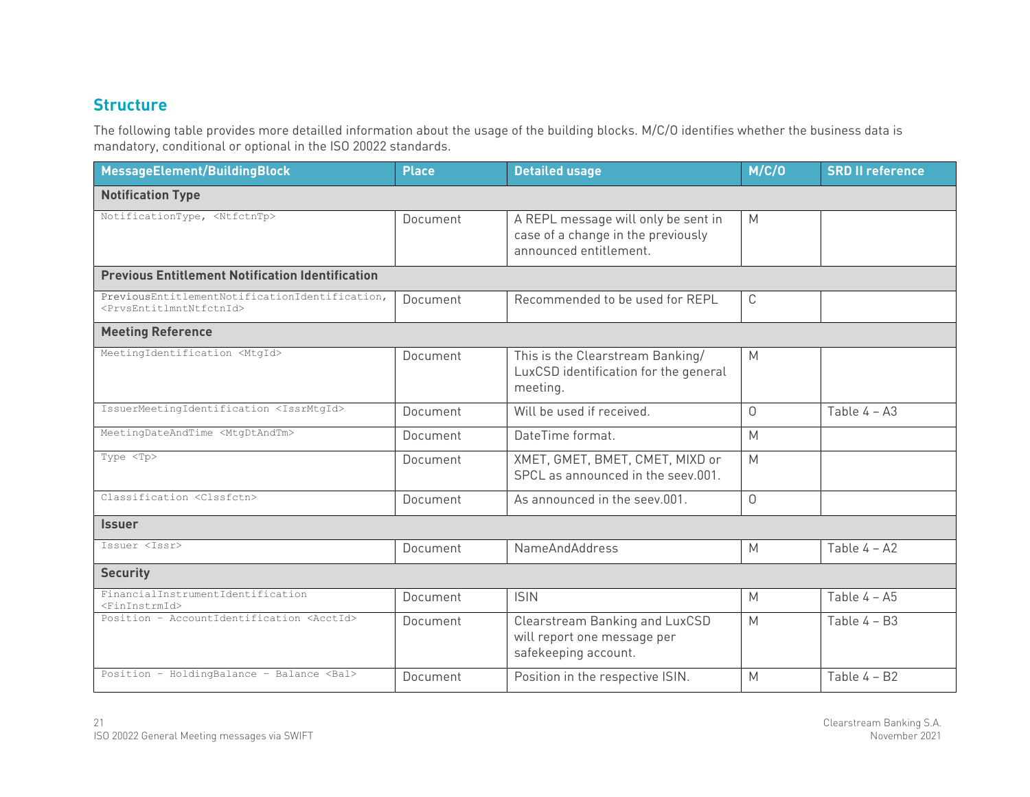## Structure

The following table provides more detailled information about the usage of the building blocks. M/C/O identifies whether the business data is mandatory, conditional or optional in the ISO 20022 standards.

| MessageElement/BuildingBlock | Place | Detailed usage | M/C/O | SRD II reference |
|---|---|---|---|---|
| **Notification Type** | | | | |
| NotificationType, <NtfctnTp> | Document | A REPL message will only be sent in case of a change in the previously announced entitlement. | M | |
| **Previous Entitlement Notification Identification** | | | | |
| PreviousEntitlementNotificationIdentification, <PrvsEntitlmntNtfctnId> | Document | Recommended to be used for REPL | C | |
| **Meeting Reference** | | | | |
| MeetingIdentification <MtgId> | Document | This is the Clearstream Banking/ LuxCSD identification for the general meeting. | M | |
| IssuerMeetingIdentification <IssrMtgId> | Document | Will be used if received. | O | Table 4 – A3 |
| MeetingDateAndTime <MtgDtAndTm> | Document | DateTime format. | M | |
| Type <Tp> | Document | XMET, GMET, BMET, CMET, MIXD or SPCL as announced in the seev.001. | M | |
| Classification <Clssfctn> | Document | As announced in the seev.001. | O | |
| **Issuer** | | | | |
| Issuer <Issr> | Document | NameAndAddress | M | Table 4 – A2 |
| **Security** | | | | |
| FinancialInstrumentIdentification <FinInstrmId> | Document | ISIN | M | Table 4 – A5 |
| Position – AccountIdentification <AcctId> | Document | Clearstream Banking and LuxCSD will report one message per safekeeping account. | M | Table 4 – B3 |
| Position – HoldingBalance – Balance <Bal> | Document | Position in the respective ISIN. | M | Table 4 – B2 |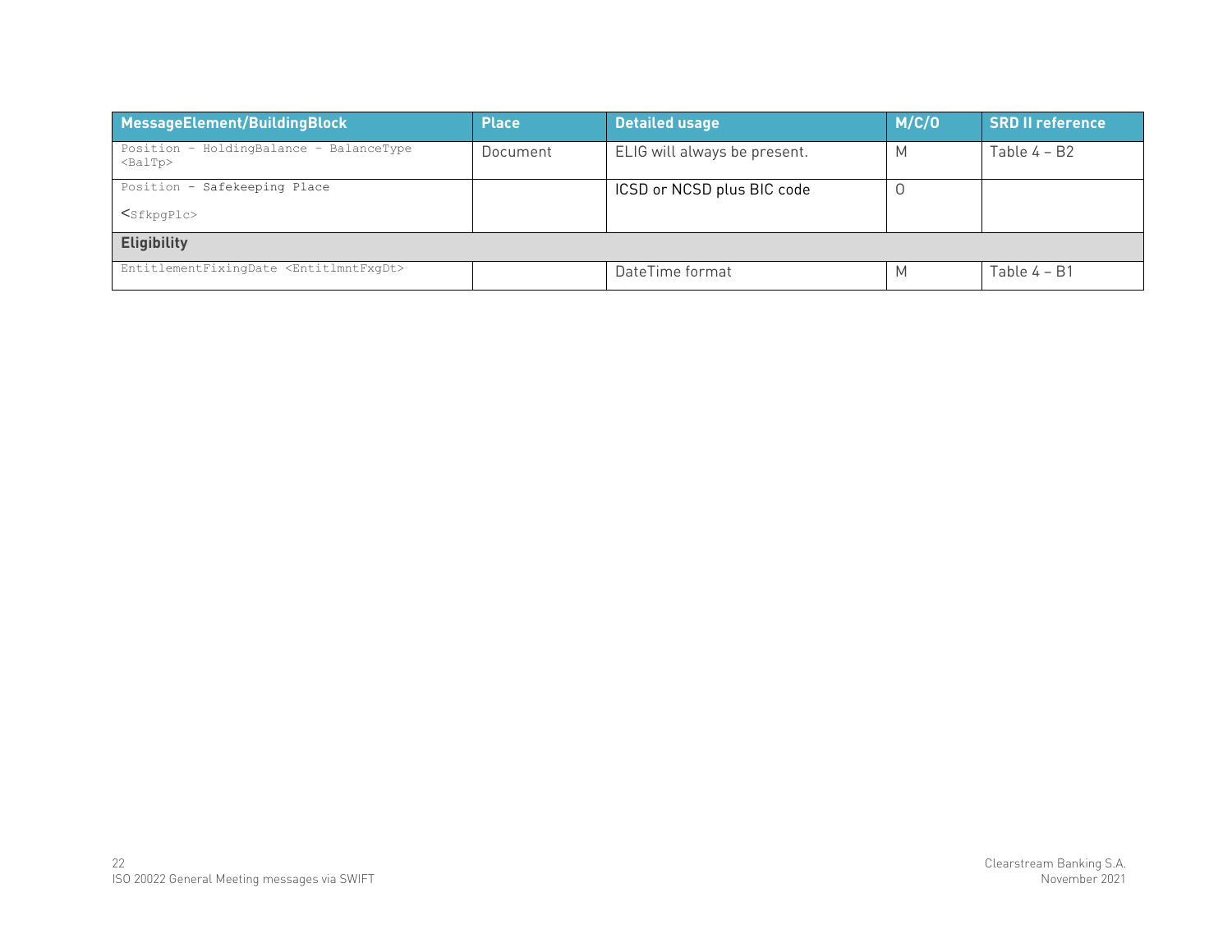| MessageElement/BuildingBlock | Place | Detailed usage | M/C/O | SRD II reference |
|---|---|---|---|---|
| Position - HoldingBalance - BalanceType <BalTp> | Document | ELIG will always be present. | M | Table 4 – B2 |
| Position - Safekeeping Place <SfkpgPlc> | | ICSD or NCSD plus BIC code | O | |
| **Eligibility** | | | | |
| EntitlementFixingDate <EntitlmntFxgDt> | | DateTime format | M | Table 4 – B1 |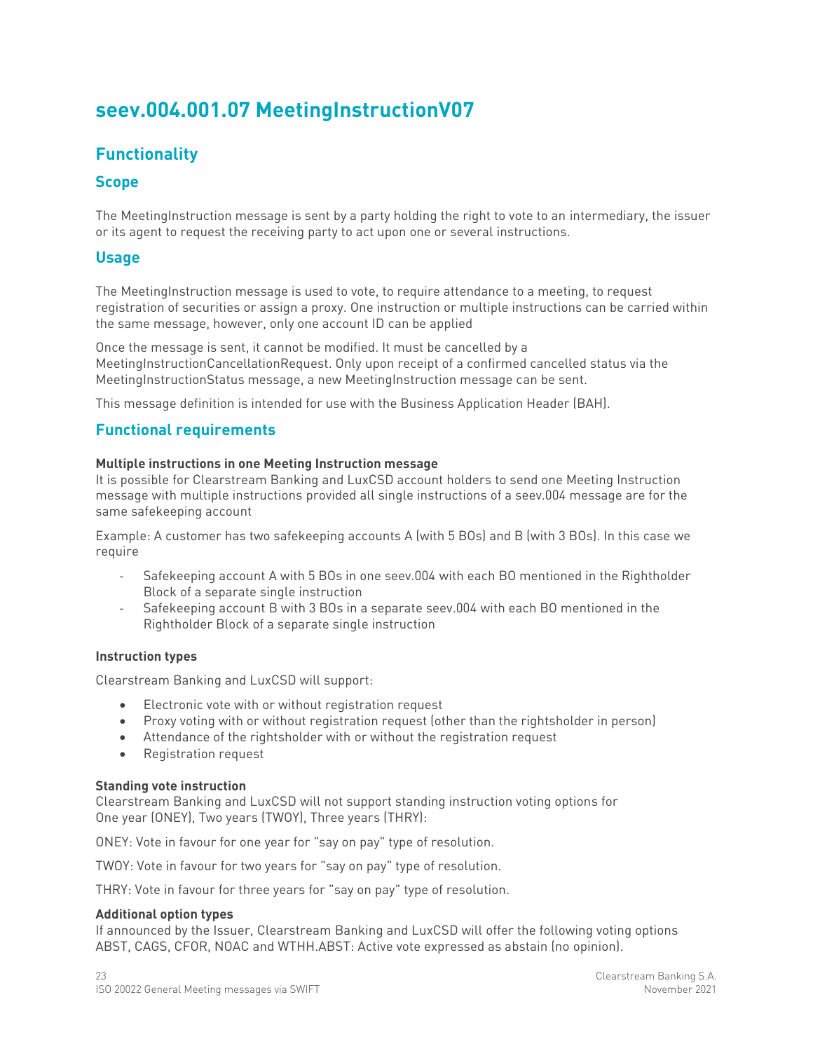# seev.004.001.07 MeetingInstructionV07

## Functionality

### Scope

The MeetingInstruction message is sent by a party holding the right to vote to an intermediary, the issuer or its agent to request the receiving party to act upon one or several instructions.

### Usage

The MeetingInstruction message is used to vote, to require attendance to a meeting, to request registration of securities or assign a proxy. One instruction or multiple instructions can be carried within the same message, however, only one account ID can be applied

Once the message is sent, it cannot be modified. It must be cancelled by a MeetingInstructionCancellationRequest. Only upon receipt of a confirmed cancelled status via the MeetingInstructionStatus message, a new MeetingInstruction message can be sent.

This message definition is intended for use with the Business Application Header (BAH).

## Functional requirements

**Multiple instructions in one Meeting Instruction message**
It is possible for Clearstream Banking and LuxCSD account holders to send one Meeting Instruction message with multiple instructions provided all single instructions of a seev.004 message are for the same safekeeping account

Example: A customer has two safekeeping accounts A (with 5 BOs) and B (with 3 BOs). In this case we require

- Safekeeping account A with 5 BOs in one seev.004 with each BO mentioned in the Rightholder Block of a separate single instruction
- Safekeeping account B with 3 BOs in a separate seev.004 with each BO mentioned in the Rightholder Block of a separate single instruction

**Instruction types**

Clearstream Banking and LuxCSD will support:

- Electronic vote with or without registration request
- Proxy voting with or without registration request (other than the rightsholder in person)
- Attendance of the rightsholder with or without the registration request
- Registration request

**Standing vote instruction**
Clearstream Banking and LuxCSD will not support standing instruction voting options for One year (ONEY), Two years (TWOY), Three years (THRY):

ONEY: Vote in favour for one year for "say on pay" type of resolution.

TWOY: Vote in favour for two years for "say on pay" type of resolution.

THRY: Vote in favour for three years for "say on pay" type of resolution.

**Additional option types**
If announced by the Issuer, Clearstream Banking and LuxCSD will offer the following voting options ABST, CAGS, CFOR, NOAC and WTHH.ABST: Active vote expressed as abstain (no opinion).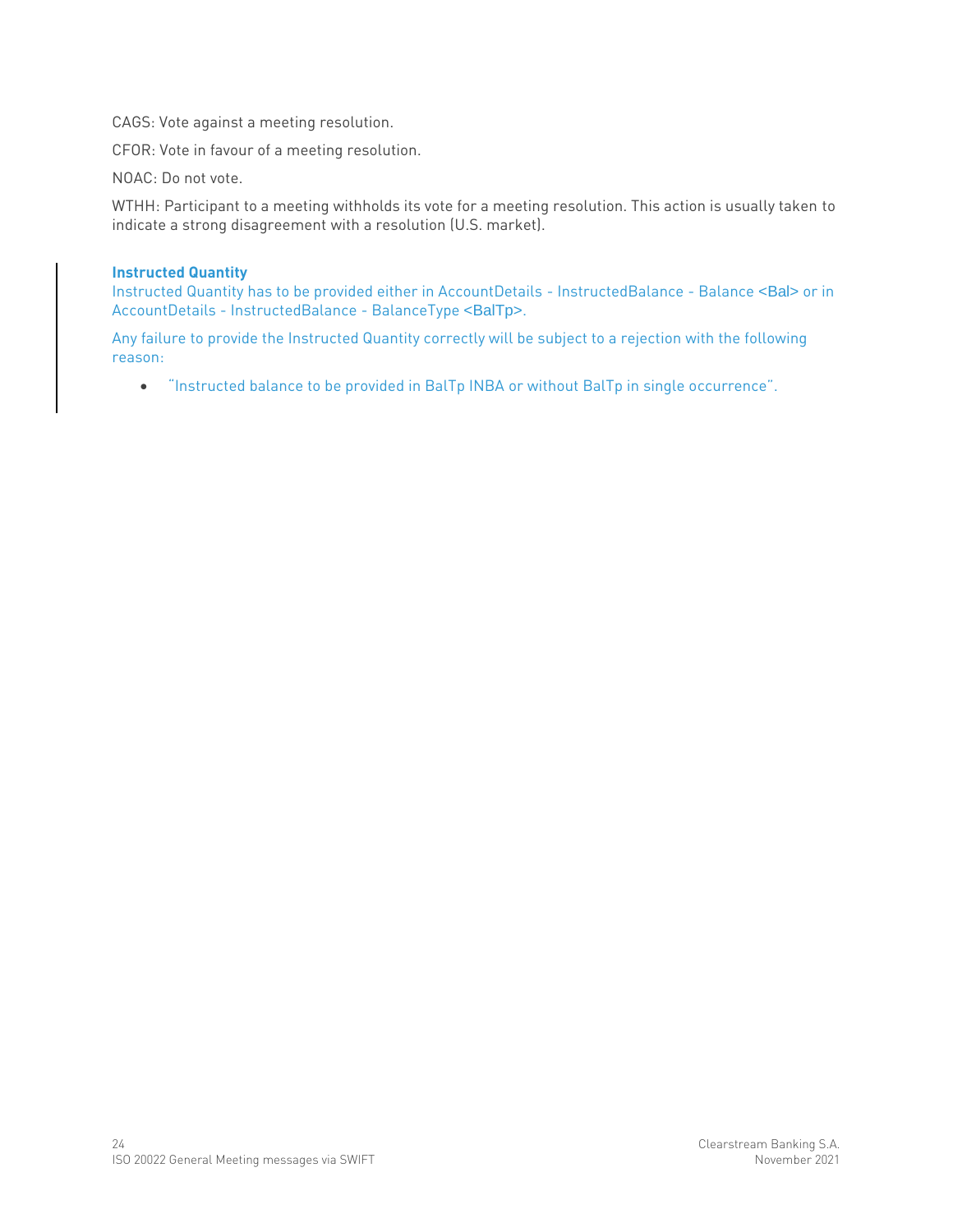CAGS: Vote against a meeting resolution.

CFOR: Vote in favour of a meeting resolution.

NOAC: Do not vote.

WTHH: Participant to a meeting withholds its vote for a meeting resolution. This action is usually taken to indicate a strong disagreement with a resolution (U.S. market).

**Instructed Quantity**

Instructed Quantity has to be provided either in AccountDetails - InstructedBalance - Balance <Bal> or in AccountDetails - InstructedBalance - BalanceType <BalTp>.

Any failure to provide the Instructed Quantity correctly will be subject to a rejection with the following reason:

- "Instructed balance to be provided in BalTp INBA or without BalTp in single occurrence".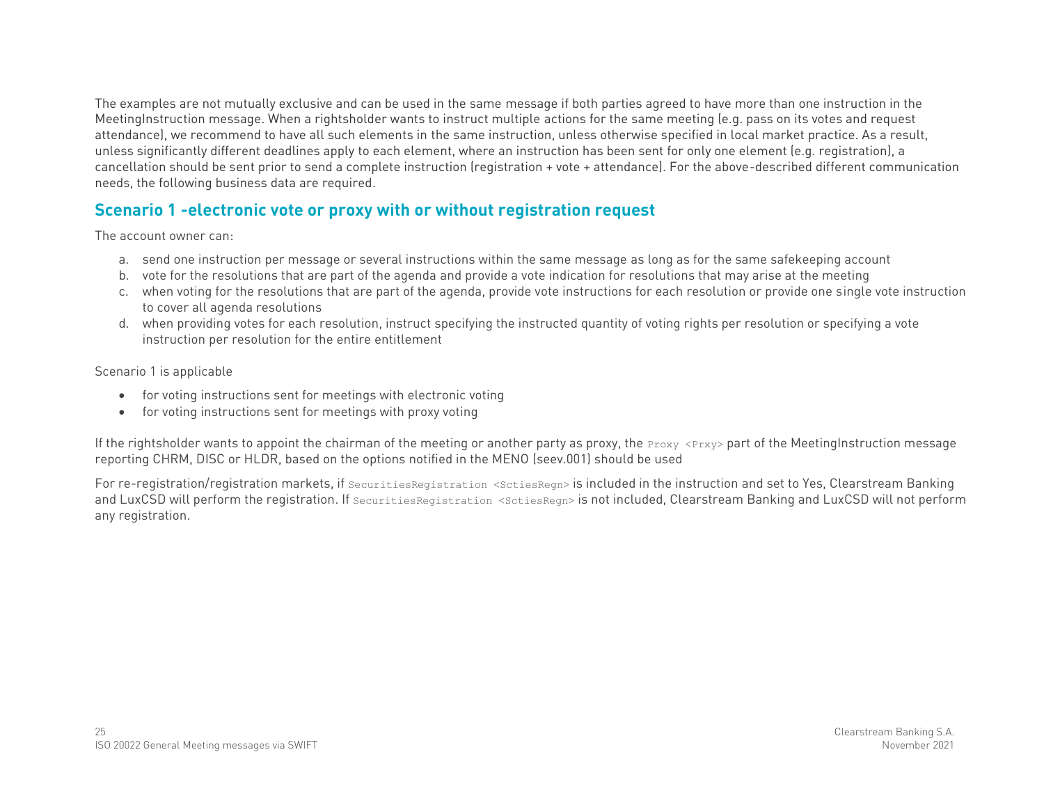The examples are not mutually exclusive and can be used in the same message if both parties agreed to have more than one instruction in the MeetingInstruction message. When a rightsholder wants to instruct multiple actions for the same meeting (e.g. pass on its votes and request attendance), we recommend to have all such elements in the same instruction, unless otherwise specified in local market practice. As a result, unless significantly different deadlines apply to each element, where an instruction has been sent for only one element (e.g. registration), a cancellation should be sent prior to send a complete instruction (registration + vote + attendance). For the above-described different communication needs, the following business data are required.

## Scenario 1 -electronic vote or proxy with or without registration request

The account owner can:

a. send one instruction per message or several instructions within the same message as long as for the same safekeeping account
b. vote for the resolutions that are part of the agenda and provide a vote indication for resolutions that may arise at the meeting
c. when voting for the resolutions that are part of the agenda, provide vote instructions for each resolution or provide one single vote instruction to cover all agenda resolutions
d. when providing votes for each resolution, instruct specifying the instructed quantity of voting rights per resolution or specifying a vote instruction per resolution for the entire entitlement

Scenario 1 is applicable

- for voting instructions sent for meetings with electronic voting
- for voting instructions sent for meetings with proxy voting

If the rightsholder wants to appoint the chairman of the meeting or another party as proxy, the `Proxy <Prxy>` part of the MeetingInstruction message reporting CHRM, DISC or HLDR, based on the options notified in the MENO (seev.001) should be used

For re-registration/registration markets, if `SecuritiesRegistration <SctiesRegn>` is included in the instruction and set to Yes, Clearstream Banking and LuxCSD will perform the registration. If `SecuritiesRegistration <SctiesRegn>` is not included, Clearstream Banking and LuxCSD will not perform any registration.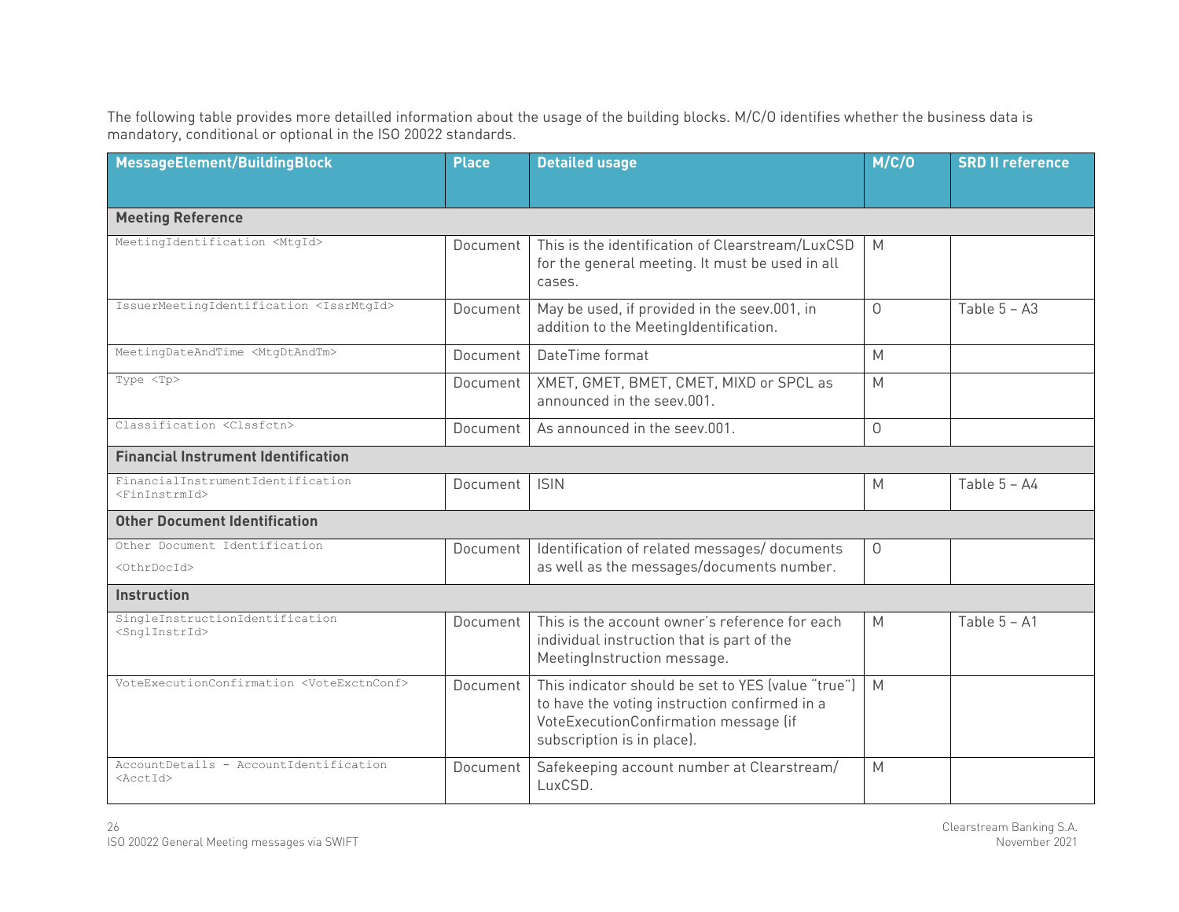The following table provides more detailled information about the usage of the building blocks. M/C/O identifies whether the business data is mandatory, conditional or optional in the ISO 20022 standards.

| MessageElement/BuildingBlock | Place | Detailed usage | M/C/O | SRD II reference |
|---|---|---|---|---|
| **Meeting Reference** | | | | |
| MeetingIdentification <MtgId> | Document | This is the identification of Clearstream/LuxCSD for the general meeting. It must be used in all cases. | M | |
| IssuerMeetingIdentification <IssrMtgId> | Document | May be used, if provided in the seev.001, in addition to the MeetingIdentification. | O | Table 5 – A3 |
| MeetingDateAndTime <MtgDtAndTm> | Document | DateTime format | M | |
| Type <Tp> | Document | XMET, GMET, BMET, CMET, MIXD or SPCL as announced in the seev.001. | M | |
| Classification <Clssfctn> | Document | As announced in the seev.001. | O | |
| **Financial Instrument Identification** | | | | |
| FinancialInstrumentIdentification <FinInstrmId> | Document | ISIN | M | Table 5 – A4 |
| **Other Document Identification** | | | | |
| Other Document Identification <OthrDocId> | Document | Identification of related messages/ documents as well as the messages/documents number. | O | |
| **Instruction** | | | | |
| SingleInstructionIdentification <SnglInstrId> | Document | This is the account owner's reference for each individual instruction that is part of the MeetingInstruction message. | M | Table 5 – A1 |
| VoteExecutionConfirmation <VoteExctnConf> | Document | This indicator should be set to YES (value "true") to have the voting instruction confirmed in a VoteExecutionConfirmation message (if subscription is in place). | M | |
| AccountDetails - AccountIdentification <AcctId> | Document | Safekeeping account number at Clearstream/ LuxCSD. | M | |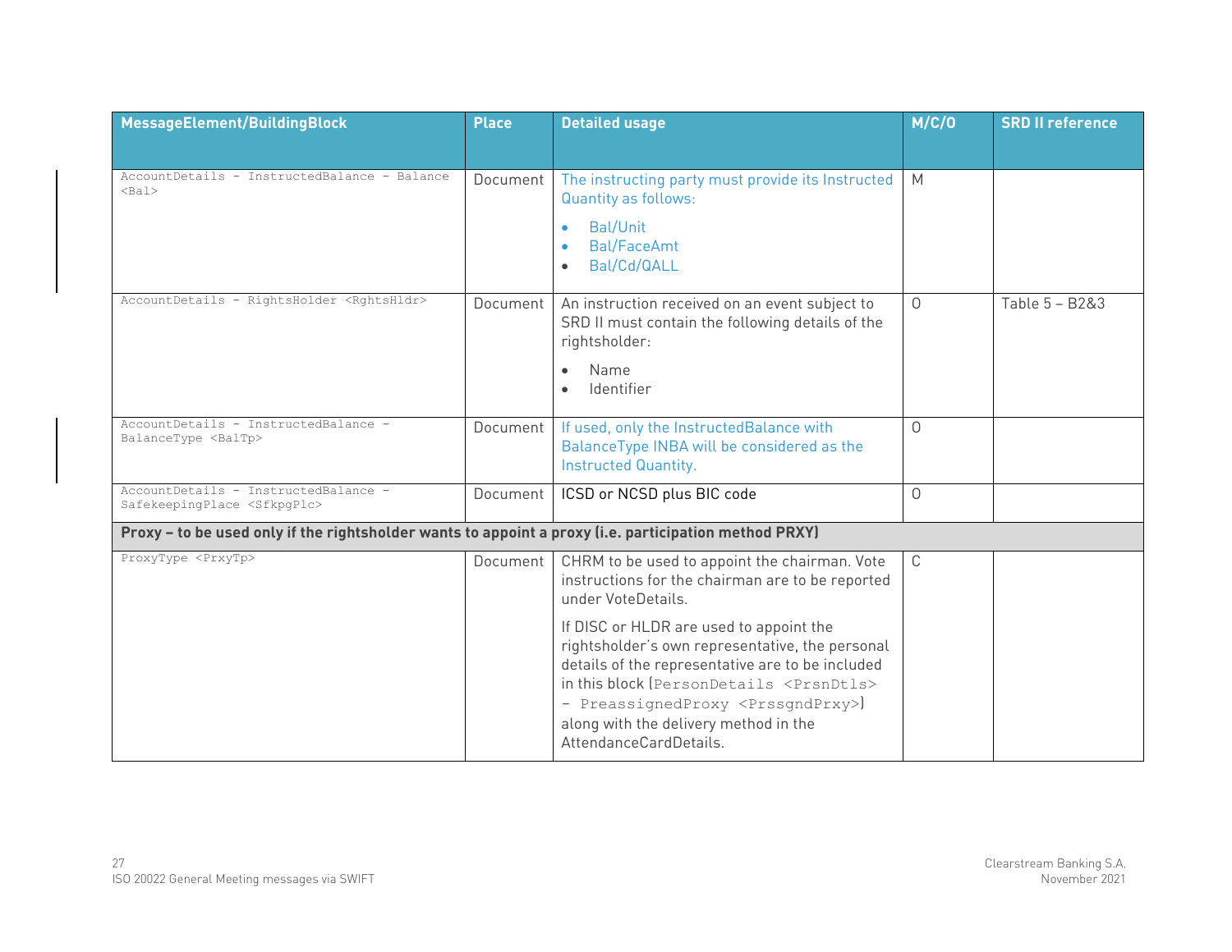| MessageElement/BuildingBlock | Place | Detailed usage | M/C/O | SRD II reference |
|---|---|---|---|---|
| AccountDetails - InstructedBalance - Balance <Bal> | Document | The instructing party must provide its Instructed Quantity as follows:<br>• Bal/Unit<br>• Bal/FaceAmt<br>• Bal/Cd/QALL | M | |
| AccountDetails - RightsHolder <RghtsHldr> | Document | An instruction received on an event subject to SRD II must contain the following details of the rightsholder:<br>• Name<br>• Identifier | O | Table 5 – B2&3 |
| AccountDetails - InstructedBalance - BalanceType <BalTp> | Document | If used, only the InstructedBalance with BalanceType INBA will be considered as the Instructed Quantity. | O | |
| AccountDetails - InstructedBalance - SafekeepingPlace <SfkpgPlc> | Document | ICSD or NCSD plus BIC code | O | |
| **Proxy – to be used only if the rightsholder wants to appoint a proxy (i.e. participation method PRXY)** | | | | |
| ProxyType <PrxyTp> | Document | CHRM to be used to appoint the chairman. Vote instructions for the chairman are to be reported under VoteDetails.<br><br>If DISC or HLDR are used to appoint the rightsholder's own representative, the personal details of the representative are to be included in this block (PersonDetails <PrsnDtls> - PreassignedProxy <PrssgndPrxy>) along with the delivery method in the AttendanceCardDetails. | C | |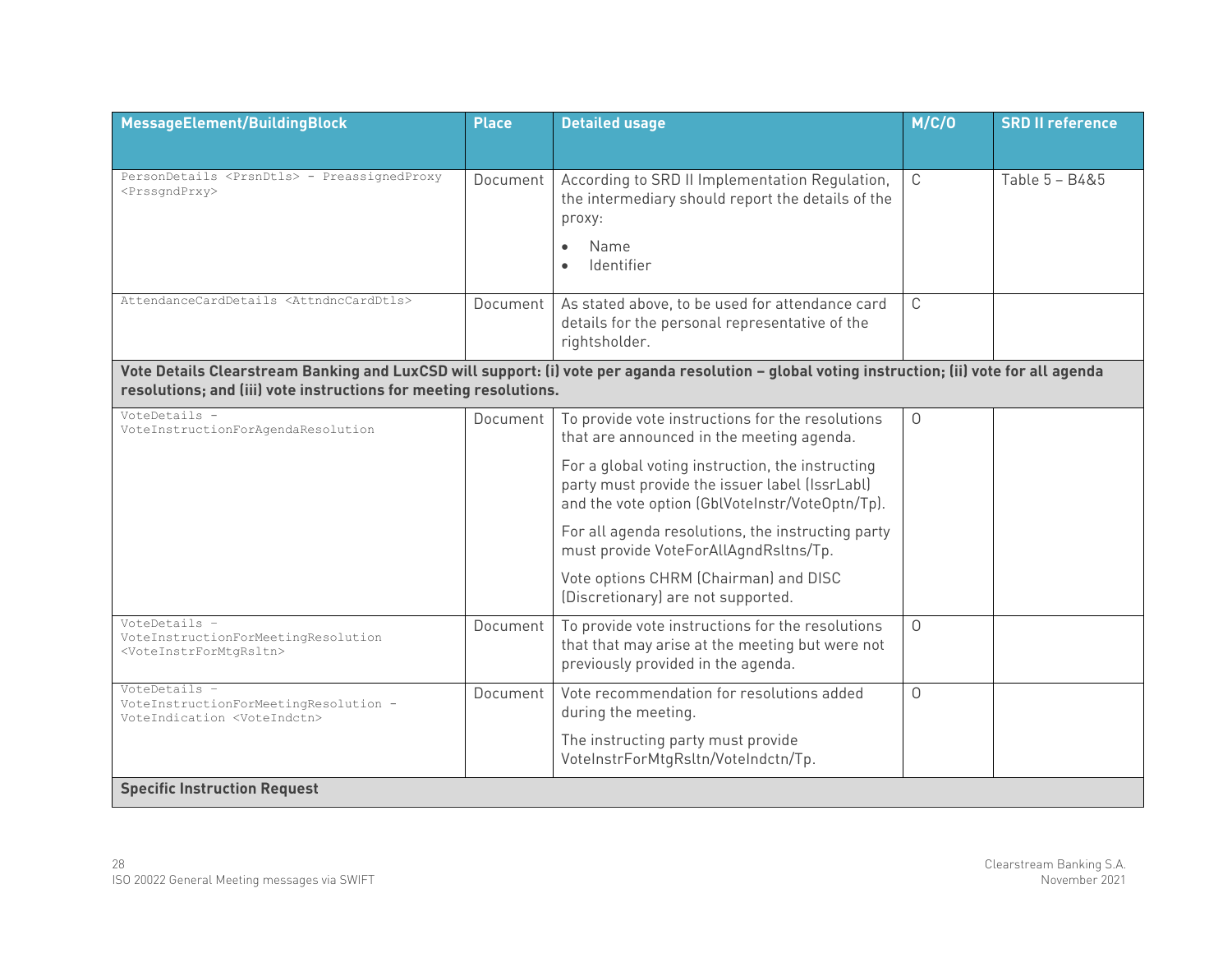| MessageElement/BuildingBlock | Place | Detailed usage | M/C/O | SRD II reference |
|---|---|---|---|---|
| PersonDetails <PrsnDtls> - PreassignedProxy <PrssgndPrxy> | Document | According to SRD II Implementation Regulation, the intermediary should report the details of the proxy:<br>• Name<br>• Identifier | C | Table 5 – B4&5 |
| AttendanceCardDetails <AttndncCardDtls> | Document | As stated above, to be used for attendance card details for the personal representative of the rightsholder. | C | |
| **Vote Details Clearstream Banking and LuxCSD will support: (i) vote per aganda resolution – global voting instruction; (ii) vote for all agenda resolutions; and (iii) vote instructions for meeting resolutions.** | | | | |
| VoteDetails - VoteInstructionForAgendaResolution | Document | To provide vote instructions for the resolutions that are announced in the meeting agenda.<br>For a global voting instruction, the instructing party must provide the issuer label (IssrLabl) and the vote option (GblVoteInstr/VoteOptn/Tp).<br>For all agenda resolutions, the instructing party must provide VoteForAllAgndRsltns/Tp.<br>Vote options CHRM (Chairman) and DISC (Discretionary) are not supported. | O | |
| VoteDetails - VoteInstructionForMeetingResolution <VoteInstrForMtgRsltn> | Document | To provide vote instructions for the resolutions that that may arise at the meeting but were not previously provided in the agenda. | O | |
| VoteDetails - VoteInstructionForMeetingResolution - VoteIndication <VoteIndctn> | Document | Vote recommendation for resolutions added during the meeting.<br>The instructing party must provide VoteInstrForMtgRsltn/VoteIndctn/Tp. | O | |
| **Specific Instruction Request** | | | | |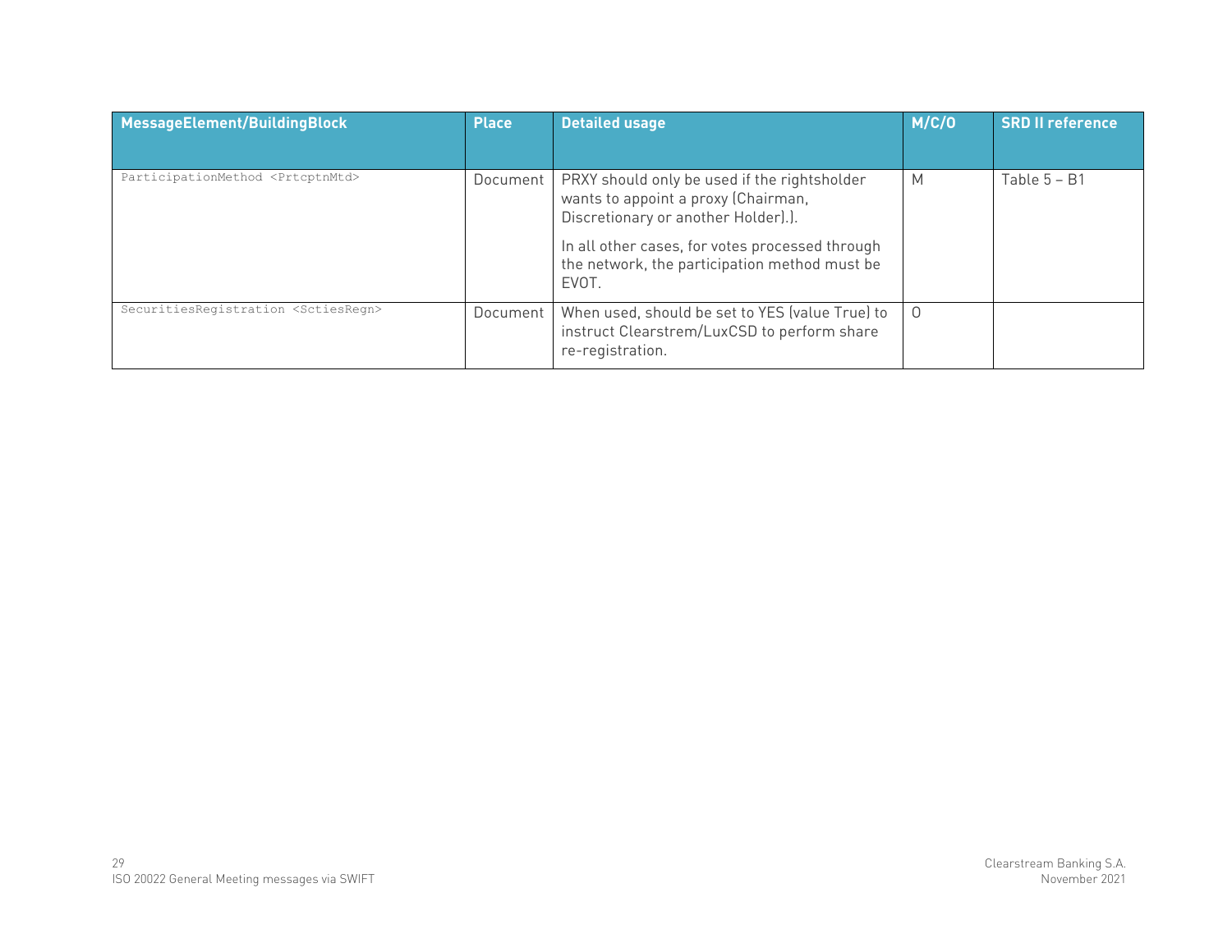| MessageElement/BuildingBlock | Place | Detailed usage | M/C/O | SRD II reference |
|---|---|---|---|---|
| ParticipationMethod <PrtcptnMtd> | Document | PRXY should only be used if the rightsholder wants to appoint a proxy (Chairman, Discretionary or another Holder).).<br><br>In all other cases, for votes processed through the network, the participation method must be EVOT. | M | Table 5 – B1 |
| SecuritiesRegistration <SctiesRegn> | Document | When used, should be set to YES (value True) to instruct Clearstrem/LuxCSD to perform share re-registration. | O | |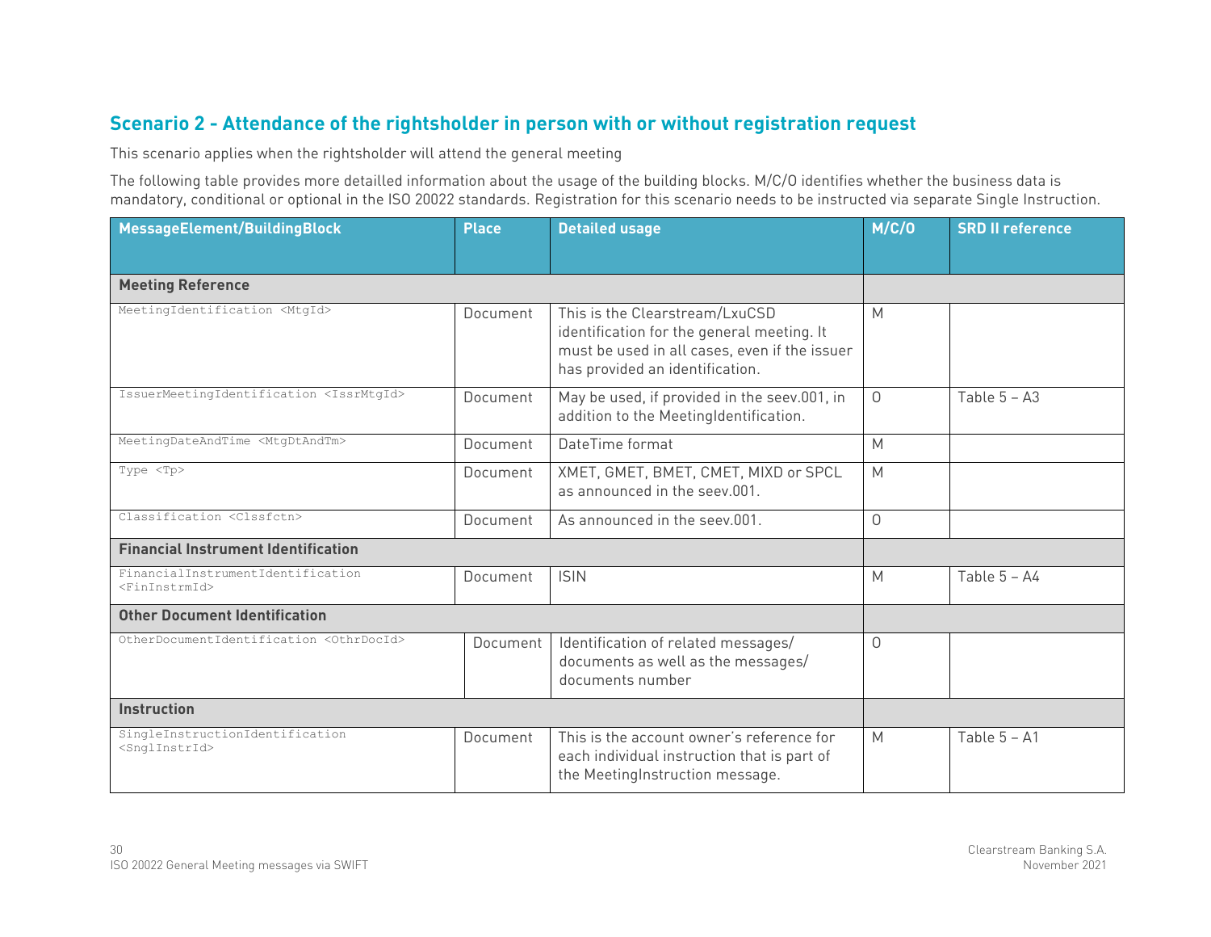## Scenario 2 - Attendance of the rightsholder in person with or without registration request

This scenario applies when the rightsholder will attend the general meeting

The following table provides more detailled information about the usage of the building blocks. M/C/O identifies whether the business data is mandatory, conditional or optional in the ISO 20022 standards. Registration for this scenario needs to be instructed via separate Single Instruction.

| MessageElement/BuildingBlock | Place | Detailed usage | M/C/O | SRD II reference |
|---|---|---|---|---|
| **Meeting Reference** | | | | |
| MeetingIdentification <MtgId> | Document | This is the Clearstream/LxuCSD identification for the general meeting. It must be used in all cases, even if the issuer has provided an identification. | M | |
| IssuerMeetingIdentification <IssrMtgId> | Document | May be used, if provided in the seev.001, in addition to the MeetingIdentification. | O | Table 5 – A3 |
| MeetingDateAndTime <MtgDtAndTm> | Document | DateTime format | M | |
| Type <Tp> | Document | XMET, GMET, BMET, CMET, MIXD or SPCL as announced in the seev.001. | M | |
| Classification <Clssfctn> | Document | As announced in the seev.001. | O | |
| **Financial Instrument Identification** | | | | |
| FinancialInstrumentIdentification <FinInstrmId> | Document | ISIN | M | Table 5 – A4 |
| **Other Document Identification** | | | | |
| OtherDocumentIdentification <OthrDocId> | Document | Identification of related messages/ documents as well as the messages/ documents number | O | |
| **Instruction** | | | | |
| SingleInstructionIdentification <SnglInstrId> | Document | This is the account owner's reference for each individual instruction that is part of the MeetingInstruction message. | M | Table 5 – A1 |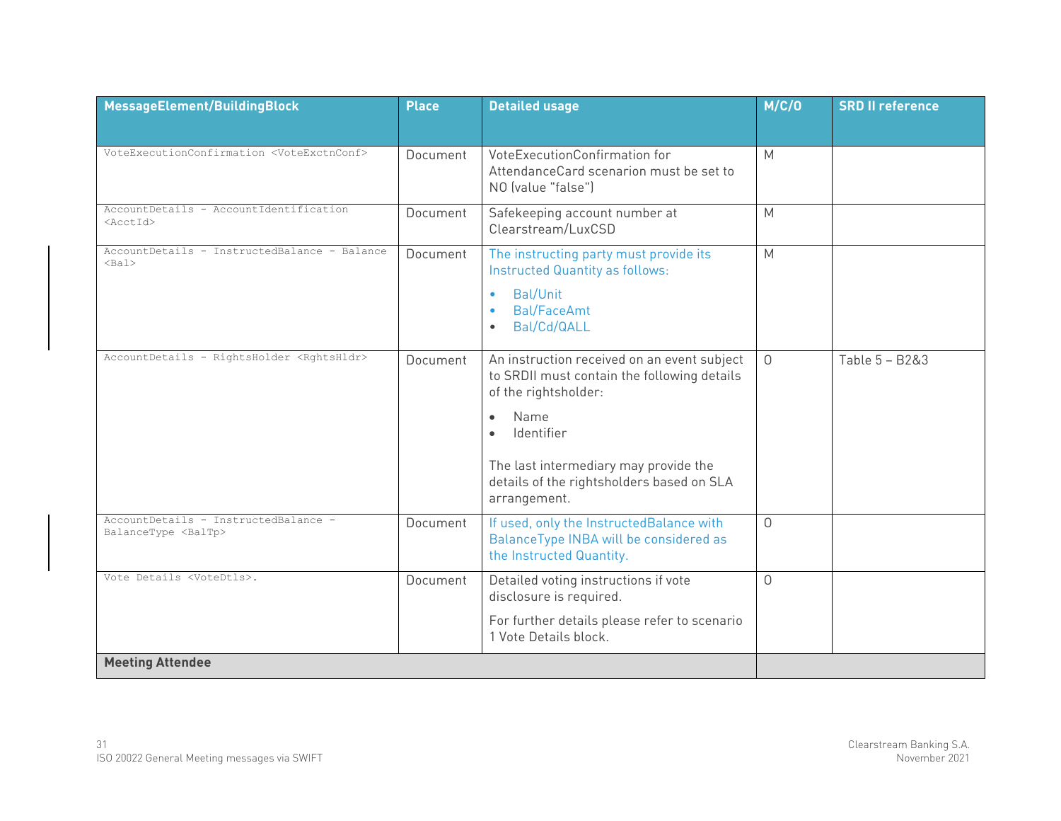| MessageElement/BuildingBlock | Place | Detailed usage | M/C/O | SRD II reference |
|---|---|---|---|---|
| VoteExecutionConfirmation <VoteExctnConf> | Document | VoteExecutionConfirmation for AttendanceCard scenarion must be set to NO (value "false") | M | |
| AccountDetails - AccountIdentification <AcctId> | Document | Safekeeping account number at Clearstream/LuxCSD | M | |
| AccountDetails - InstructedBalance - Balance <Bal> | Document | The instructing party must provide its Instructed Quantity as follows:<br>• Bal/Unit<br>• Bal/FaceAmt<br>• Bal/Cd/QALL | M | |
| AccountDetails - RightsHolder <RghtsHldr> | Document | An instruction received on an event subject to SRDII must contain the following details of the rightsholder:<br>• Name<br>• Identifier<br><br>The last intermediary may provide the details of the rightsholders based on SLA arrangement. | O | Table 5 – B2&3 |
| AccountDetails - InstructedBalance - BalanceType <BalTp> | Document | If used, only the InstructedBalance with BalanceType INBA will be considered as the Instructed Quantity. | O | |
| Vote Details <VoteDtls>. | Document | Detailed voting instructions if vote disclosure is required.<br><br>For further details please refer to scenario 1 Vote Details block. | O | |
| **Meeting Attendee** | | | | |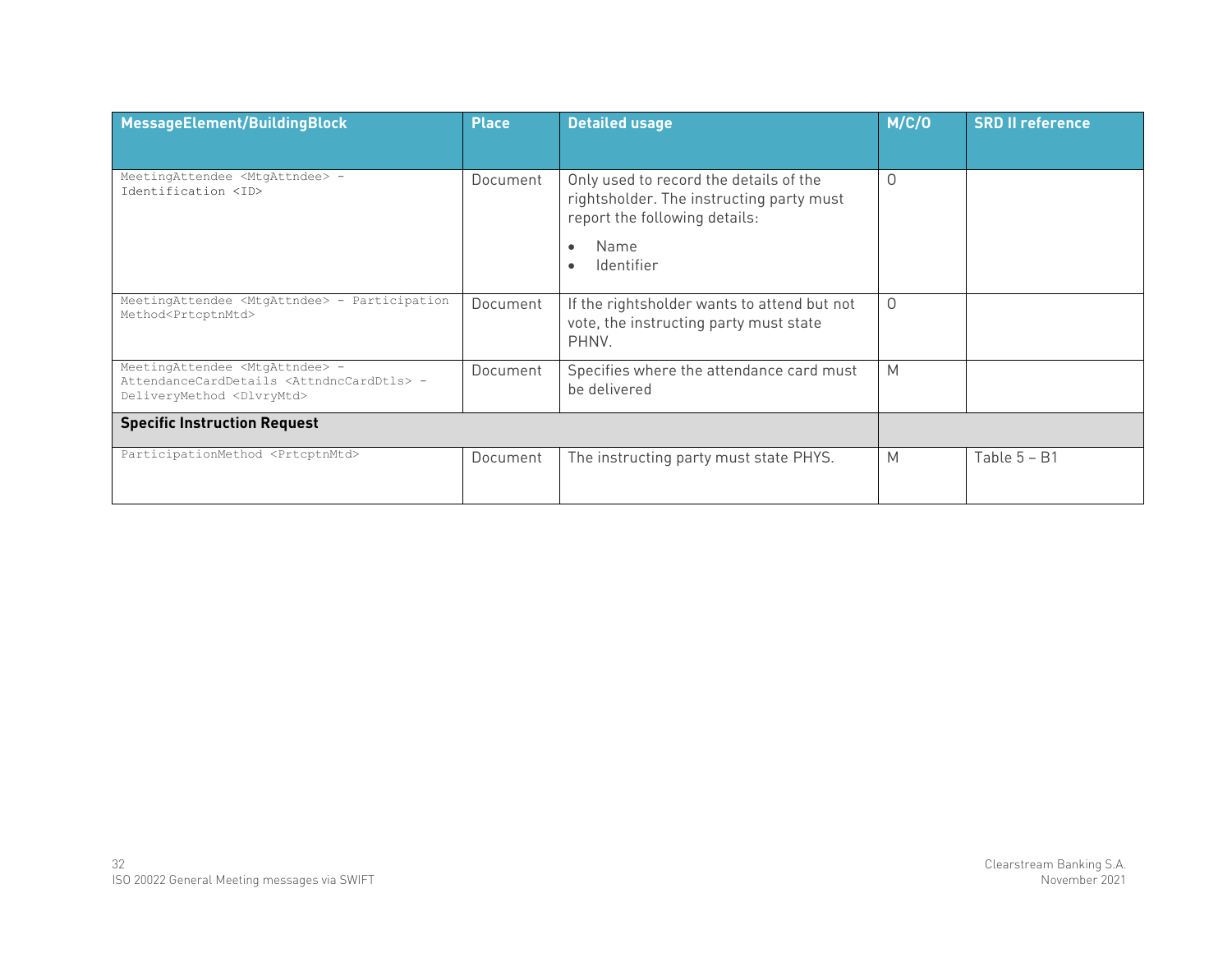| MessageElement/BuildingBlock | Place | Detailed usage | M/C/O | SRD II reference |
|---|---|---|---|---|
| MeetingAttendee <MtgAttndee> - Identification <ID> | Document | Only used to record the details of the rightsholder. The instructing party must report the following details:<br>• Name<br>• Identifier | O | |
| MeetingAttendee <MtgAttndee> - Participation Method<PrtcptnMtd> | Document | If the rightsholder wants to attend but not vote, the instructing party must state PHNV. | O | |
| MeetingAttendee <MtgAttndee> - AttendanceCardDetails <AttndncCardDtls> - DeliveryMethod <DlvryMtd> | Document | Specifies where the attendance card must be delivered | M | |
| **Specific Instruction Request** | | | | |
| ParticipationMethod <PrtcptnMtd> | Document | The instructing party must state PHYS. | M | Table 5 – B1 |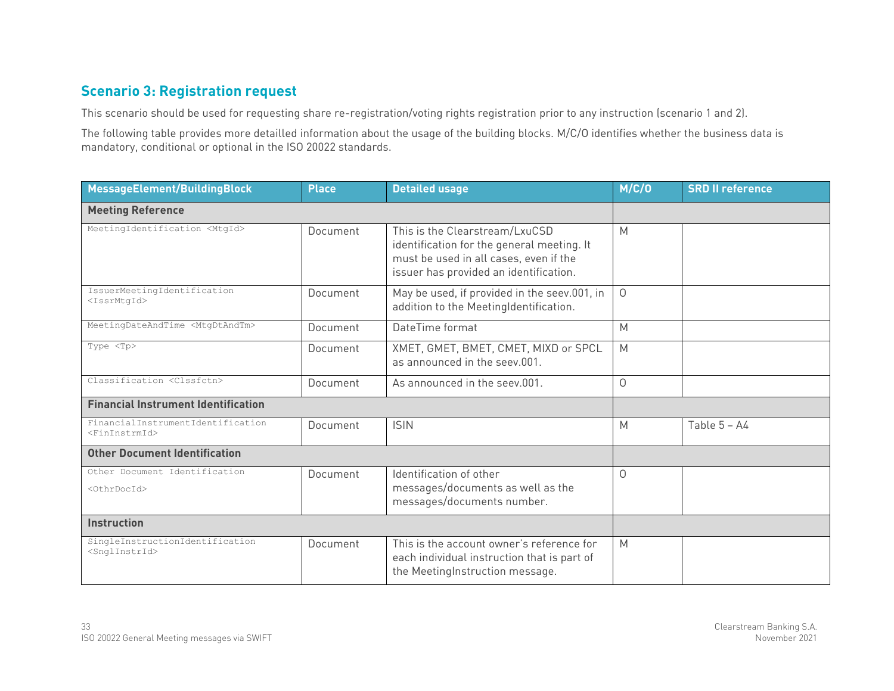## Scenario 3: Registration request

This scenario should be used for requesting share re-registration/voting rights registration prior to any instruction (scenario 1 and 2).

The following table provides more detailled information about the usage of the building blocks. M/C/O identifies whether the business data is mandatory, conditional or optional in the ISO 20022 standards.

| MessageElement/BuildingBlock | Place | Detailed usage | M/C/O | SRD II reference |
|---|---|---|---|---|
| **Meeting Reference** | | | | |
| MeetingIdentification <MtgId> | Document | This is the Clearstream/LxuCSD identification for the general meeting. It must be used in all cases, even if the issuer has provided an identification. | M | |
| IssuerMeetingIdentification <IssrMtgId> | Document | May be used, if provided in the seev.001, in addition to the MeetingIdentification. | O | |
| MeetingDateAndTime <MtgDtAndTm> | Document | DateTime format | M | |
| Type <Tp> | Document | XMET, GMET, BMET, CMET, MIXD or SPCL as announced in the seev.001. | M | |
| Classification <Clssfctn> | Document | As announced in the seev.001. | O | |
| **Financial Instrument Identification** | | | | |
| FinancialInstrumentIdentification <FinInstrmId> | Document | ISIN | M | Table 5 – A4 |
| **Other Document Identification** | | | | |
| Other Document Identification <OthrDocId> | Document | Identification of other messages/documents as well as the messages/documents number. | O | |
| **Instruction** | | | | |
| SingleInstructionIdentification <SnglInstrId> | Document | This is the account owner's reference for each individual instruction that is part of the MeetingInstruction message. | M | |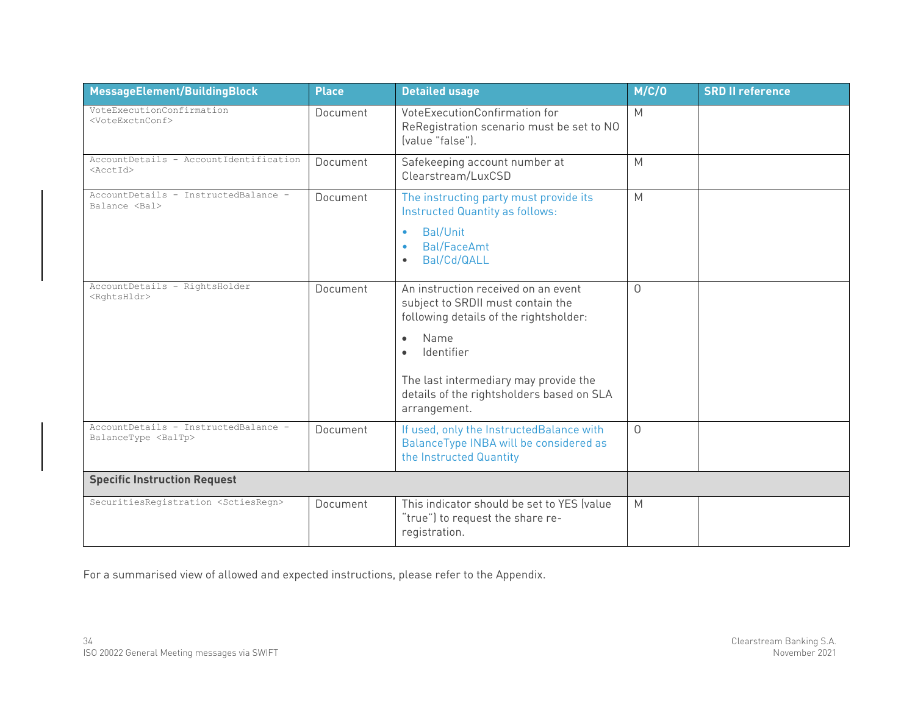| MessageElement/BuildingBlock | Place | Detailed usage | M/C/O | SRD II reference |
|---|---|---|---|---|
| VoteExecutionConfirmation `<VoteExctnConf>` | Document | VoteExecutionConfirmation for ReRegistration scenario must be set to NO (value "false"). | M | |
| AccountDetails - AccountIdentification `<AcctId>` | Document | Safekeeping account number at Clearstream/LuxCSD | M | |
| AccountDetails - InstructedBalance - Balance `<Bal>` | Document | The instructing party must provide its Instructed Quantity as follows:<br>• Bal/Unit<br>• Bal/FaceAmt<br>• Bal/Cd/QALL | M | |
| AccountDetails - RightsHolder `<RghtsHldr>` | Document | An instruction received on an event subject to SRDII must contain the following details of the rightsholder:<br>• Name<br>• Identifier<br><br>The last intermediary may provide the details of the rightsholders based on SLA arrangement. | O | |
| AccountDetails - InstructedBalance - BalanceType `<BalTp>` | Document | If used, only the InstructedBalance with BalanceType INBA will be considered as the Instructed Quantity | O | |
| **Specific Instruction Request** | | | | |
| SecuritiesRegistration `<SctiesRegn>` | Document | This indicator should be set to YES (value "true") to request the share re-registration. | M | |

For a summarised view of allowed and expected instructions, please refer to the Appendix.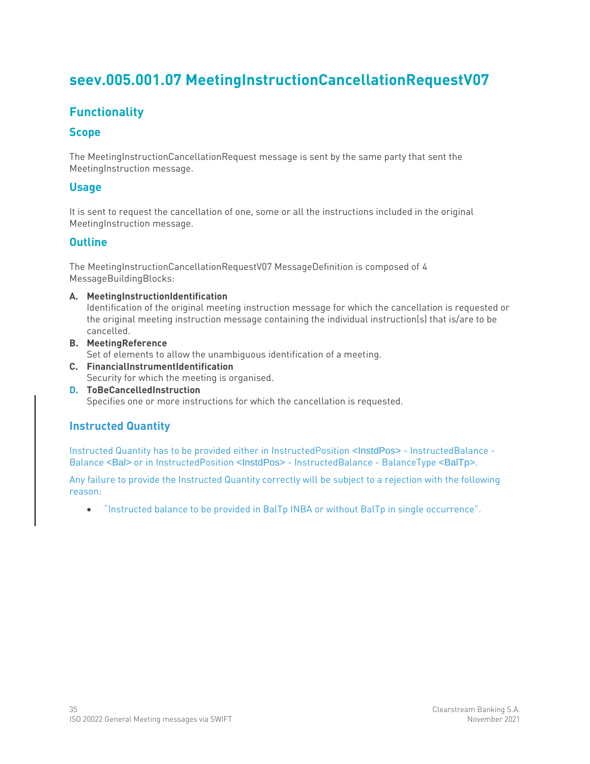# seev.005.001.07 MeetingInstructionCancellationRequestV07

## Functionality

### Scope

The MeetingInstructionCancellationRequest message is sent by the same party that sent the MeetingInstruction message.

### Usage

It is sent to request the cancellation of one, some or all the instructions included in the original MeetingInstruction message.

### Outline

The MeetingInstructionCancellationRequestV07 MessageDefinition is composed of 4 MessageBuildingBlocks:

**A. MeetingInstructionIdentification**
Identification of the original meeting instruction message for which the cancellation is requested or the original meeting instruction message containing the individual instruction(s) that is/are to be cancelled.

**B. MeetingReference**
Set of elements to allow the unambiguous identification of a meeting.

**C. FinancialInstrumentIdentification**
Security for which the meeting is organised.

**D. ToBeCancelledInstruction**
Specifies one or more instructions for which the cancellation is requested.

### Instructed Quantity

Instructed Quantity has to be provided either in InstructedPosition <InstdPos> - InstructedBalance - Balance <Bal> or in InstructedPosition <InstdPos> - InstructedBalance - BalanceType <BalTp>.

Any failure to provide the Instructed Quantity correctly will be subject to a rejection with the following reason:

- "Instructed balance to be provided in BalTp INBA or without BalTp in single occurrence".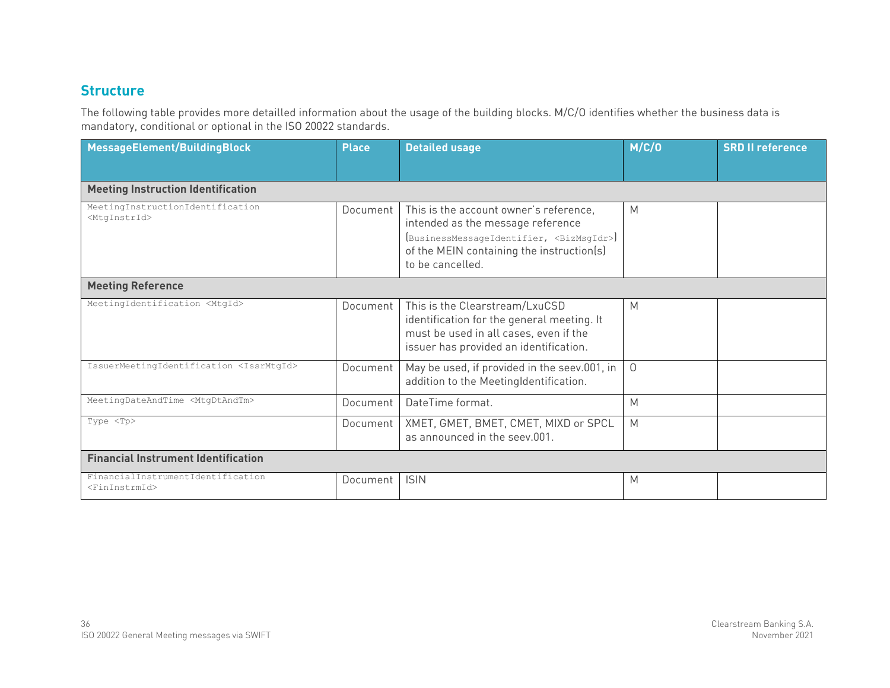## Structure

The following table provides more detailled information about the usage of the building blocks. M/C/O identifies whether the business data is mandatory, conditional or optional in the ISO 20022 standards.

| MessageElement/BuildingBlock | Place | Detailed usage | M/C/O | SRD II reference |
|---|---|---|---|---|
| **Meeting Instruction Identification** | | | | |
| MeetingInstructionIdentification <MtgInstrId> | Document | This is the account owner's reference, intended as the message reference (BusinessMessageIdentifier, <BizMsgIdr>) of the MEIN containing the instruction(s) to be cancelled. | M | |
| **Meeting Reference** | | | | |
| MeetingIdentification <MtgId> | Document | This is the Clearstream/LxuCSD identification for the general meeting. It must be used in all cases, even if the issuer has provided an identification. | M | |
| IssuerMeetingIdentification <IssrMtgId> | Document | May be used, if provided in the seev.001, in addition to the MeetingIdentification. | O | |
| MeetingDateAndTime <MtgDtAndTm> | Document | DateTime format. | M | |
| Type <Tp> | Document | XMET, GMET, BMET, CMET, MIXD or SPCL as announced in the seev.001. | M | |
| **Financial Instrument Identification** | | | | |
| FinancialInstrumentIdentification <FinInstrmId> | Document | ISIN | M | |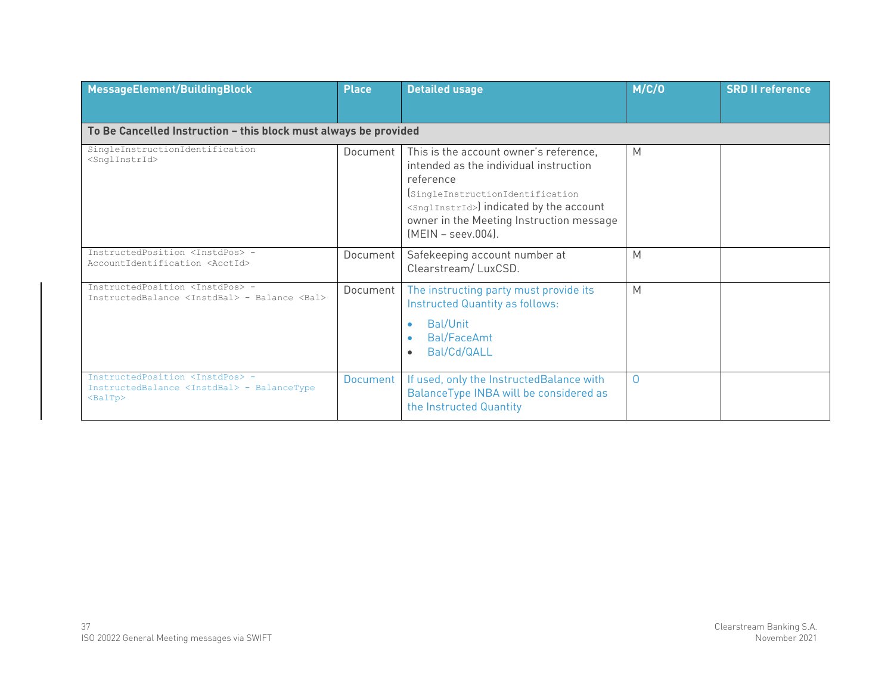| MessageElement/BuildingBlock | Place | Detailed usage | M/C/O | SRD II reference |
|---|---|---|---|---|
| **To Be Cancelled Instruction – this block must always be provided** | | | | |
| SingleInstructionIdentification <SnglInstrId> | Document | This is the account owner's reference, intended as the individual instruction reference (SingleInstructionIdentification <SnglInstrId>) indicated by the account owner in the Meeting Instruction message (MEIN – seev.004). | M | |
| InstructedPosition <InstdPos> - AccountIdentification <AcctId> | Document | Safekeeping account number at Clearstream/ LuxCSD. | M | |
| InstructedPosition <InstdPos> - InstructedBalance <InstdBal> - Balance <Bal> | Document | The instructing party must provide its Instructed Quantity as follows:<br>• Bal/Unit<br>• Bal/FaceAmt<br>• Bal/Cd/QALL | M | |
| InstructedPosition <InstdPos> - InstructedBalance <InstdBal> - BalanceType <BalTp> | Document | If used, only the InstructedBalance with BalanceType INBA will be considered as the Instructed Quantity | O | |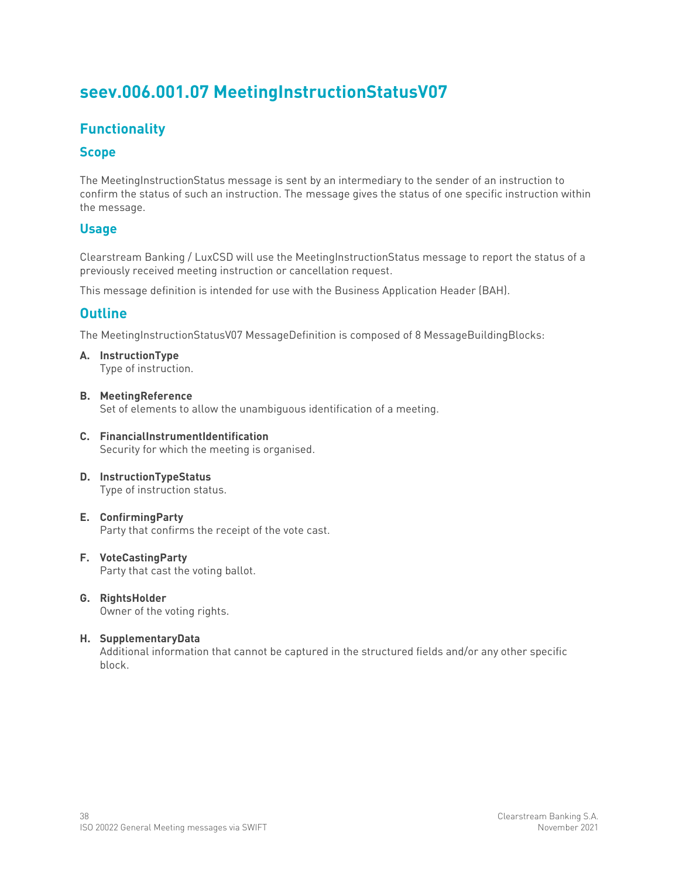# seev.006.001.07 MeetingInstructionStatusV07

## Functionality

### Scope

The MeetingInstructionStatus message is sent by an intermediary to the sender of an instruction to confirm the status of such an instruction. The message gives the status of one specific instruction within the message.

### Usage

Clearstream Banking / LuxCSD will use the MeetingInstructionStatus message to report the status of a previously received meeting instruction or cancellation request.

This message definition is intended for use with the Business Application Header (BAH).

## Outline

The MeetingInstructionStatusV07 MessageDefinition is composed of 8 MessageBuildingBlocks:

A. **InstructionType**
   Type of instruction.

B. **MeetingReference**
   Set of elements to allow the unambiguous identification of a meeting.

C. **FinancialInstrumentIdentification**
   Security for which the meeting is organised.

D. **InstructionTypeStatus**
   Type of instruction status.

E. **ConfirmingParty**
   Party that confirms the receipt of the vote cast.

F. **VoteCastingParty**
   Party that cast the voting ballot.

G. **RightsHolder**
   Owner of the voting rights.

H. **SupplementaryData**
   Additional information that cannot be captured in the structured fields and/or any other specific block.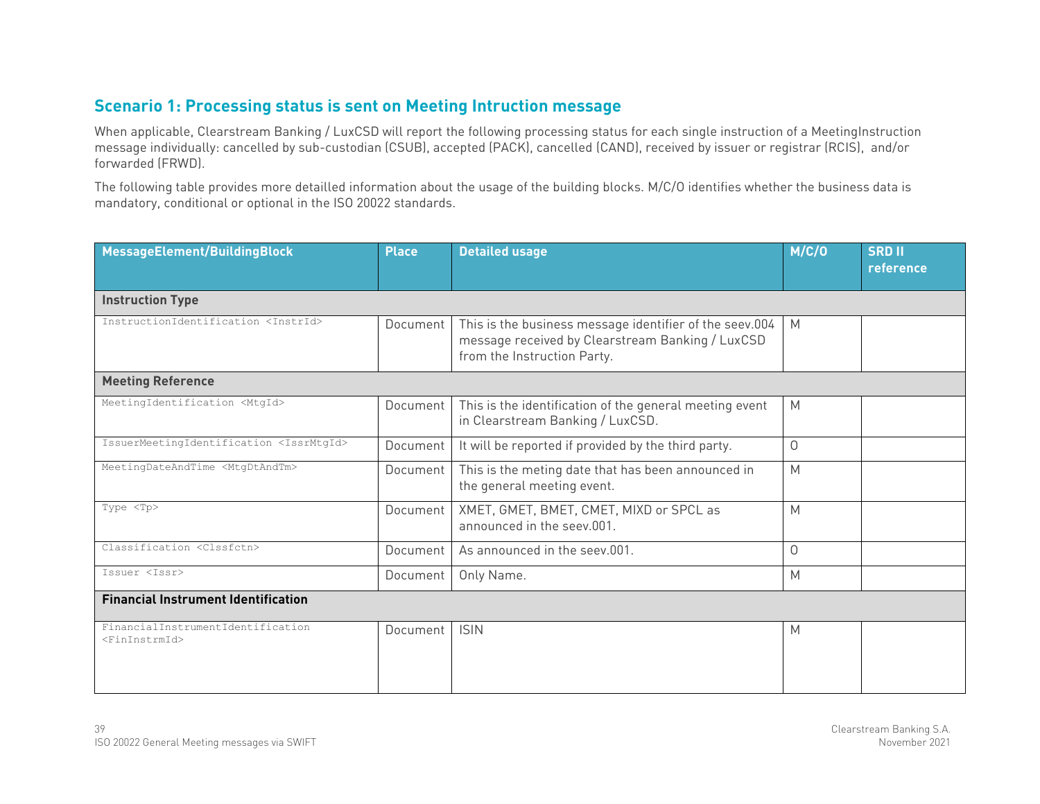### Scenario 1: Processing status is sent on Meeting Intruction message

When applicable, Clearstream Banking / LuxCSD will report the following processing status for each single instruction of a MeetingInstruction message individually: cancelled by sub-custodian (CSUB), accepted (PACK), cancelled (CAND), received by issuer or registrar (RCIS), and/or forwarded (FRWD).

The following table provides more detailled information about the usage of the building blocks. M/C/O identifies whether the business data is mandatory, conditional or optional in the ISO 20022 standards.

| MessageElement/BuildingBlock | Place | Detailed usage | M/C/O | SRD II reference |
|---|---|---|---|---|
| **Instruction Type** | | | | |
| InstructionIdentification <InstrId> | Document | This is the business message identifier of the seev.004 message received by Clearstream Banking / LuxCSD from the Instruction Party. | M | |
| **Meeting Reference** | | | | |
| MeetingIdentification <MtgId> | Document | This is the identification of the general meeting event in Clearstream Banking / LuxCSD. | M | |
| IssuerMeetingIdentification <IssrMtgId> | Document | It will be reported if provided by the third party. | O | |
| MeetingDateAndTime <MtgDtAndTm> | Document | This is the meting date that has been announced in the general meeting event. | M | |
| Type <Tp> | Document | XMET, GMET, BMET, CMET, MIXD or SPCL as announced in the seev.001. | M | |
| Classification <Clssfctn> | Document | As announced in the seev.001. | O | |
| Issuer <Issr> | Document | Only Name. | M | |
| **Financial Instrument Identification** | | | | |
| FinancialInstrumentIdentification <FinInstrmId> | Document | ISIN | M | |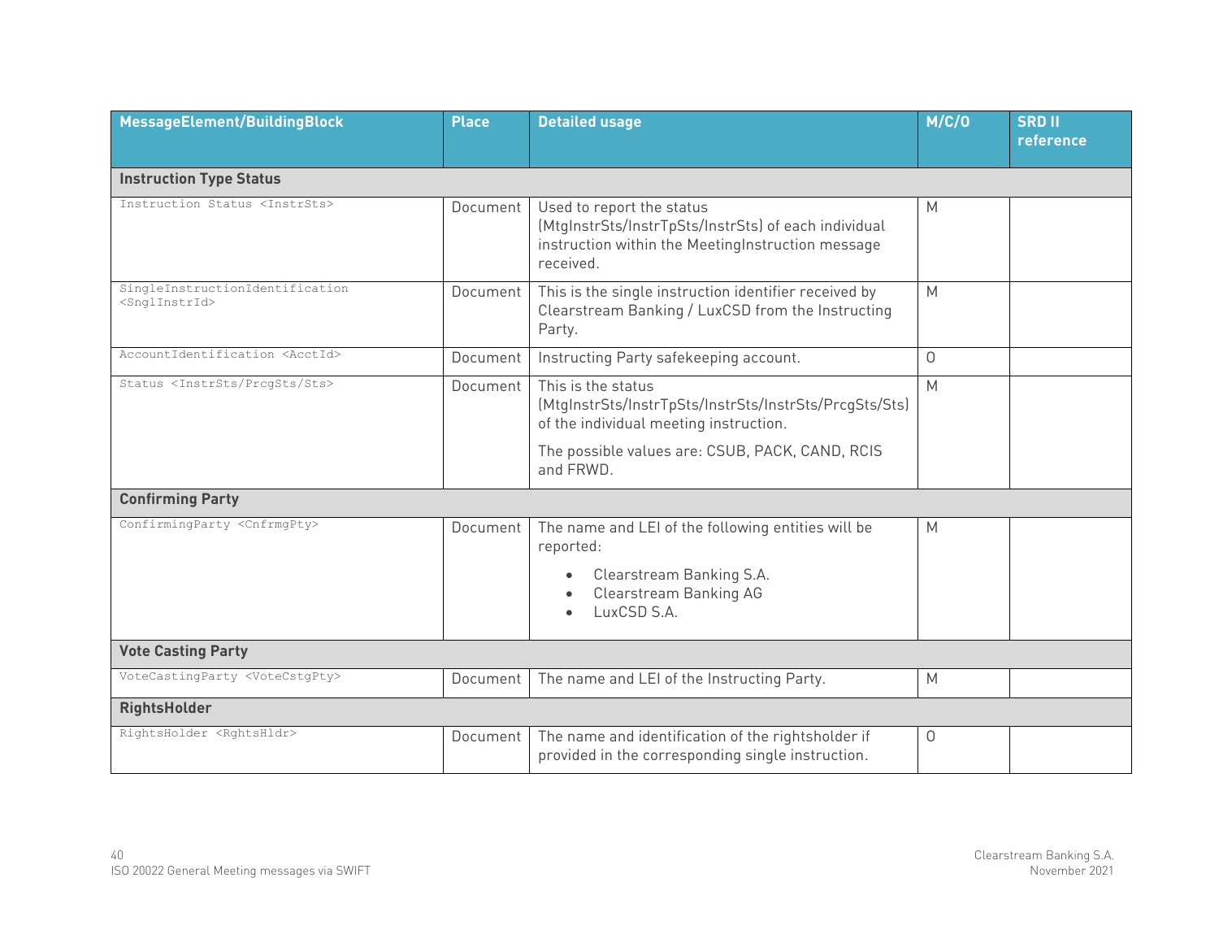| MessageElement/BuildingBlock | Place | Detailed usage | M/C/O | SRD II reference |
|---|---|---|---|---|
| **Instruction Type Status** | | | | |
| Instruction Status <InstrSts> | Document | Used to report the status (MtgInstrSts/InstrTpSts/InstrSts) of each individual instruction within the MeetingInstruction message received. | M | |
| SingleInstructionIdentification <SnglInstrId> | Document | This is the single instruction identifier received by Clearstream Banking / LuxCSD from the Instructing Party. | M | |
| AccountIdentification <AcctId> | Document | Instructing Party safekeeping account. | O | |
| Status <InstrSts/PrcgSts/Sts> | Document | This is the status (MtgInstrSts/InstrTpSts/InstrSts/InstrSts/PrcgSts/Sts) of the individual meeting instruction.<br><br>The possible values are: CSUB, PACK, CAND, RCIS and FRWD. | M | |
| **Confirming Party** | | | | |
| ConfirmingParty <CnfrmgPty> | Document | The name and LEI of the following entities will be reported:<br>• Clearstream Banking S.A.<br>• Clearstream Banking AG<br>• LuxCSD S.A. | M | |
| **Vote Casting Party** | | | | |
| VoteCastingParty <VoteCstgPty> | Document | The name and LEI of the Instructing Party. | M | |
| **RightsHolder** | | | | |
| RightsHolder <RghtsHldr> | Document | The name and identification of the rightsholder if provided in the corresponding single instruction. | O | |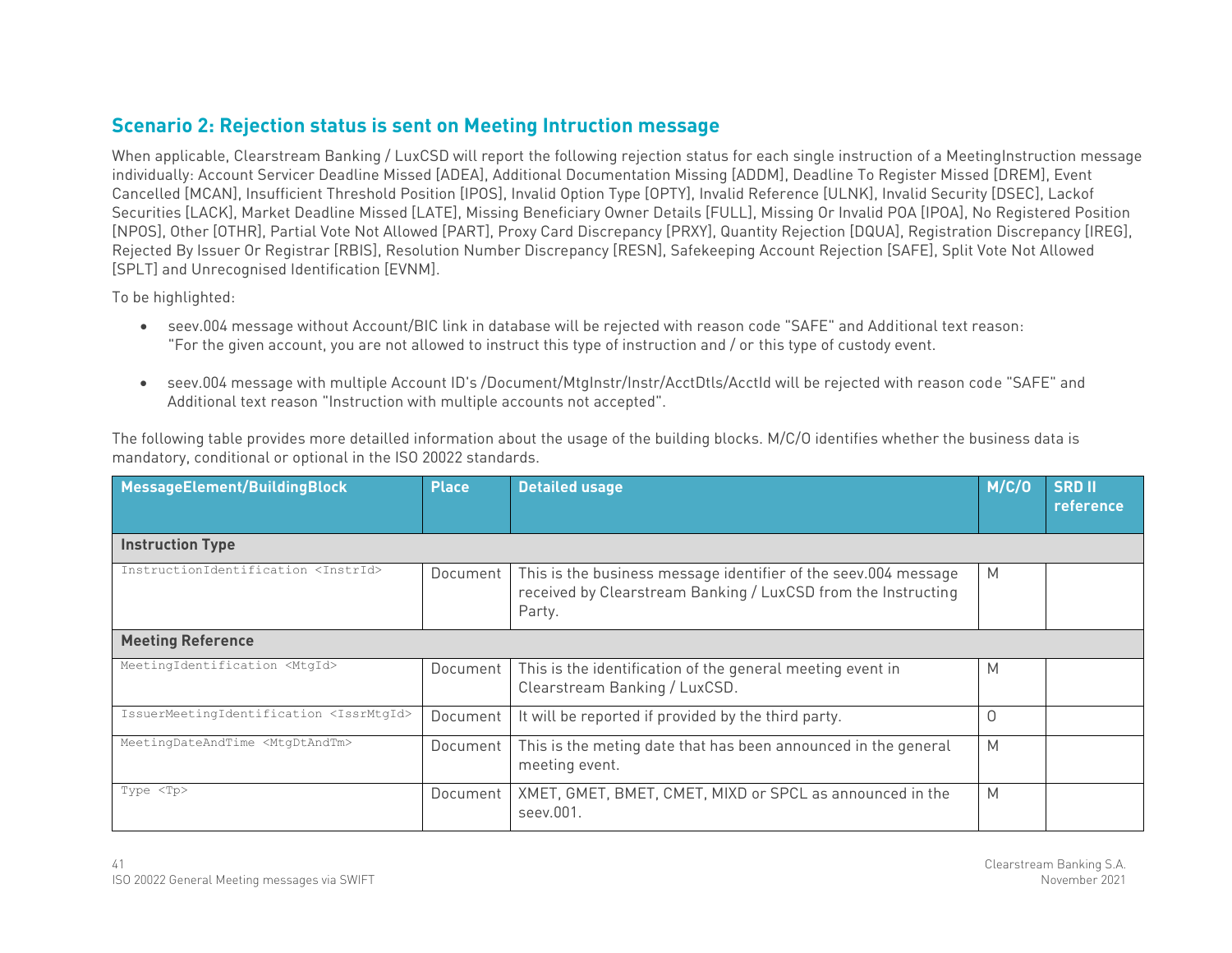### Scenario 2: Rejection status is sent on Meeting Intruction message

When applicable, Clearstream Banking / LuxCSD will report the following rejection status for each single instruction of a MeetingInstruction message individually: Account Servicer Deadline Missed [ADEA], Additional Documentation Missing [ADDM], Deadline To Register Missed [DREM], Event Cancelled [MCAN], Insufficient Threshold Position [IPOS], Invalid Option Type [OPTY], Invalid Reference [ULNK], Invalid Security [DSEC], Lackof Securities [LACK], Market Deadline Missed [LATE], Missing Beneficiary Owner Details [FULL], Missing Or Invalid POA [IPOA], No Registered Position [NPOS], Other [OTHR], Partial Vote Not Allowed [PART], Proxy Card Discrepancy [PRXY], Quantity Rejection [DQUA], Registration Discrepancy [IREG], Rejected By Issuer Or Registrar [RBIS], Resolution Number Discrepancy [RESN], Safekeeping Account Rejection [SAFE], Split Vote Not Allowed [SPLT] and Unrecognised Identification [EVNM].

To be highlighted:

- seev.004 message without Account/BIC link in database will be rejected with reason code "SAFE" and Additional text reason: "For the given account, you are not allowed to instruct this type of instruction and / or this type of custody event.
- seev.004 message with multiple Account ID's /Document/MtgInstr/Instr/AcctDtls/AcctId will be rejected with reason code "SAFE" and Additional text reason "Instruction with multiple accounts not accepted".

The following table provides more detailled information about the usage of the building blocks. M/C/O identifies whether the business data is mandatory, conditional or optional in the ISO 20022 standards.

| MessageElement/BuildingBlock | Place | Detailed usage | M/C/O | SRD II reference |
|---|---|---|---|---|
| **Instruction Type** | | | | |
| InstructionIdentification <InstrId> | Document | This is the business message identifier of the seev.004 message received by Clearstream Banking / LuxCSD from the Instructing Party. | M | |
| **Meeting Reference** | | | | |
| MeetingIdentification <MtgId> | Document | This is the identification of the general meeting event in Clearstream Banking / LuxCSD. | M | |
| IssuerMeetingIdentification <IssrMtgId> | Document | It will be reported if provided by the third party. | O | |
| MeetingDateAndTime <MtgDtAndTm> | Document | This is the meting date that has been announced in the general meeting event. | M | |
| Type <Tp> | Document | XMET, GMET, BMET, CMET, MIXD or SPCL as announced in the seev.001. | M | |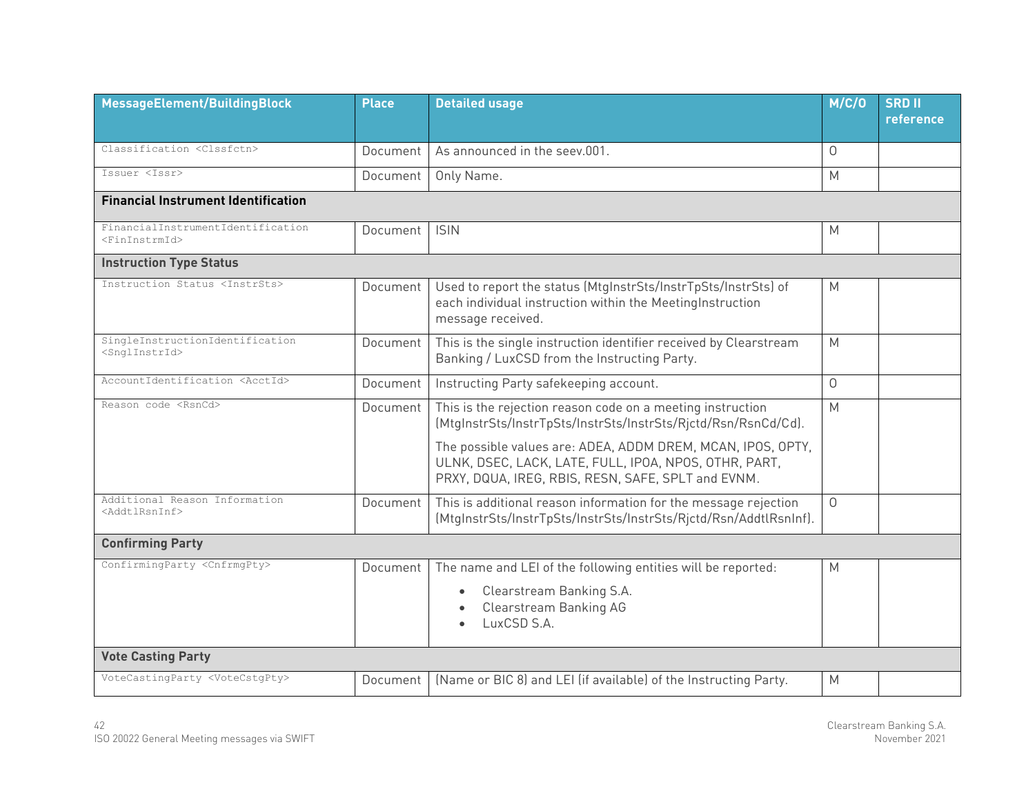| MessageElement/BuildingBlock | Place | Detailed usage | M/C/O | SRD II reference |
|---|---|---|---|---|
| Classification <Clssfctn> | Document | As announced in the seev.001. | O | |
| Issuer <Issr> | Document | Only Name. | M | |
| **Financial Instrument Identification** | | | | |
| FinancialInstrumentIdentification <FinInstrmId> | Document | ISIN | M | |
| **Instruction Type Status** | | | | |
| Instruction Status <InstrSts> | Document | Used to report the status (MtgInstrSts/InstrTpSts/InstrSts) of each individual instruction within the MeetingInstruction message received. | M | |
| SingleInstructionIdentification <SnglInstrId> | Document | This is the single instruction identifier received by Clearstream Banking / LuxCSD from the Instructing Party. | M | |
| AccountIdentification <AcctId> | Document | Instructing Party safekeeping account. | O | |
| Reason code <RsnCd> | Document | This is the rejection reason code on a meeting instruction (MtgInstrSts/InstrTpSts/InstrSts/InstrSts/Rjctd/Rsn/RsnCd/Cd). The possible values are: ADEA, ADDM DREM, MCAN, IPOS, OPTY, ULNK, DSEC, LACK, LATE, FULL, IPOA, NPOS, OTHR, PART, PRXY, DQUA, IREG, RBIS, RESN, SAFE, SPLT and EVNM. | M | |
| Additional Reason Information <AddtlRsnInf> | Document | This is additional reason information for the message rejection (MtgInstrSts/InstrTpSts/InstrSts/InstrSts/Rjctd/Rsn/AddtlRsnInf). | O | |
| **Confirming Party** | | | | |
| ConfirmingParty <CnfrmgPty> | Document | The name and LEI of the following entities will be reported: <br>• Clearstream Banking S.A.<br>• Clearstream Banking AG<br>• LuxCSD S.A. | M | |
| **Vote Casting Party** | | | | |
| VoteCastingParty <VoteCstgPty> | Document | (Name or BIC 8) and LEI (if available) of the Instructing Party. | M | |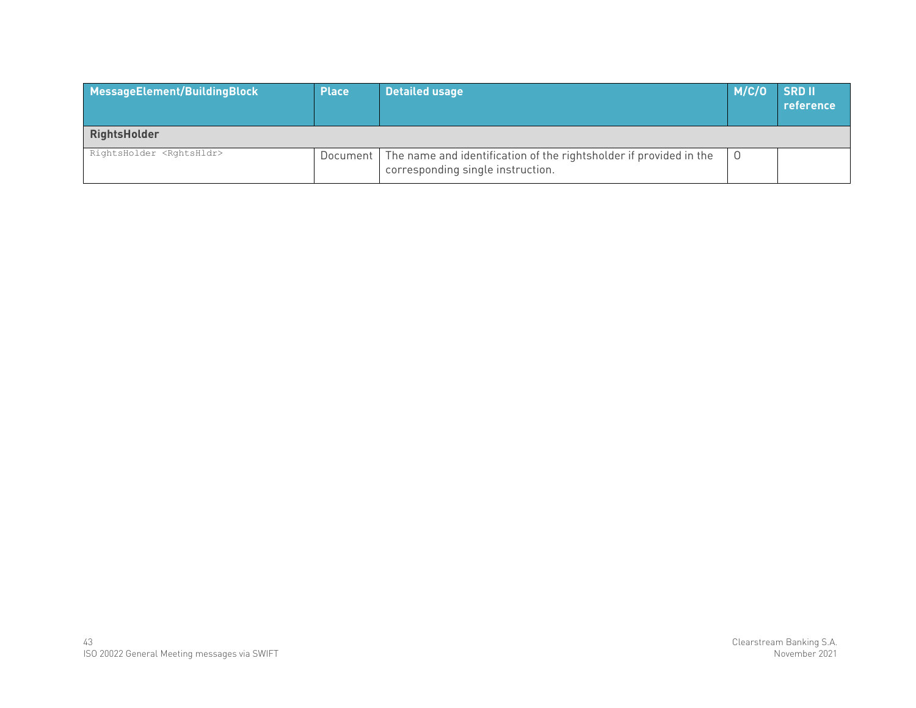| MessageElement/BuildingBlock | Place | Detailed usage | M/C/O | SRD II reference |
|---|---|---|---|---|
| **RightsHolder** | | | | |
| RightsHolder <RghtsHldr> | Document | The name and identification of the rightsholder if provided in the corresponding single instruction. | O | |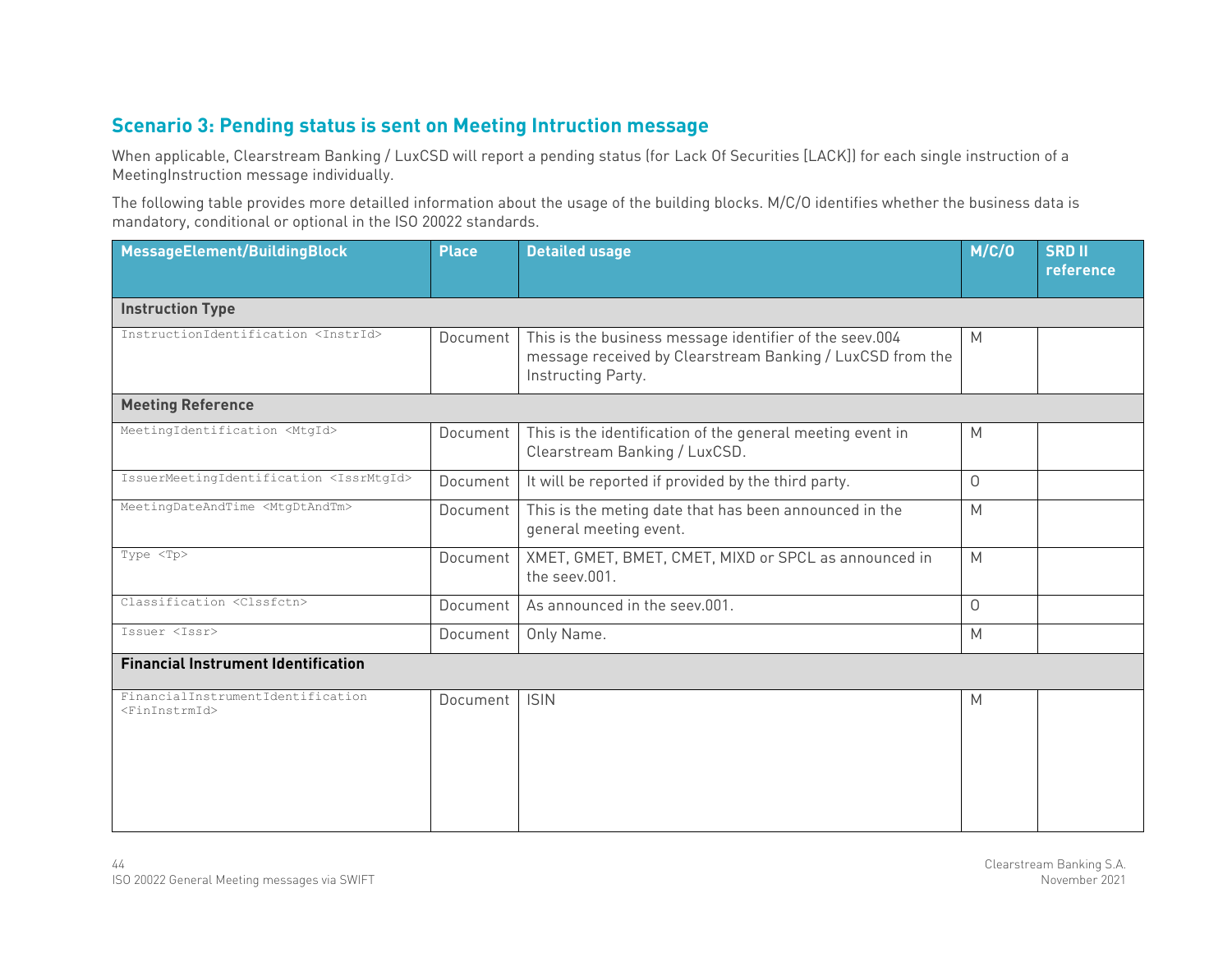## Scenario 3: Pending status is sent on Meeting Intruction message

When applicable, Clearstream Banking / LuxCSD will report a pending status (for Lack Of Securities [LACK]) for each single instruction of a MeetingInstruction message individually.

The following table provides more detailled information about the usage of the building blocks. M/C/O identifies whether the business data is mandatory, conditional or optional in the ISO 20022 standards.

| MessageElement/BuildingBlock | Place | Detailed usage | M/C/O | SRD II reference |
|---|---|---|---|---|
| **Instruction Type** | | | | |
| InstructionIdentification <InstrId> | Document | This is the business message identifier of the seev.004 message received by Clearstream Banking / LuxCSD from the Instructing Party. | M | |
| **Meeting Reference** | | | | |
| MeetingIdentification <MtgId> | Document | This is the identification of the general meeting event in Clearstream Banking / LuxCSD. | M | |
| IssuerMeetingIdentification <IssrMtgId> | Document | It will be reported if provided by the third party. | O | |
| MeetingDateAndTime <MtgDtAndTm> | Document | This is the meting date that has been announced in the general meeting event. | M | |
| Type <Tp> | Document | XMET, GMET, BMET, CMET, MIXD or SPCL as announced in the seev.001. | M | |
| Classification <Clssfctn> | Document | As announced in the seev.001. | O | |
| Issuer <Issr> | Document | Only Name. | M | |
| **Financial Instrument Identification** | | | | |
| FinancialInstrumentIdentification <FinInstrmId> | Document | ISIN | M | |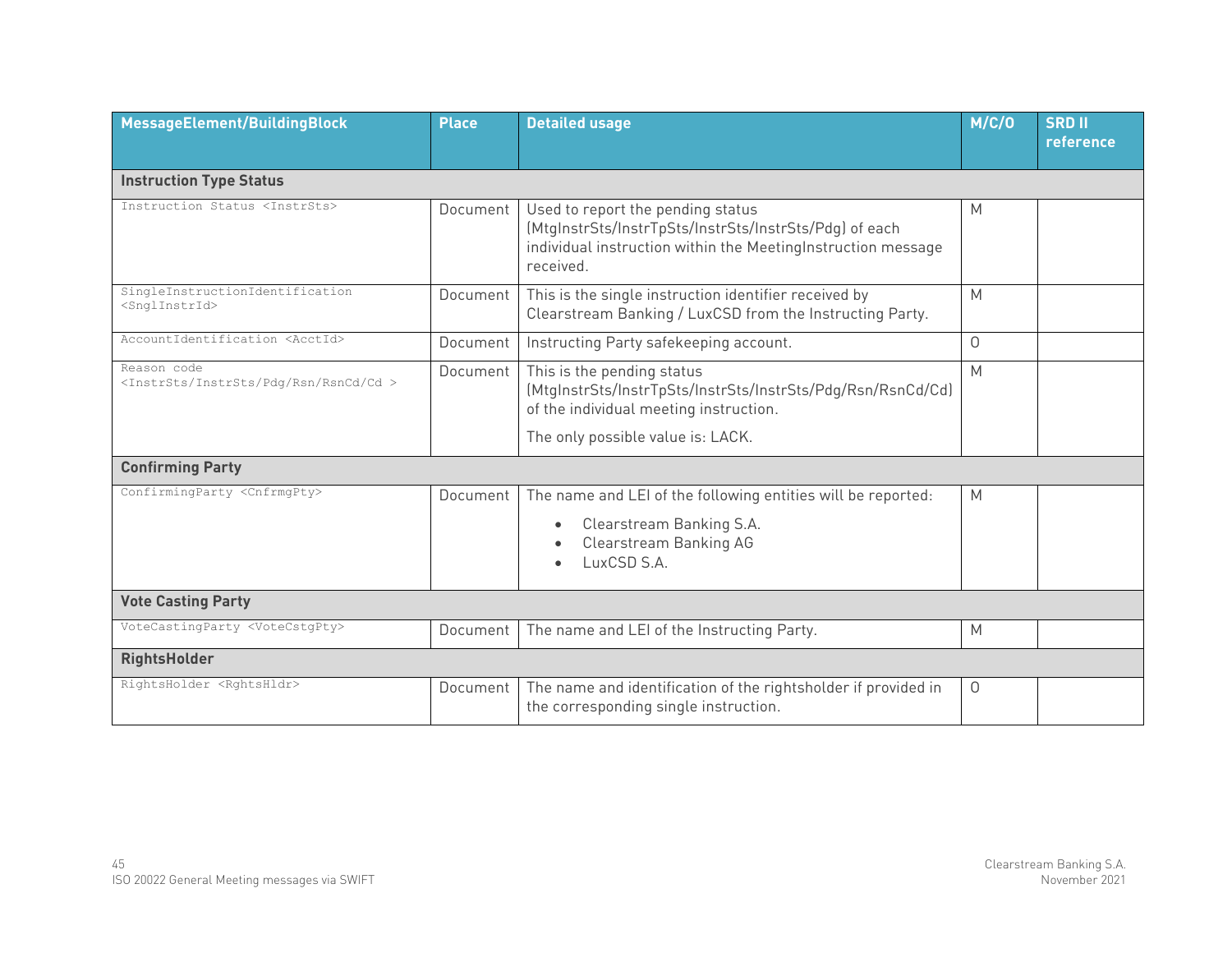| MessageElement/BuildingBlock | Place | Detailed usage | M/C/O | SRD II reference |
|---|---|---|---|---|
| **Instruction Type Status** | | | | |
| Instruction Status <InstrSts> | Document | Used to report the pending status (MtgInstrSts/InstrTpSts/InstrSts/InstrSts/Pdg) of each individual instruction within the MeetingInstruction message received. | M | |
| SingleInstructionIdentification <SnglInstrId> | Document | This is the single instruction identifier received by Clearstream Banking / LuxCSD from the Instructing Party. | M | |
| AccountIdentification <AcctId> | Document | Instructing Party safekeeping account. | O | |
| Reason code <InstrSts/InstrSts/Pdg/Rsn/RsnCd/Cd > | Document | This is the pending status (MtgInstrSts/InstrTpSts/InstrSts/InstrSts/Pdg/Rsn/RsnCd/Cd) of the individual meeting instruction.<br><br>The only possible value is: LACK. | M | |
| **Confirming Party** | | | | |
| ConfirmingParty <CnfrmgPty> | Document | The name and LEI of the following entities will be reported:<br>• Clearstream Banking S.A.<br>• Clearstream Banking AG<br>• LuxCSD S.A. | M | |
| **Vote Casting Party** | | | | |
| VoteCastingParty <VoteCstgPty> | Document | The name and LEI of the Instructing Party. | M | |
| **RightsHolder** | | | | |
| RightsHolder <RghtsHldr> | Document | The name and identification of the rightsholder if provided in the corresponding single instruction. | O | |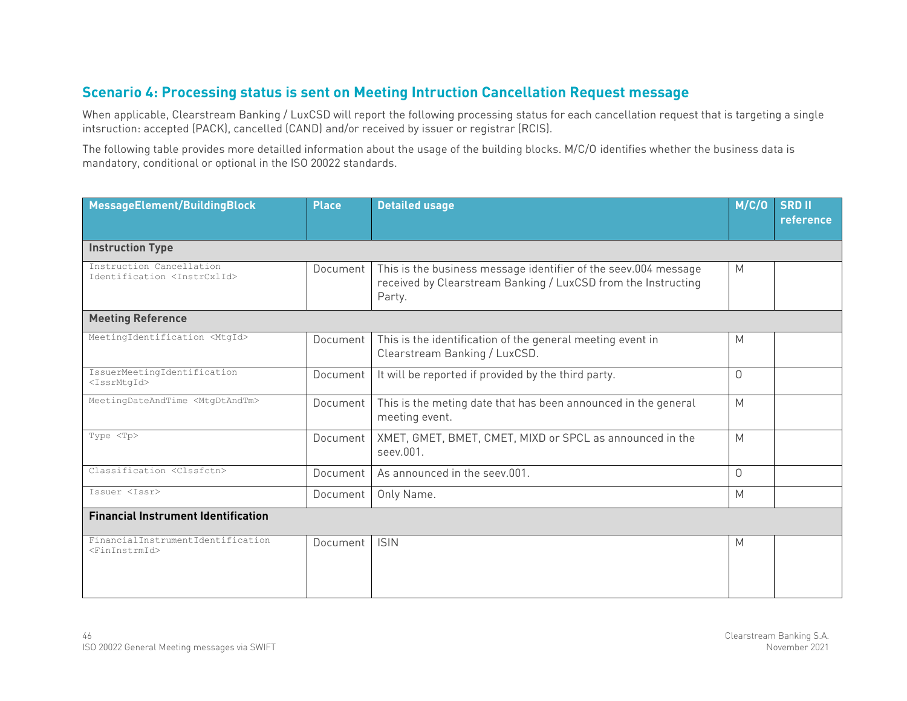## Scenario 4: Processing status is sent on Meeting Intruction Cancellation Request message

When applicable, Clearstream Banking / LuxCSD will report the following processing status for each cancellation request that is targeting a single intsruction: accepted (PACK), cancelled (CAND) and/or received by issuer or registrar (RCIS).

The following table provides more detailled information about the usage of the building blocks. M/C/O identifies whether the business data is mandatory, conditional or optional in the ISO 20022 standards.

| MessageElement/BuildingBlock | Place | Detailed usage | M/C/O | SRD II reference |
|---|---|---|---|---|
| **Instruction Type** | | | | |
| Instruction Cancellation Identification <InstrCxlId> | Document | This is the business message identifier of the seev.004 message received by Clearstream Banking / LuxCSD from the Instructing Party. | M | |
| **Meeting Reference** | | | | |
| MeetingIdentification <MtgId> | Document | This is the identification of the general meeting event in Clearstream Banking / LuxCSD. | M | |
| IssuerMeetingIdentification <IssrMtgId> | Document | It will be reported if provided by the third party. | O | |
| MeetingDateAndTime <MtgDtAndTm> | Document | This is the meting date that has been announced in the general meeting event. | M | |
| Type <Tp> | Document | XMET, GMET, BMET, CMET, MIXD or SPCL as announced in the seev.001. | M | |
| Classification <Clssfctn> | Document | As announced in the seev.001. | O | |
| Issuer <Issr> | Document | Only Name. | M | |
| **Financial Instrument Identification** | | | | |
| FinancialInstrumentIdentification <FinInstrmId> | Document | ISIN | M | |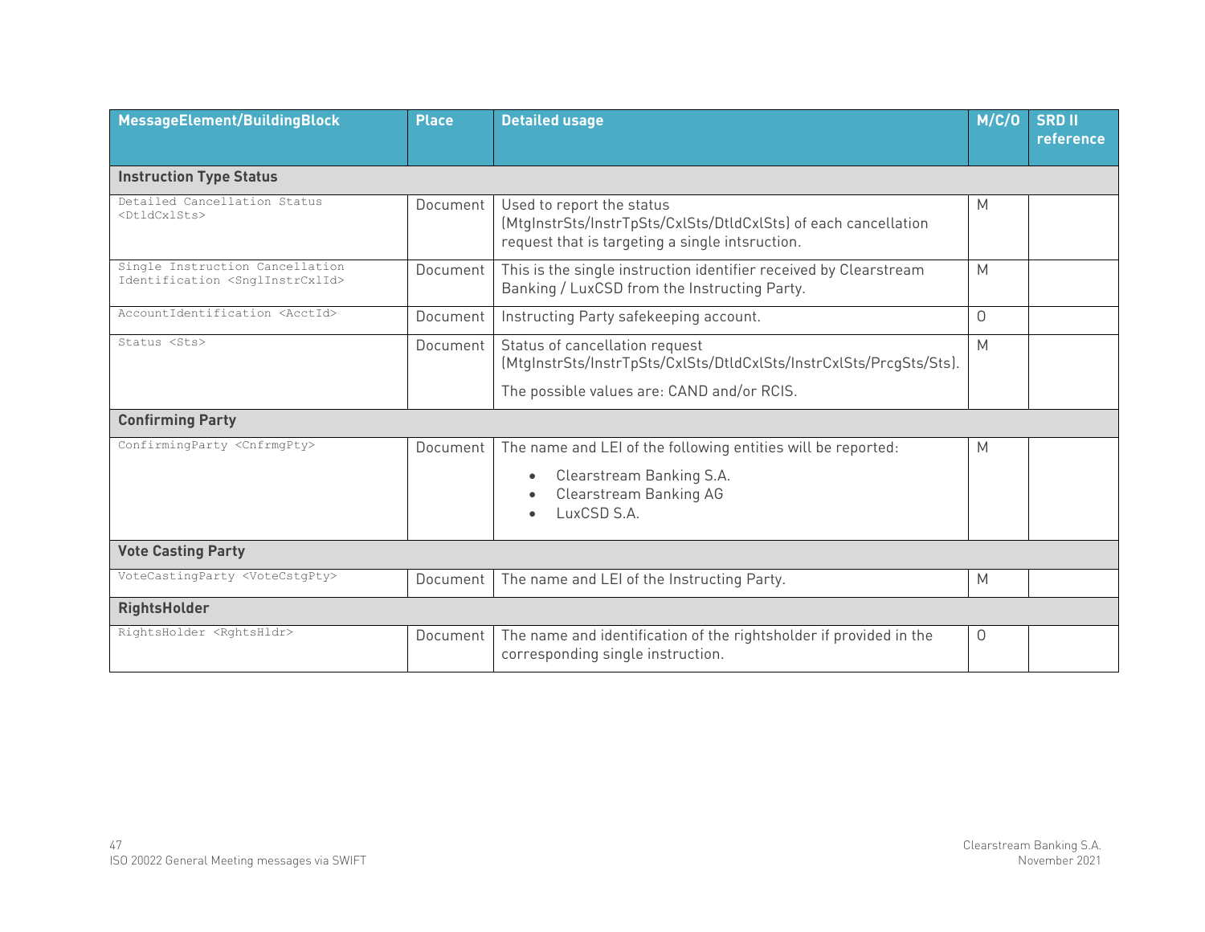| MessageElement/BuildingBlock | Place | Detailed usage | M/C/O | SRD II reference |
|---|---|---|---|---|
| **Instruction Type Status** | | | | |
| Detailed Cancellation Status <DtldCxlSts> | Document | Used to report the status (MtgInstrSts/InstrTpSts/CxlSts/DtldCxlSts) of each cancellation request that is targeting a single intsruction. | M | |
| Single Instruction Cancellation Identification <SnglInstrCxlId> | Document | This is the single instruction identifier received by Clearstream Banking / LuxCSD from the Instructing Party. | M | |
| AccountIdentification <AcctId> | Document | Instructing Party safekeeping account. | O | |
| Status <Sts> | Document | Status of cancellation request (MtgInstrSts/InstrTpSts/CxlSts/DtldCxlSts/InstrCxlSts/PrcgSts/Sts).<br><br>The possible values are: CAND and/or RCIS. | M | |
| **Confirming Party** | | | | |
| ConfirmingParty <CnfrmgPty> | Document | The name and LEI of the following entities will be reported:<br><br>• Clearstream Banking S.A.<br>• Clearstream Banking AG<br>• LuxCSD S.A. | M | |
| **Vote Casting Party** | | | | |
| VoteCastingParty <VoteCstgPty> | Document | The name and LEI of the Instructing Party. | M | |
| **RightsHolder** | | | | |
| RightsHolder <RghtsHldr> | Document | The name and identification of the rightsholder if provided in the corresponding single instruction. | O | |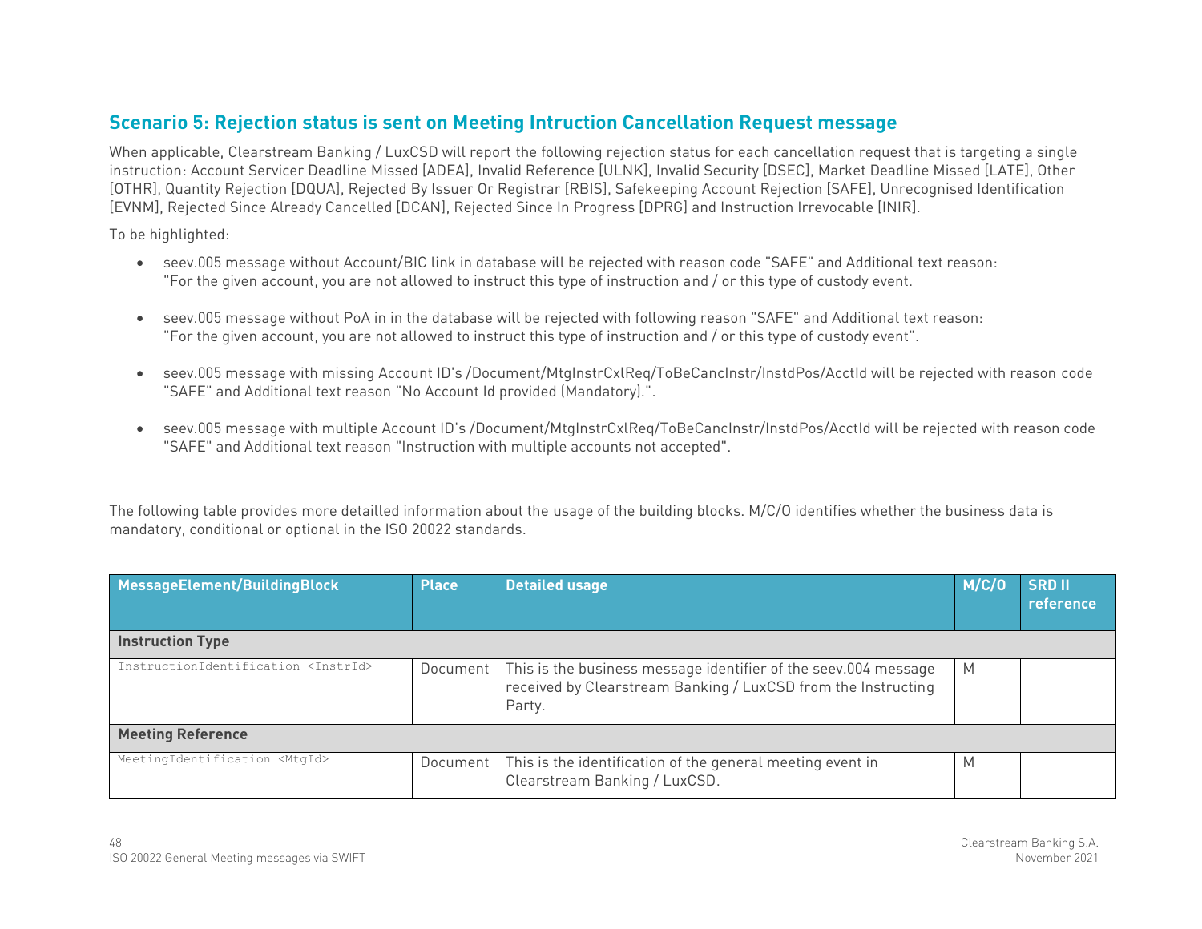## Scenario 5: Rejection status is sent on Meeting Intruction Cancellation Request message

When applicable, Clearstream Banking / LuxCSD will report the following rejection status for each cancellation request that is targeting a single instruction: Account Servicer Deadline Missed [ADEA], Invalid Reference [ULNK], Invalid Security [DSEC], Market Deadline Missed [LATE], Other [OTHR], Quantity Rejection [DQUA], Rejected By Issuer Or Registrar [RBIS], Safekeeping Account Rejection [SAFE], Unrecognised Identification [EVNM], Rejected Since Already Cancelled [DCAN], Rejected Since In Progress [DPRG] and Instruction Irrevocable [INIR].

To be highlighted:

- seev.005 message without Account/BIC link in database will be rejected with reason code "SAFE" and Additional text reason: "For the given account, you are not allowed to instruct this type of instruction and / or this type of custody event.
- seev.005 message without PoA in in the database will be rejected with following reason "SAFE" and Additional text reason: "For the given account, you are not allowed to instruct this type of instruction and / or this type of custody event".
- seev.005 message with missing Account ID's /Document/MtgInstrCxlReq/ToBeCancInstr/InstdPos/AcctId will be rejected with reason code "SAFE" and Additional text reason "No Account Id provided (Mandatory).".
- seev.005 message with multiple Account ID's /Document/MtgInstrCxlReq/ToBeCancInstr/InstdPos/AcctId will be rejected with reason code "SAFE" and Additional text reason "Instruction with multiple accounts not accepted".

The following table provides more detailled information about the usage of the building blocks. M/C/O identifies whether the business data is mandatory, conditional or optional in the ISO 20022 standards.

| MessageElement/BuildingBlock | Place | Detailed usage | M/C/O | SRD II reference |
|---|---|---|---|---|
| **Instruction Type** | | | | |
| InstructionIdentification <InstrId> | Document | This is the business message identifier of the seev.004 message received by Clearstream Banking / LuxCSD from the Instructing Party. | M | |
| **Meeting Reference** | | | | |
| MeetingIdentification <MtgId> | Document | This is the identification of the general meeting event in Clearstream Banking / LuxCSD. | M | |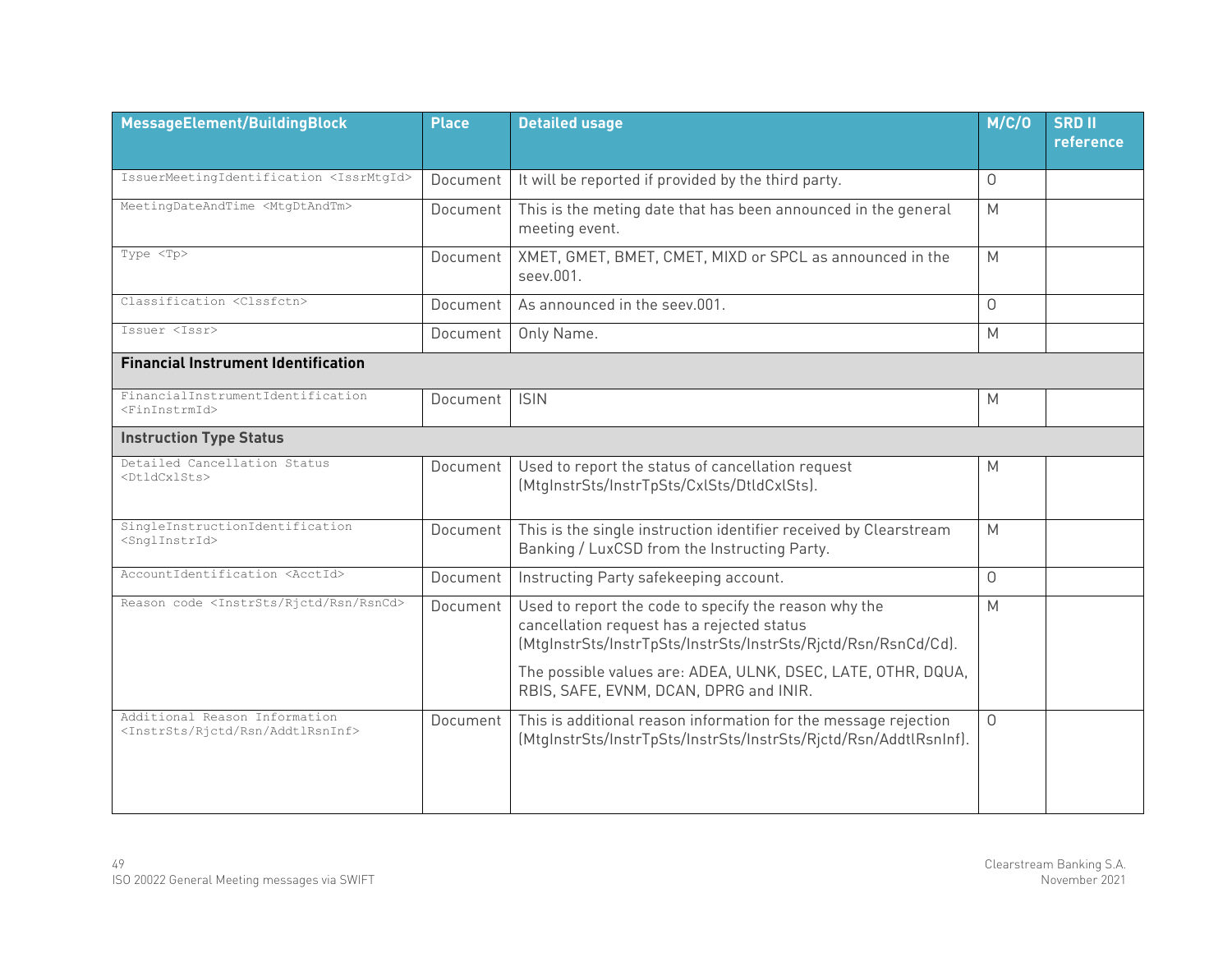| MessageElement/BuildingBlock | Place | Detailed usage | M/C/O | SRD II reference |
|---|---|---|---|---|
| IssuerMeetingIdentification <IssrMtgId> | Document | It will be reported if provided by the third party. | O | |
| MeetingDateAndTime <MtgDtAndTm> | Document | This is the meting date that has been announced in the general meeting event. | M | |
| Type <Tp> | Document | XMET, GMET, BMET, CMET, MIXD or SPCL as announced in the seev.001. | M | |
| Classification <Clssfctn> | Document | As announced in the seev.001. | O | |
| Issuer <Issr> | Document | Only Name. | M | |
| **Financial Instrument Identification** | | | | |
| FinancialInstrumentIdentification <FinInstrmId> | Document | ISIN | M | |
| **Instruction Type Status** | | | | |
| Detailed Cancellation Status <DtldCxlSts> | Document | Used to report the status of cancellation request (MtgInstrSts/InstrTpSts/CxlSts/DtldCxlSts). | M | |
| SingleInstructionIdentification <SnglInstrId> | Document | This is the single instruction identifier received by Clearstream Banking / LuxCSD from the Instructing Party. | M | |
| AccountIdentification <AcctId> | Document | Instructing Party safekeeping account. | O | |
| Reason code <InstrSts/Rjctd/Rsn/RsnCd> | Document | Used to report the code to specify the reason why the cancellation request has a rejected status (MtgInstrSts/InstrTpSts/InstrSts/InstrSts/Rjctd/Rsn/RsnCd/Cd). The possible values are: ADEA, ULNK, DSEC, LATE, OTHR, DQUA, RBIS, SAFE, EVNM, DCAN, DPRG and INIR. | M | |
| Additional Reason Information <InstrSts/Rjctd/Rsn/AddtlRsnInf> | Document | This is additional reason information for the message rejection (MtgInstrSts/InstrTpSts/InstrSts/InstrSts/Rjctd/Rsn/AddtlRsnInf). | O | |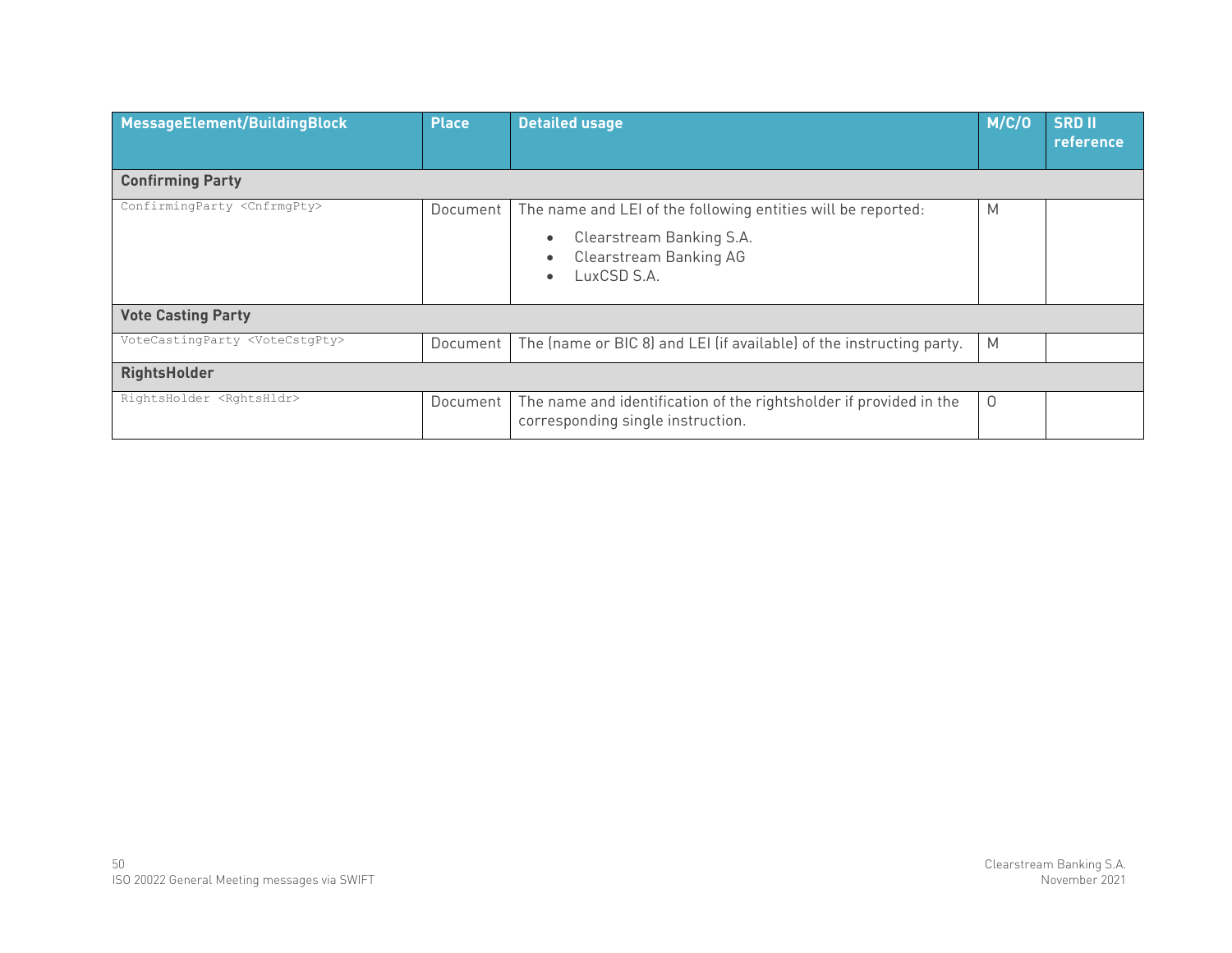| MessageElement/BuildingBlock | Place | Detailed usage | M/C/O | SRD II reference |
|---|---|---|---|---|
| **Confirming Party** | | | | |
| ConfirmingParty <CnfrmgPty> | Document | The name and LEI of the following entities will be reported:<br>• Clearstream Banking S.A.<br>• Clearstream Banking AG<br>• LuxCSD S.A. | M | |
| **Vote Casting Party** | | | | |
| VoteCastingParty <VoteCstgPty> | Document | The (name or BIC 8) and LEI (if available) of the instructing party. | M | |
| **RightsHolder** | | | | |
| RightsHolder <RghtsHldr> | Document | The name and identification of the rightsholder if provided in the corresponding single instruction. | O | |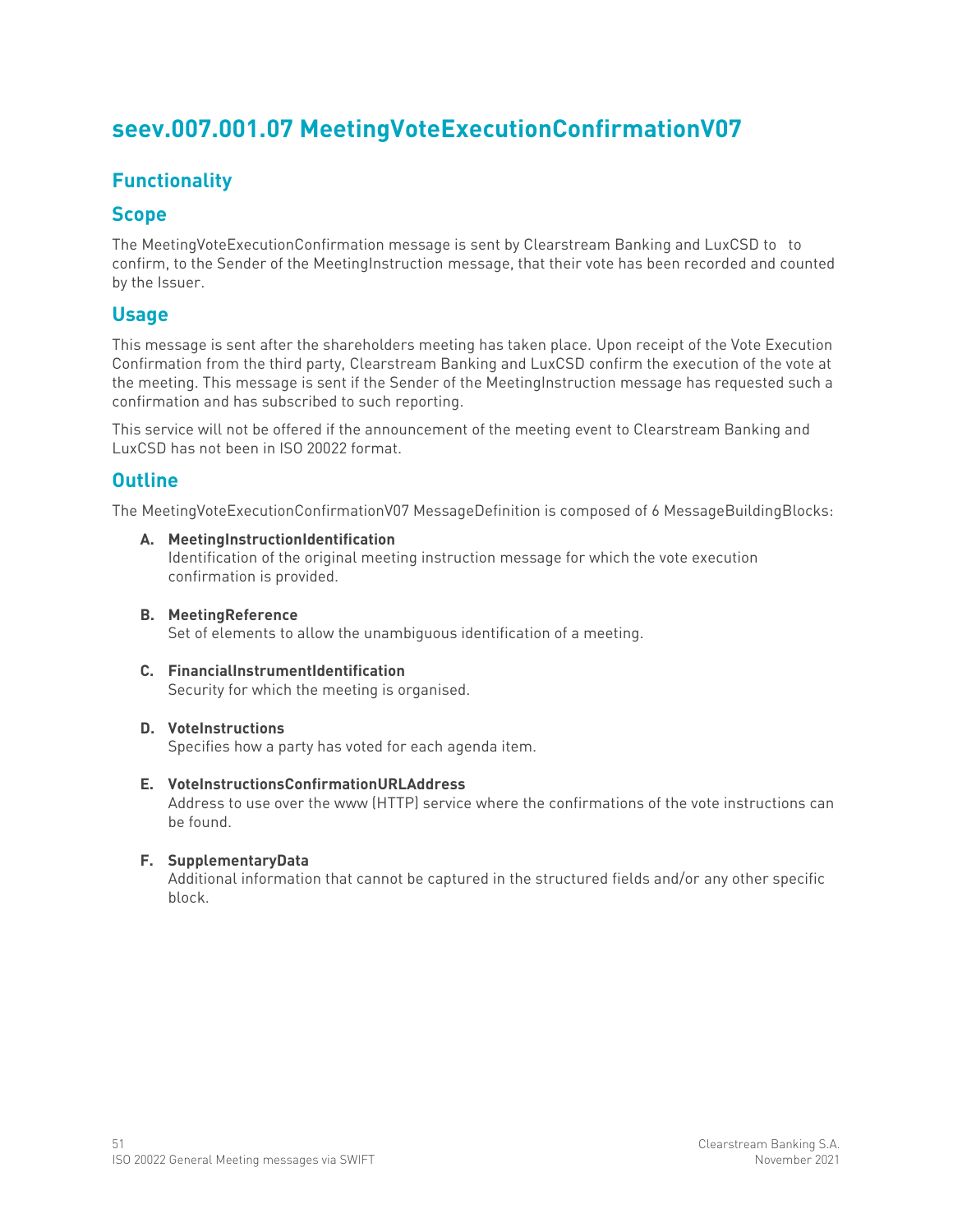# seev.007.001.07 MeetingVoteExecutionConfirmationV07

## Functionality

## Scope

The MeetingVoteExecutionConfirmation message is sent by Clearstream Banking and LuxCSD to to confirm, to the Sender of the MeetingInstruction message, that their vote has been recorded and counted by the Issuer.

## Usage

This message is sent after the shareholders meeting has taken place. Upon receipt of the Vote Execution Confirmation from the third party, Clearstream Banking and LuxCSD confirm the execution of the vote at the meeting. This message is sent if the Sender of the MeetingInstruction message has requested such a confirmation and has subscribed to such reporting.

This service will not be offered if the announcement of the meeting event to Clearstream Banking and LuxCSD has not been in ISO 20022 format.

## Outline

The MeetingVoteExecutionConfirmationV07 MessageDefinition is composed of 6 MessageBuildingBlocks:

**A. MeetingInstructionIdentification**
Identification of the original meeting instruction message for which the vote execution confirmation is provided.

**B. MeetingReference**
Set of elements to allow the unambiguous identification of a meeting.

**C. FinancialInstrumentIdentification**
Security for which the meeting is organised.

**D. VoteInstructions**
Specifies how a party has voted for each agenda item.

**E. VoteInstructionsConfirmationURLAddress**
Address to use over the www (HTTP) service where the confirmations of the vote instructions can be found.

**F. SupplementaryData**
Additional information that cannot be captured in the structured fields and/or any other specific block.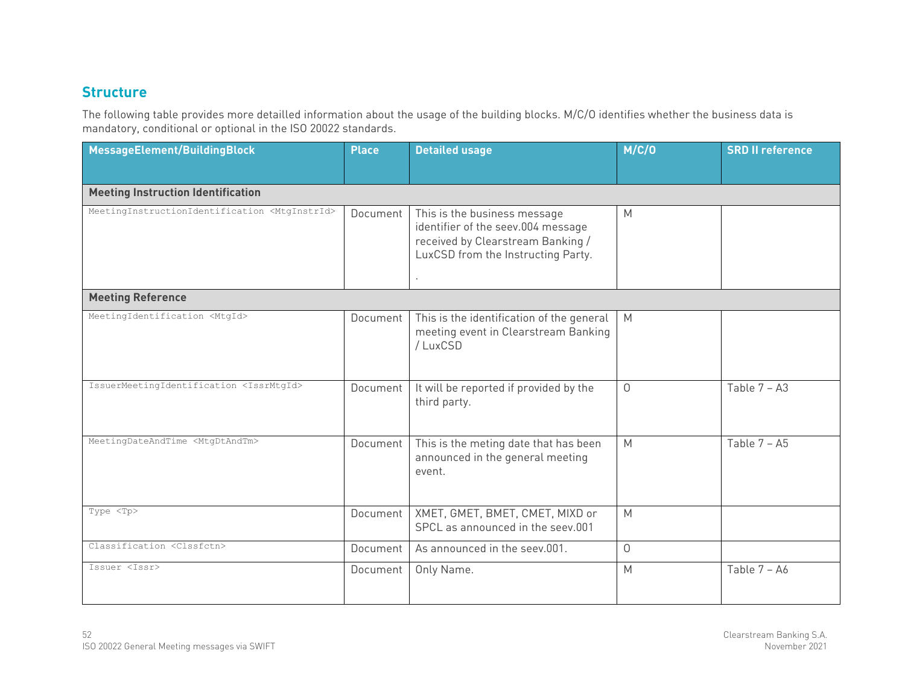## Structure

The following table provides more detailled information about the usage of the building blocks. M/C/O identifies whether the business data is mandatory, conditional or optional in the ISO 20022 standards.

| MessageElement/BuildingBlock | Place | Detailed usage | M/C/O | SRD II reference |
|---|---|---|---|---|
| **Meeting Instruction Identification** | | | | |
| MeetingInstructionIdentification <MtgInstrId> | Document | This is the business message identifier of the seev.004 message received by Clearstream Banking / LuxCSD from the Instructing Party. . | M | |
| **Meeting Reference** | | | | |
| MeetingIdentification <MtgId> | Document | This is the identification of the general meeting event in Clearstream Banking / LuxCSD | M | |
| IssuerMeetingIdentification <IssrMtgId> | Document | It will be reported if provided by the third party. | O | Table 7 – A3 |
| MeetingDateAndTime <MtgDtAndTm> | Document | This is the meting date that has been announced in the general meeting event. | M | Table 7 – A5 |
| Type <Tp> | Document | XMET, GMET, BMET, CMET, MIXD or SPCL as announced in the seev.001 | M | |
| Classification <Clssfctn> | Document | As announced in the seev.001. | O | |
| Issuer <Issr> | Document | Only Name. | M | Table 7 – A6 |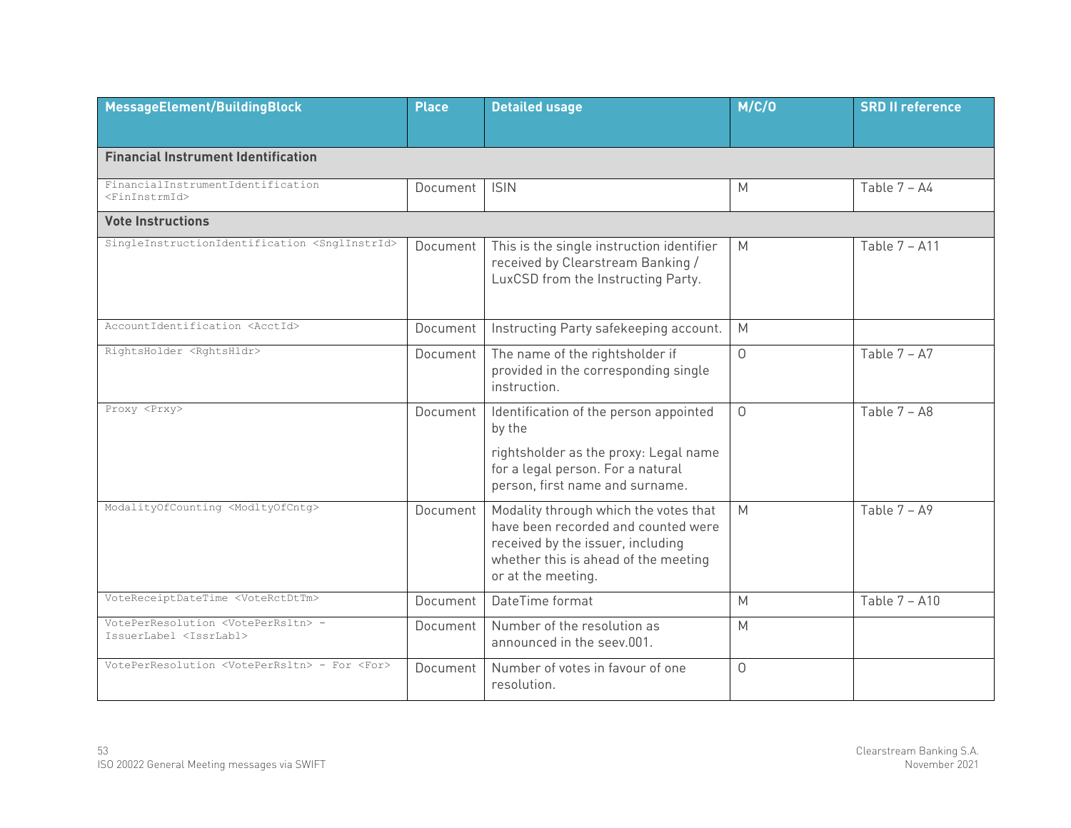| MessageElement/BuildingBlock | Place | Detailed usage | M/C/O | SRD II reference |
|---|---|---|---|---|
| **Financial Instrument Identification** | | | | |
| FinancialInstrumentIdentification <FinInstrmId> | Document | ISIN | M | Table 7 – A4 |
| **Vote Instructions** | | | | |
| SingleInstructionIdentification <SnglInstrId> | Document | This is the single instruction identifier received by Clearstream Banking / LuxCSD from the Instructing Party. | M | Table 7 – A11 |
| AccountIdentification <AcctId> | Document | Instructing Party safekeeping account. | M | |
| RightsHolder <RghtsHldr> | Document | The name of the rightsholder if provided in the corresponding single instruction. | O | Table 7 – A7 |
| Proxy <Prxy> | Document | Identification of the person appointed by the<br><br>rightsholder as the proxy: Legal name for a legal person. For a natural person, first name and surname. | O | Table 7 – A8 |
| ModalityOfCounting <ModltyOfCntg> | Document | Modality through which the votes that have been recorded and counted were received by the issuer, including whether this is ahead of the meeting or at the meeting. | M | Table 7 – A9 |
| VoteReceiptDateTime <VoteRctDtTm> | Document | DateTime format | M | Table 7 – A10 |
| VotePerResolution <VotePerRsltn> - IssuerLabel <IssrLabl> | Document | Number of the resolution as announced in the seev.001. | M | |
| VotePerResolution <VotePerRsltn> - For <For> | Document | Number of votes in favour of one resolution. | O | |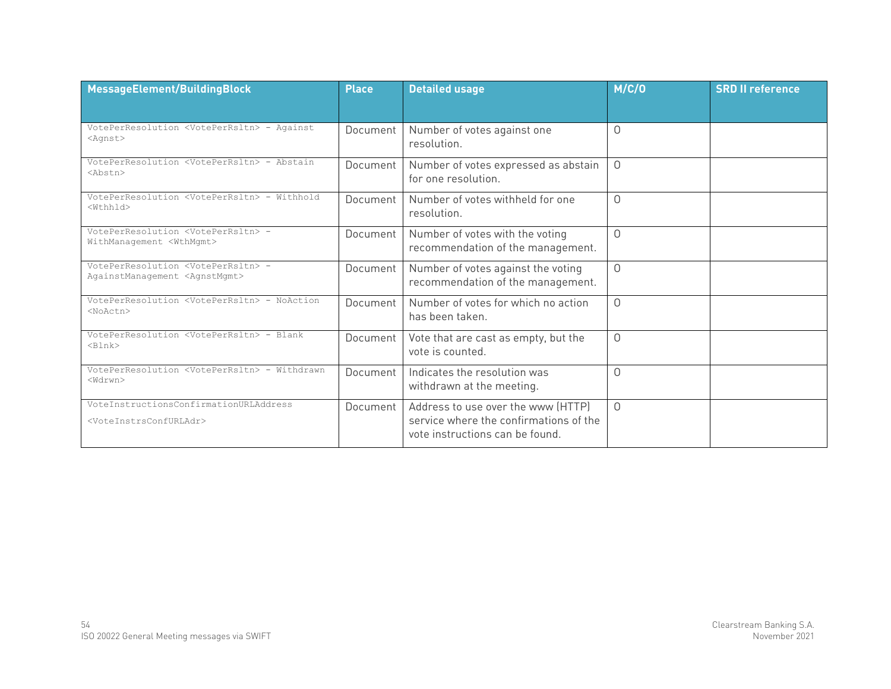| MessageElement/BuildingBlock | Place | Detailed usage | M/C/O | SRD II reference |
|---|---|---|---|---|
| VotePerResolution <VotePerRsltn> - Against <Agnst> | Document | Number of votes against one resolution. | O | |
| VotePerResolution <VotePerRsltn> - Abstain <Abstn> | Document | Number of votes expressed as abstain for one resolution. | O | |
| VotePerResolution <VotePerRsltn> - Withhold <Wthhld> | Document | Number of votes withheld for one resolution. | O | |
| VotePerResolution <VotePerRsltn> - WithManagement <WthMgmt> | Document | Number of votes with the voting recommendation of the management. | O | |
| VotePerResolution <VotePerRsltn> - AgainstManagement <AgnstMgmt> | Document | Number of votes against the voting recommendation of the management. | O | |
| VotePerResolution <VotePerRsltn> - NoAction <NoActn> | Document | Number of votes for which no action has been taken. | O | |
| VotePerResolution <VotePerRsltn> - Blank <Blnk> | Document | Vote that are cast as empty, but the vote is counted. | O | |
| VotePerResolution <VotePerRsltn> - Withdrawn <Wdrwn> | Document | Indicates the resolution was withdrawn at the meeting. | O | |
| VoteInstructionsConfirmationURLAddress <VoteInstrsConfURLAdr> | Document | Address to use over the www (HTTP) service where the confirmations of the vote instructions can be found. | O | |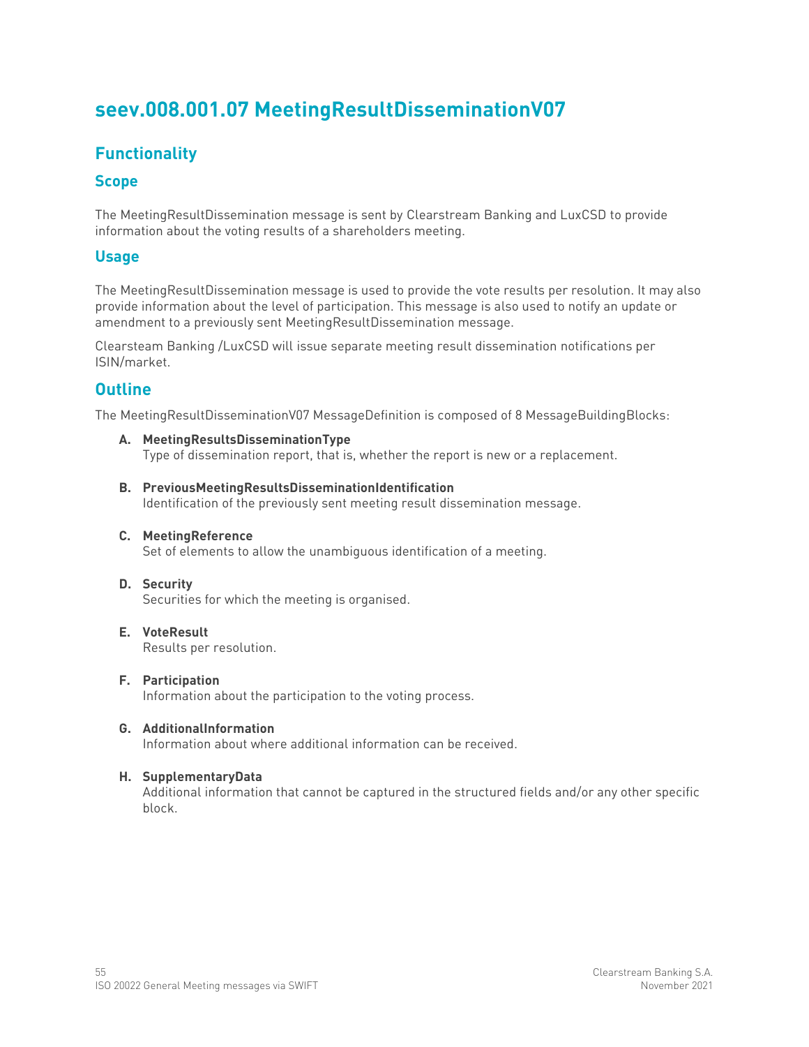# seev.008.001.07 MeetingResultDisseminationV07

## Functionality

### Scope

The MeetingResultDissemination message is sent by Clearstream Banking and LuxCSD to provide information about the voting results of a shareholders meeting.

### Usage

The MeetingResultDissemination message is used to provide the vote results per resolution. It may also provide information about the level of participation. This message is also used to notify an update or amendment to a previously sent MeetingResultDissemination message.

Clearsteam Banking /LuxCSD will issue separate meeting result dissemination notifications per ISIN/market.

## Outline

The MeetingResultDisseminationV07 MessageDefinition is composed of 8 MessageBuildingBlocks:

**A. MeetingResultsDisseminationType**
Type of dissemination report, that is, whether the report is new or a replacement.

**B. PreviousMeetingResultsDisseminationIdentification**
Identification of the previously sent meeting result dissemination message.

**C. MeetingReference**
Set of elements to allow the unambiguous identification of a meeting.

**D. Security**
Securities for which the meeting is organised.

**E. VoteResult**
Results per resolution.

**F. Participation**
Information about the participation to the voting process.

**G. AdditionalInformation**
Information about where additional information can be received.

**H. SupplementaryData**
Additional information that cannot be captured in the structured fields and/or any other specific block.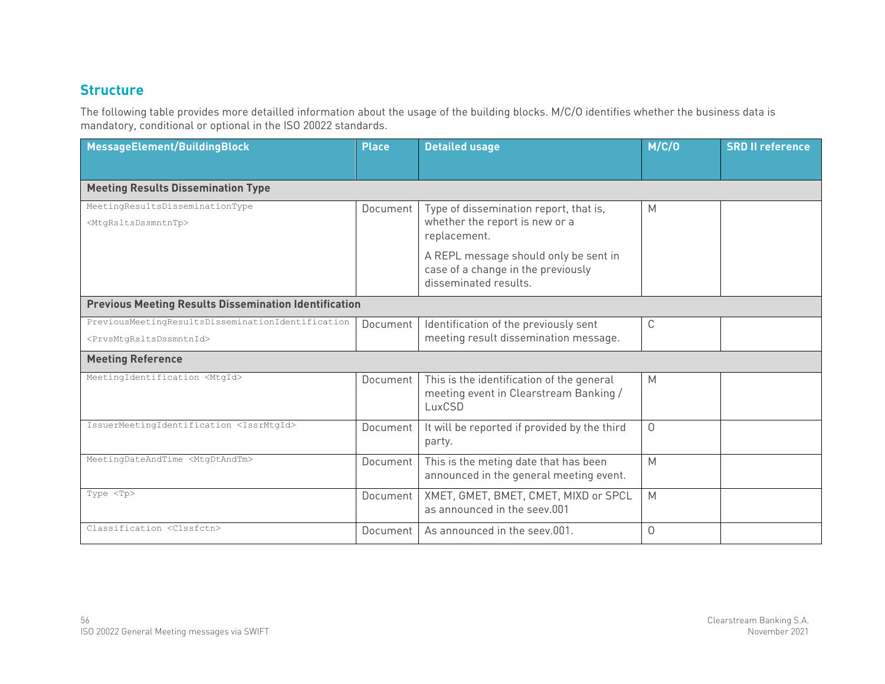## Structure

The following table provides more detailled information about the usage of the building blocks. M/C/O identifies whether the business data is mandatory, conditional or optional in the ISO 20022 standards.

| MessageElement/BuildingBlock | Place | Detailed usage | M/C/O | SRD II reference |
|---|---|---|---|---|
| **Meeting Results Dissemination Type** | | | | |
| MeetingResultsDisseminationType <MtgRsltsDssmntnTp> | Document | Type of dissemination report, that is, whether the report is new or a replacement.<br><br>A REPL message should only be sent in case of a change in the previously disseminated results. | M | |
| **Previous Meeting Results Dissemination Identification** | | | | |
| PreviousMeetingResultsDisseminationIdentification <PrvsMtgRsltsDssmntnId> | Document | Identification of the previously sent meeting result dissemination message. | C | |
| **Meeting Reference** | | | | |
| MeetingIdentification <MtgId> | Document | This is the identification of the general meeting event in Clearstream Banking / LuxCSD | M | |
| IssuerMeetingIdentification <IssrMtgId> | Document | It will be reported if provided by the third party. | O | |
| MeetingDateAndTime <MtgDtAndTm> | Document | This is the meting date that has been announced in the general meeting event. | M | |
| Type <Tp> | Document | XMET, GMET, BMET, CMET, MIXD or SPCL as announced in the seev.001 | M | |
| Classification <Clssfctn> | Document | As announced in the seev.001. | O | |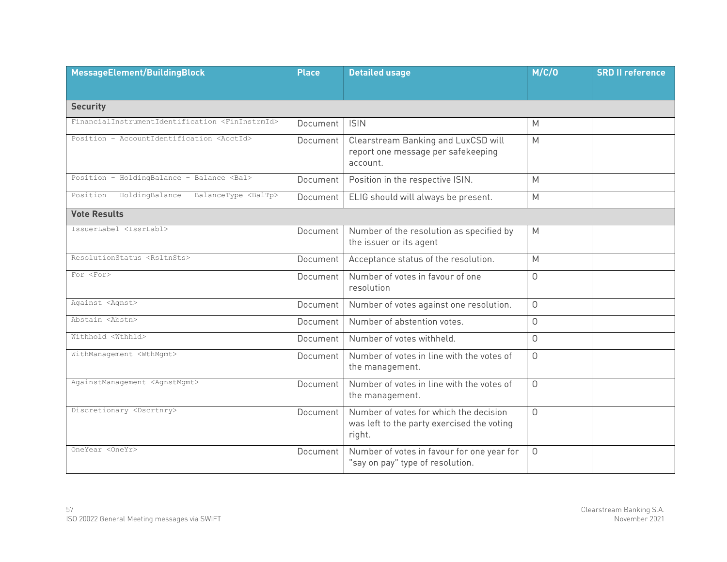| MessageElement/BuildingBlock | Place | Detailed usage | M/C/O | SRD II reference |
|---|---|---|---|---|
| **Security** | | | | |
| FinancialInstrumentIdentification <FinInstrmId> | Document | ISIN | M | |
| Position - AccountIdentification <AcctId> | Document | Clearstream Banking and LuxCSD will report one message per safekeeping account. | M | |
| Position - HoldingBalance - Balance <Bal> | Document | Position in the respective ISIN. | M | |
| Position - HoldingBalance - BalanceType <BalTp> | Document | ELIG should will always be present. | M | |
| **Vote Results** | | | | |
| IssuerLabel <IssrLabl> | Document | Number of the resolution as specified by the issuer or its agent | M | |
| ResolutionStatus <RsltnSts> | Document | Acceptance status of the resolution. | M | |
| For <For> | Document | Number of votes in favour of one resolution | O | |
| Against <Agnst> | Document | Number of votes against one resolution. | O | |
| Abstain <Abstn> | Document | Number of abstention votes. | O | |
| Withhold <Wthhld> | Document | Number of votes withheld. | O | |
| WithManagement <WthMgmt> | Document | Number of votes in line with the votes of the management. | O | |
| AgainstManagement <AgnstMgmt> | Document | Number of votes in line with the votes of the management. | O | |
| Discretionary <Dscrtnry> | Document | Number of votes for which the decision was left to the party exercised the voting right. | O | |
| OneYear <OneYr> | Document | Number of votes in favour for one year for "say on pay" type of resolution. | O | |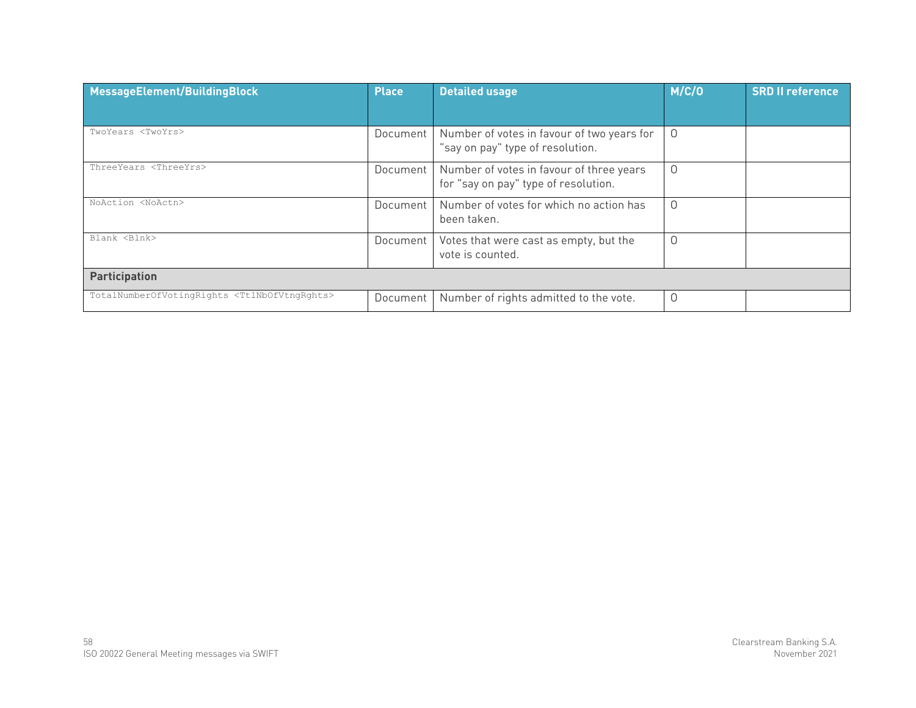| MessageElement/BuildingBlock | Place | Detailed usage | M/C/O | SRD II reference |
|---|---|---|---|---|
| TwoYears <TwoYrs> | Document | Number of votes in favour of two years for "say on pay" type of resolution. | O | |
| ThreeYears <ThreeYrs> | Document | Number of votes in favour of three years for "say on pay" type of resolution. | O | |
| NoAction <NoActn> | Document | Number of votes for which no action has been taken. | O | |
| Blank <Blnk> | Document | Votes that were cast as empty, but the vote is counted. | O | |
| **Participation** | | | | |
| TotalNumberOfVotingRights <TtlNbOfVtngRghts> | Document | Number of rights admitted to the vote. | O | |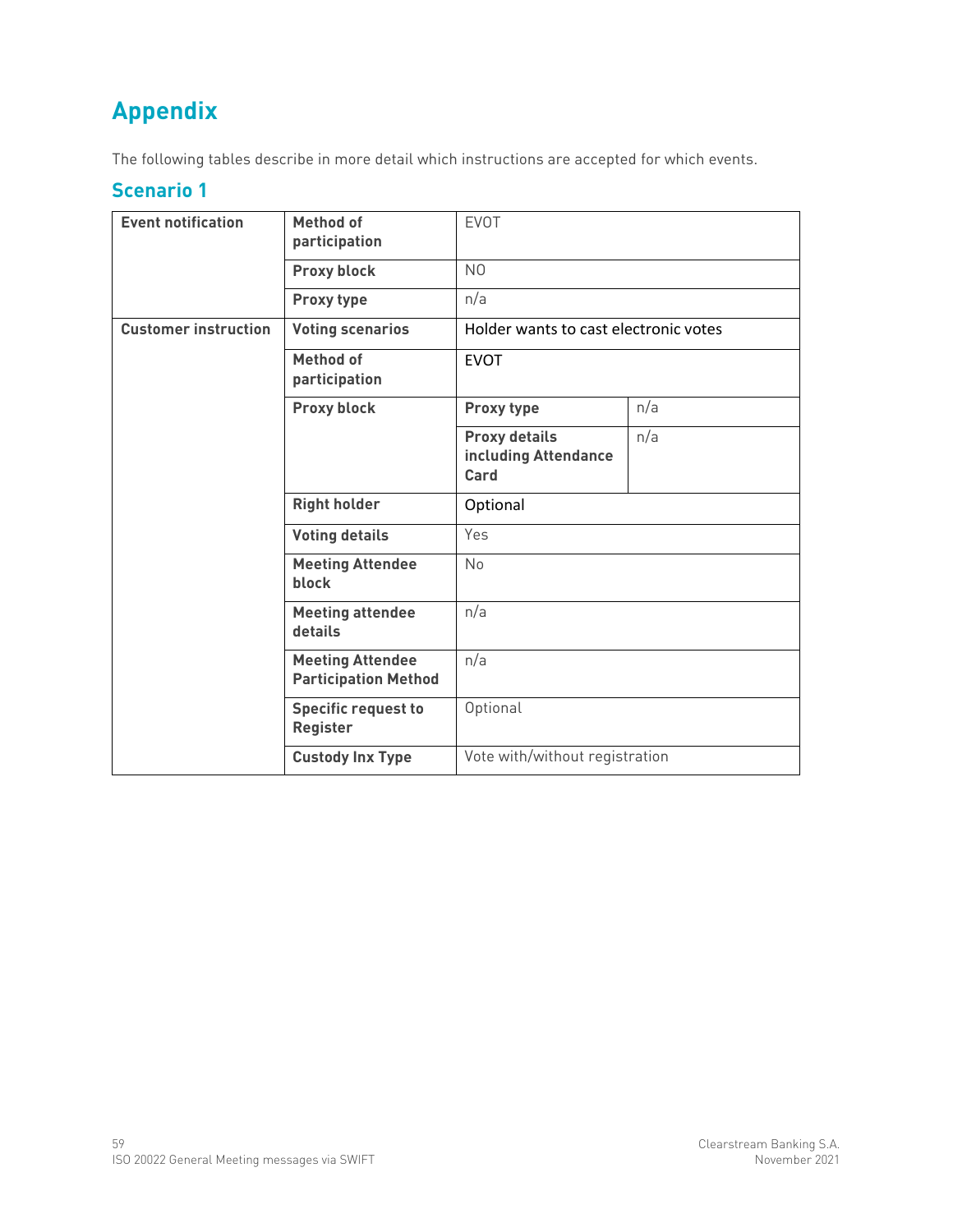# Appendix

The following tables describe in more detail which instructions are accepted for which events.

## Scenario 1

| | | | |
|---|---|---|---|
| **Event notification** | **Method of participation** | EVOT | |
| | **Proxy block** | NO | |
| | **Proxy type** | n/a | |
| **Customer instruction** | **Voting scenarios** | Holder wants to cast electronic votes | |
| | **Method of participation** | EVOT | |
| | **Proxy block** | **Proxy type** | n/a |
| | | **Proxy details including Attendance Card** | n/a |
| | **Right holder** | Optional | |
| | **Voting details** | Yes | |
| | **Meeting Attendee block** | No | |
| | **Meeting attendee details** | n/a | |
| | **Meeting Attendee Participation Method** | n/a | |
| | **Specific request to Register** | Optional | |
| | **Custody Inx Type** | Vote with/without registration | |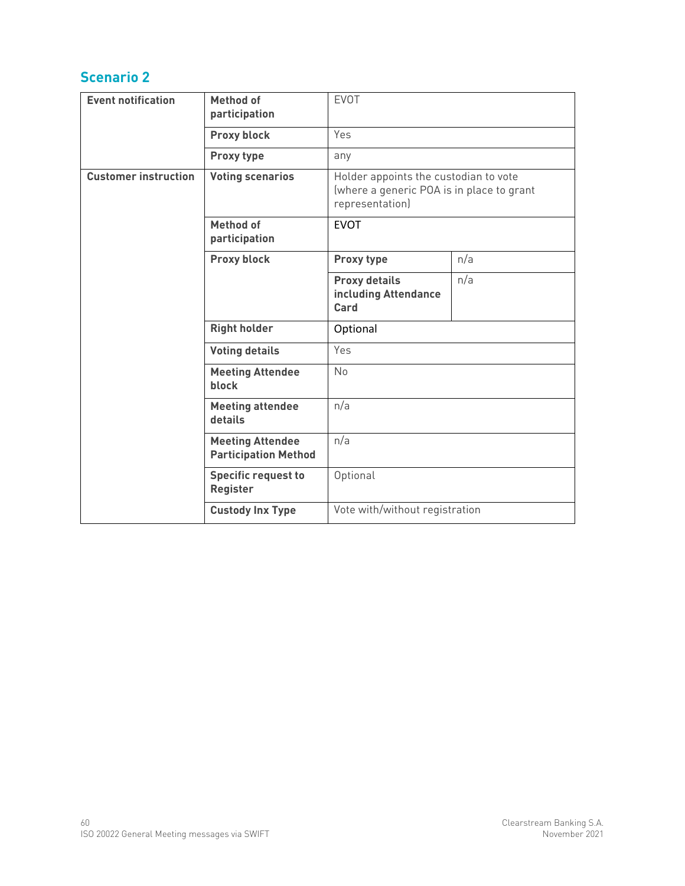## Scenario 2

| Event notification | Method of participation | EVOT | |
|---|---|---|---|
| | Proxy block | Yes | |
| | Proxy type | any | |
| Customer instruction | Voting scenarios | Holder appoints the custodian to vote (where a generic POA is in place to grant representation) | |
| | Method of participation | EVOT | |
| | Proxy block | Proxy type | n/a |
| | | Proxy details including Attendance Card | n/a |
| | Right holder | Optional | |
| | Voting details | Yes | |
| | Meeting Attendee block | No | |
| | Meeting attendee details | n/a | |
| | Meeting Attendee Participation Method | n/a | |
| | Specific request to Register | Optional | |
| | Custody Inx Type | Vote with/without registration | |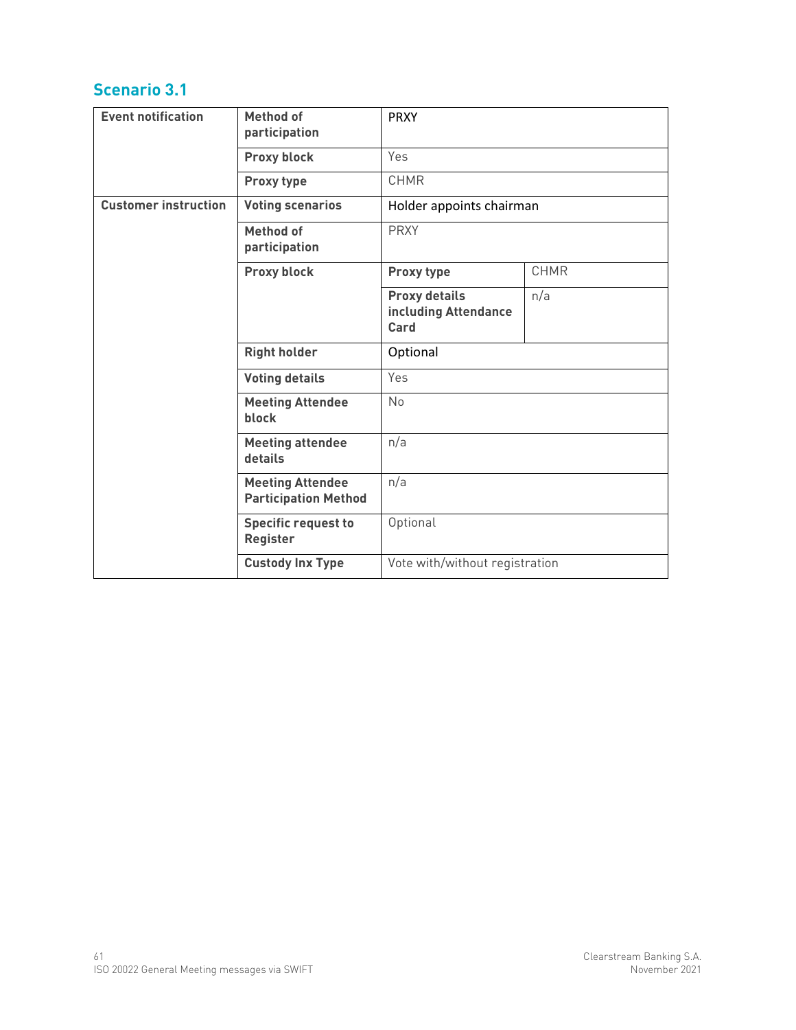## Scenario 3.1

| | | | |
|---|---|---|---|
| **Event notification** | **Method of participation** | PRXY | |
| | **Proxy block** | Yes | |
| | **Proxy type** | CHMR | |
| **Customer instruction** | **Voting scenarios** | Holder appoints chairman | |
| | **Method of participation** | PRXY | |
| | **Proxy block** | **Proxy type** | CHMR |
| | | **Proxy details including Attendance Card** | n/a |
| | **Right holder** | Optional | |
| | **Voting details** | Yes | |
| | **Meeting Attendee block** | No | |
| | **Meeting attendee details** | n/a | |
| | **Meeting Attendee Participation Method** | n/a | |
| | **Specific request to Register** | Optional | |
| | **Custody Inx Type** | Vote with/without registration | |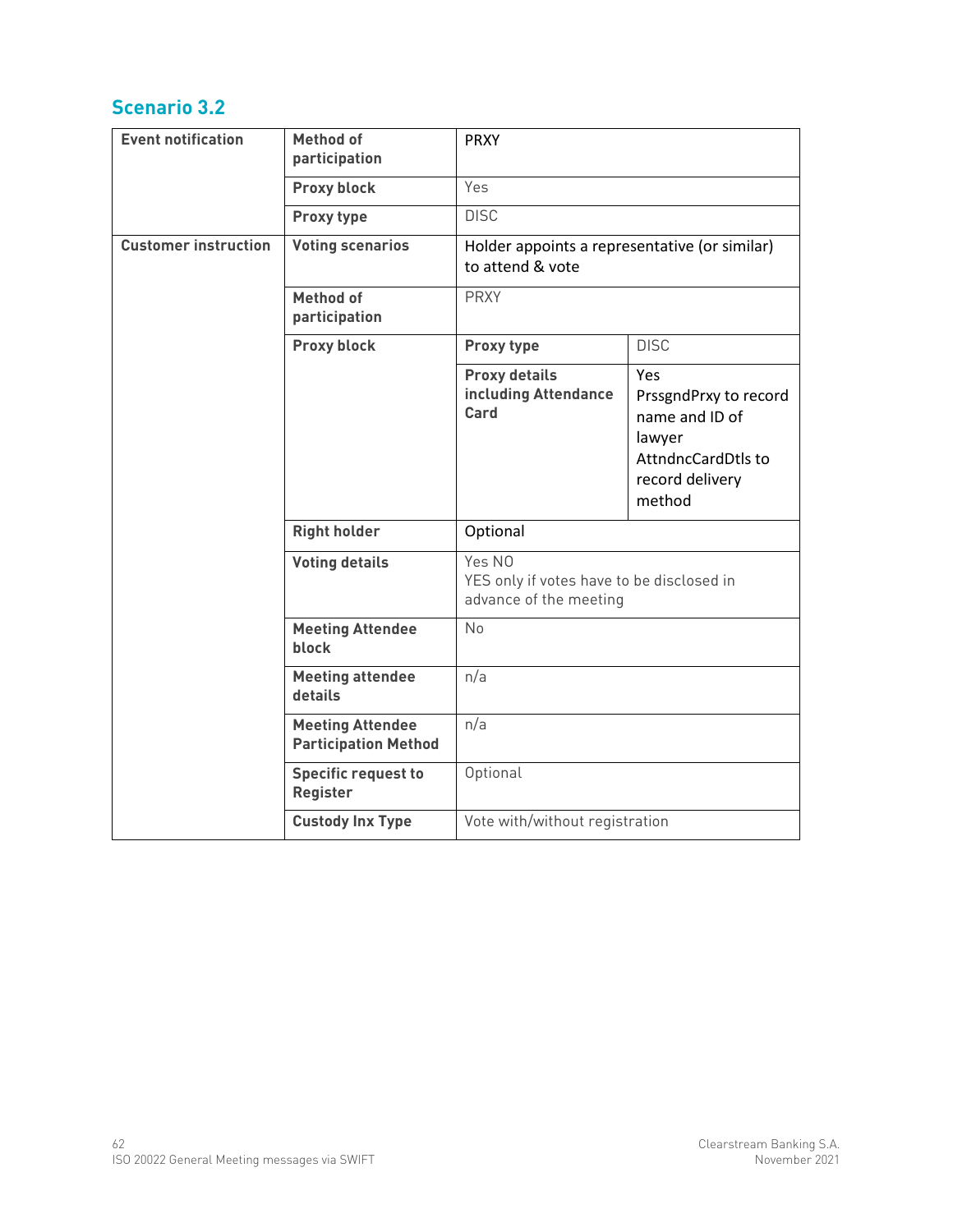## Scenario 3.2

| | | | |
|---|---|---|---|
| **Event notification** | **Method of participation** | PRXY | |
| | **Proxy block** | Yes | |
| | **Proxy type** | DISC | |
| **Customer instruction** | **Voting scenarios** | Holder appoints a representative (or similar) to attend & vote | |
| | **Method of participation** | PRXY | |
| | **Proxy block** | **Proxy type** | DISC |
| | | **Proxy details including Attendance Card** | Yes<br>PrssgndPrxy to record name and ID of lawyer<br>AttndncCardDtls to record delivery method |
| | **Right holder** | Optional | |
| | **Voting details** | Yes NO<br>YES only if votes have to be disclosed in advance of the meeting | |
| | **Meeting Attendee block** | No | |
| | **Meeting attendee details** | n/a | |
| | **Meeting Attendee Participation Method** | n/a | |
| | **Specific request to Register** | Optional | |
| | **Custody Inx Type** | Vote with/without registration | |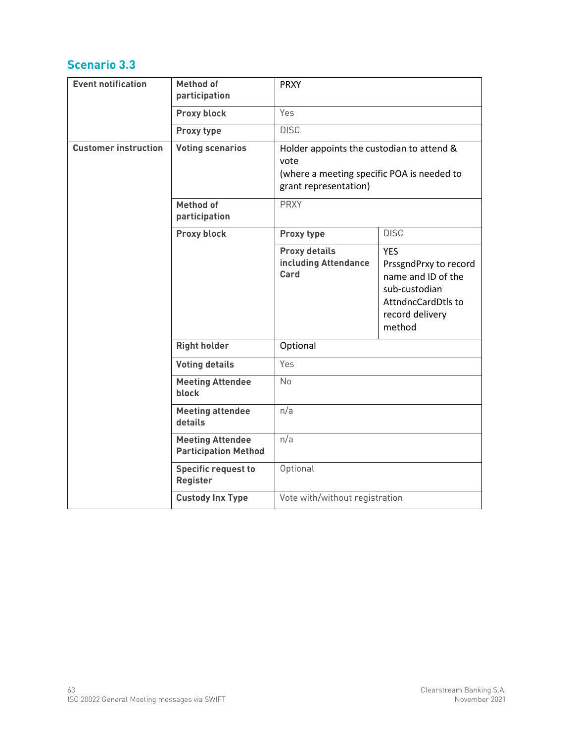## Scenario 3.3

| | | | |
|---|---|---|---|
| **Event notification** | **Method of participation** | PRXY | |
| | **Proxy block** | Yes | |
| | **Proxy type** | DISC | |
| **Customer instruction** | **Voting scenarios** | Holder appoints the custodian to attend & vote (where a meeting specific POA is needed to grant representation) | |
| | **Method of participation** | PRXY | |
| | **Proxy block** | **Proxy type** | DISC |
| | | **Proxy details including Attendance Card** | YES PrssgndPrxy to record name and ID of the sub-custodian AttndncCardDtls to record delivery method |
| | **Right holder** | Optional | |
| | **Voting details** | Yes | |
| | **Meeting Attendee block** | No | |
| | **Meeting attendee details** | n/a | |
| | **Meeting Attendee Participation Method** | n/a | |
| | **Specific request to Register** | Optional | |
| | **Custody Inx Type** | Vote with/without registration | |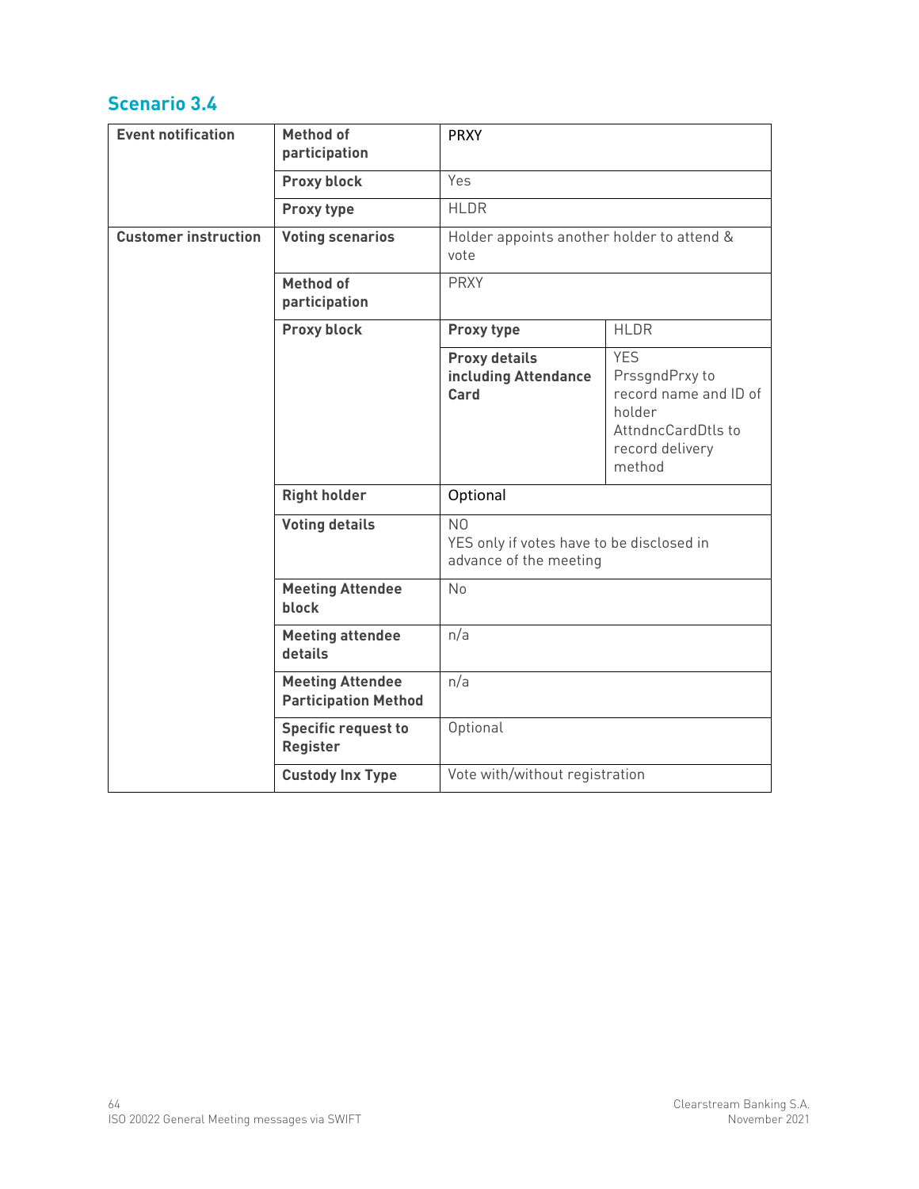## Scenario 3.4

| | | | |
|---|---|---|---|
| **Event notification** | **Method of participation** | PRXY | |
| | **Proxy block** | Yes | |
| | **Proxy type** | HLDR | |
| **Customer instruction** | **Voting scenarios** | Holder appoints another holder to attend & vote | |
| | **Method of participation** | PRXY | |
| | **Proxy block** | **Proxy type** | HLDR |
| | | **Proxy details including Attendance Card** | YES<br>PrssgndPrxy to record name and ID of holder<br>AttndncCardDtls to record delivery method |
| | **Right holder** | Optional | |
| | **Voting details** | NO<br>YES only if votes have to be disclosed in advance of the meeting | |
| | **Meeting Attendee block** | No | |
| | **Meeting attendee details** | n/a | |
| | **Meeting Attendee Participation Method** | n/a | |
| | **Specific request to Register** | Optional | |
| | **Custody Inx Type** | Vote with/without registration | |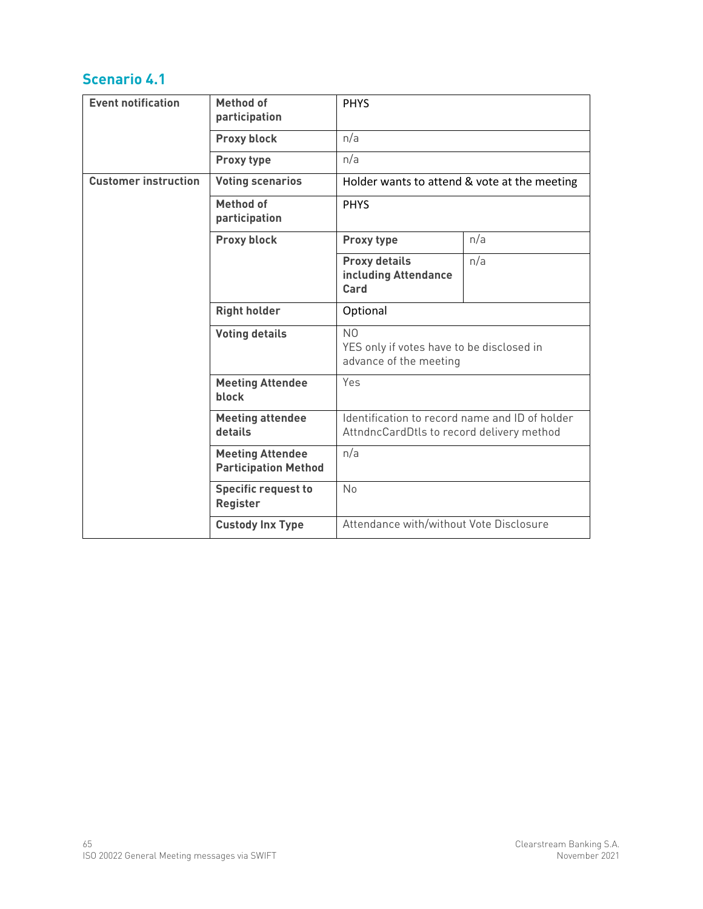## Scenario 4.1

| | | | |
|---|---|---|---|
| **Event notification** | **Method of participation** | PHYS | |
| | **Proxy block** | n/a | |
| | **Proxy type** | n/a | |
| **Customer instruction** | **Voting scenarios** | Holder wants to attend & vote at the meeting | |
| | **Method of participation** | PHYS | |
| | **Proxy block** | **Proxy type** | n/a |
| | | **Proxy details including Attendance Card** | n/a |
| | **Right holder** | Optional | |
| | **Voting details** | NO<br>YES only if votes have to be disclosed in advance of the meeting | |
| | **Meeting Attendee block** | Yes | |
| | **Meeting attendee details** | Identification to record name and ID of holder<br>AttndncCardDtls to record delivery method | |
| | **Meeting Attendee Participation Method** | n/a | |
| | **Specific request to Register** | No | |
| | **Custody Inx Type** | Attendance with/without Vote Disclosure | |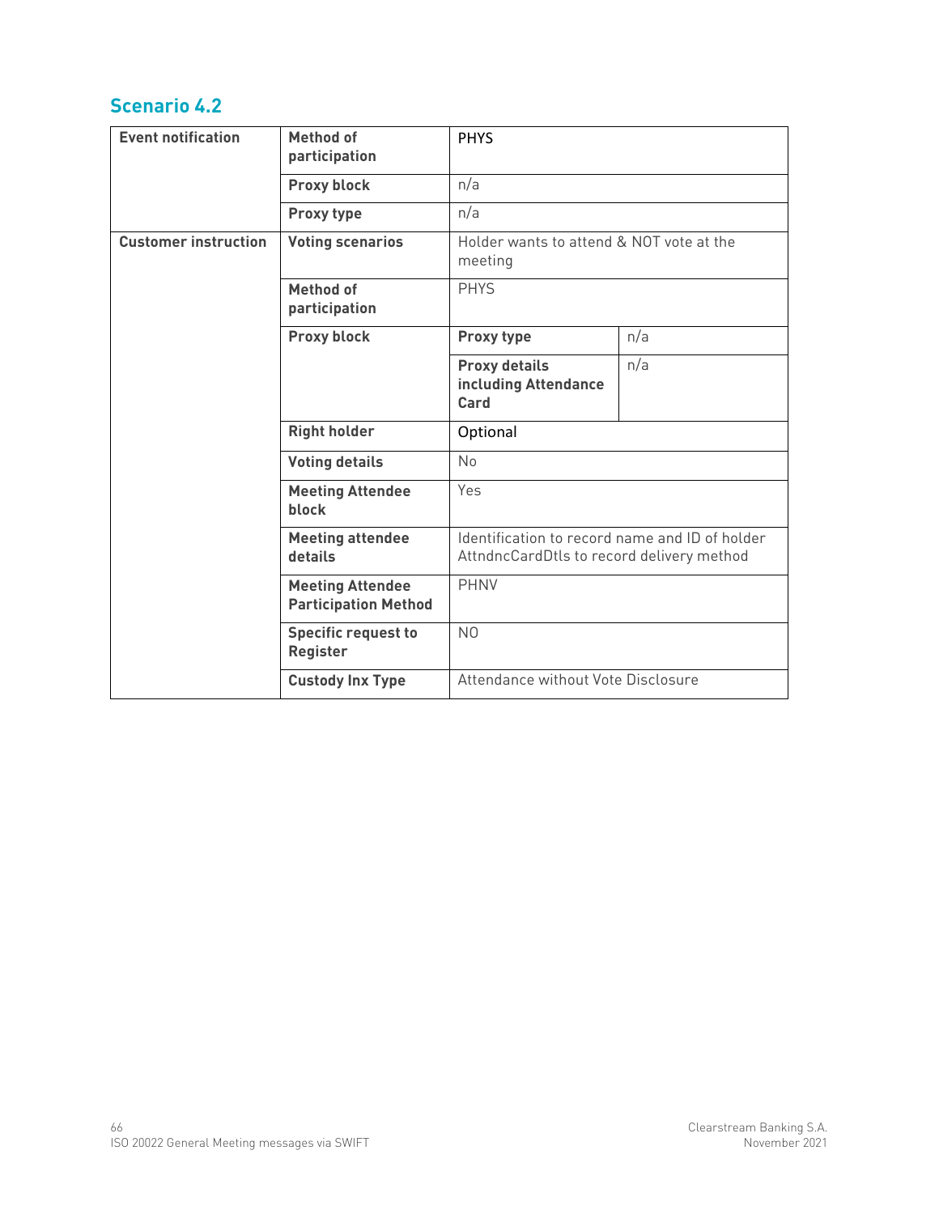## Scenario 4.2

| | | | |
|---|---|---|---|
| **Event notification** | **Method of participation** | PHYS | |
| | **Proxy block** | n/a | |
| | **Proxy type** | n/a | |
| **Customer instruction** | **Voting scenarios** | Holder wants to attend & NOT vote at the meeting | |
| | **Method of participation** | PHYS | |
| | **Proxy block** | **Proxy type** | n/a |
| | | **Proxy details including Attendance Card** | n/a |
| | **Right holder** | Optional | |
| | **Voting details** | No | |
| | **Meeting Attendee block** | Yes | |
| | **Meeting attendee details** | Identification to record name and ID of holder AttndncCardDtls to record delivery method | |
| | **Meeting Attendee Participation Method** | PHNV | |
| | **Specific request to Register** | NO | |
| | **Custody Inx Type** | Attendance without Vote Disclosure | |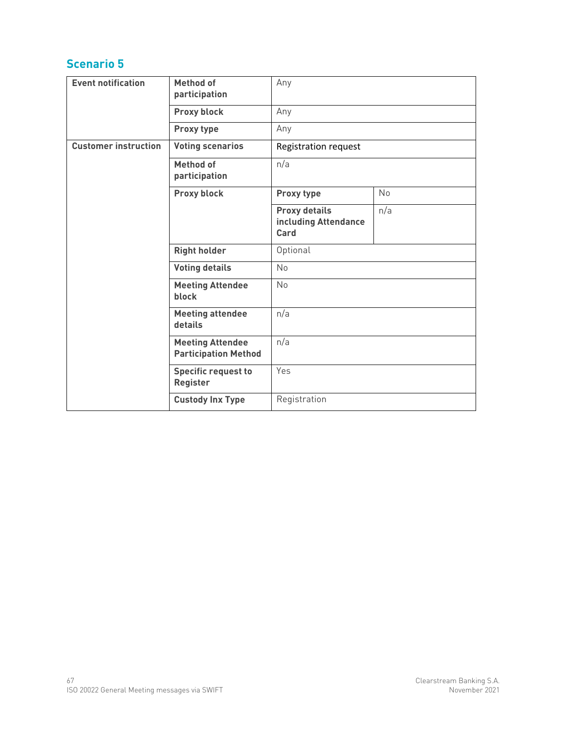## Scenario 5

| | | | |
|---|---|---|---|
| **Event notification** | **Method of participation** | Any | |
| | **Proxy block** | Any | |
| | **Proxy type** | Any | |
| **Customer instruction** | **Voting scenarios** | Registration request | |
| | **Method of participation** | n/a | |
| | **Proxy block** | **Proxy type** | No |
| | | **Proxy details including Attendance Card** | n/a |
| | **Right holder** | Optional | |
| | **Voting details** | No | |
| | **Meeting Attendee block** | No | |
| | **Meeting attendee details** | n/a | |
| | **Meeting Attendee Participation Method** | n/a | |
| | **Specific request to Register** | Yes | |
| | **Custody Inx Type** | Registration | |